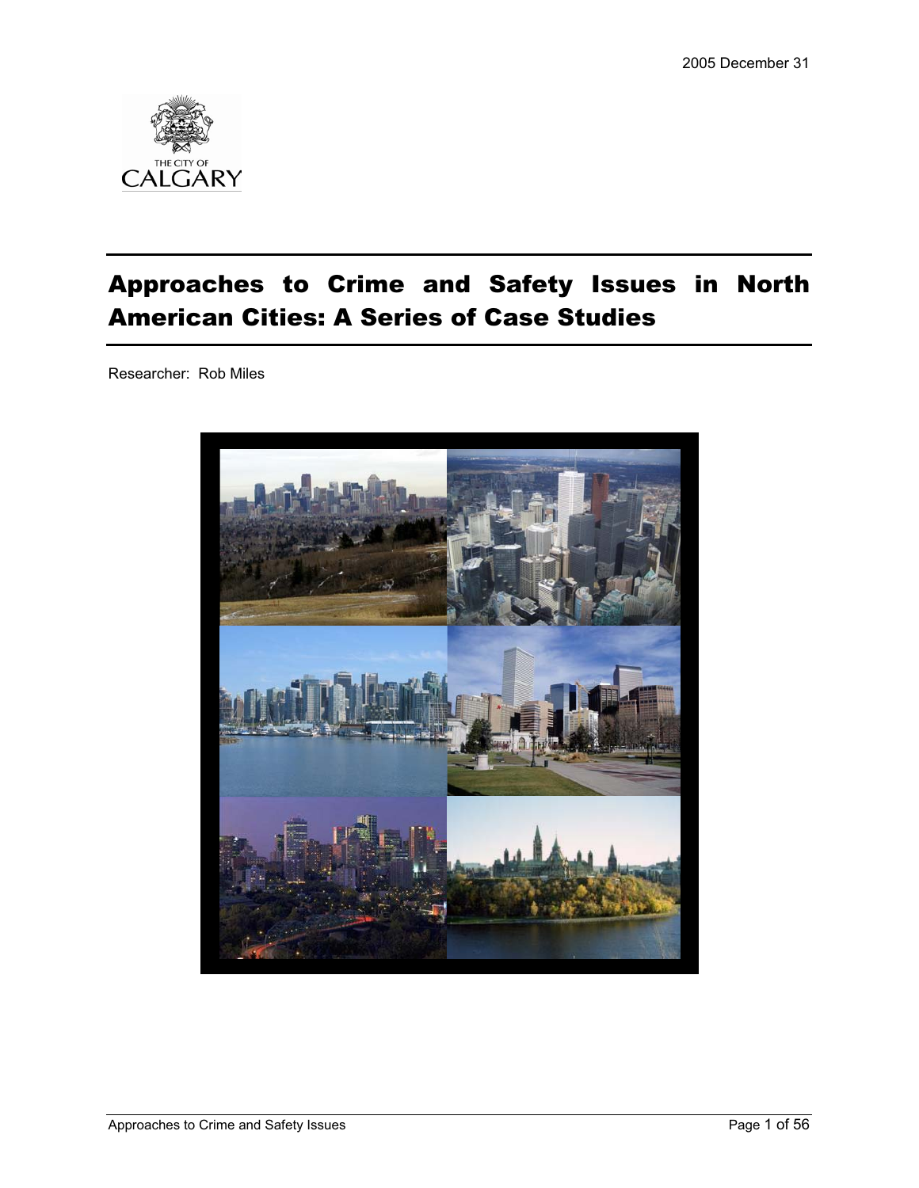2005 December 31

THE CITY OF CALGARY

# Approaches to Crime and Safety Issues in North American Cities: A Series of Case Studies

Researcher: Rob Miles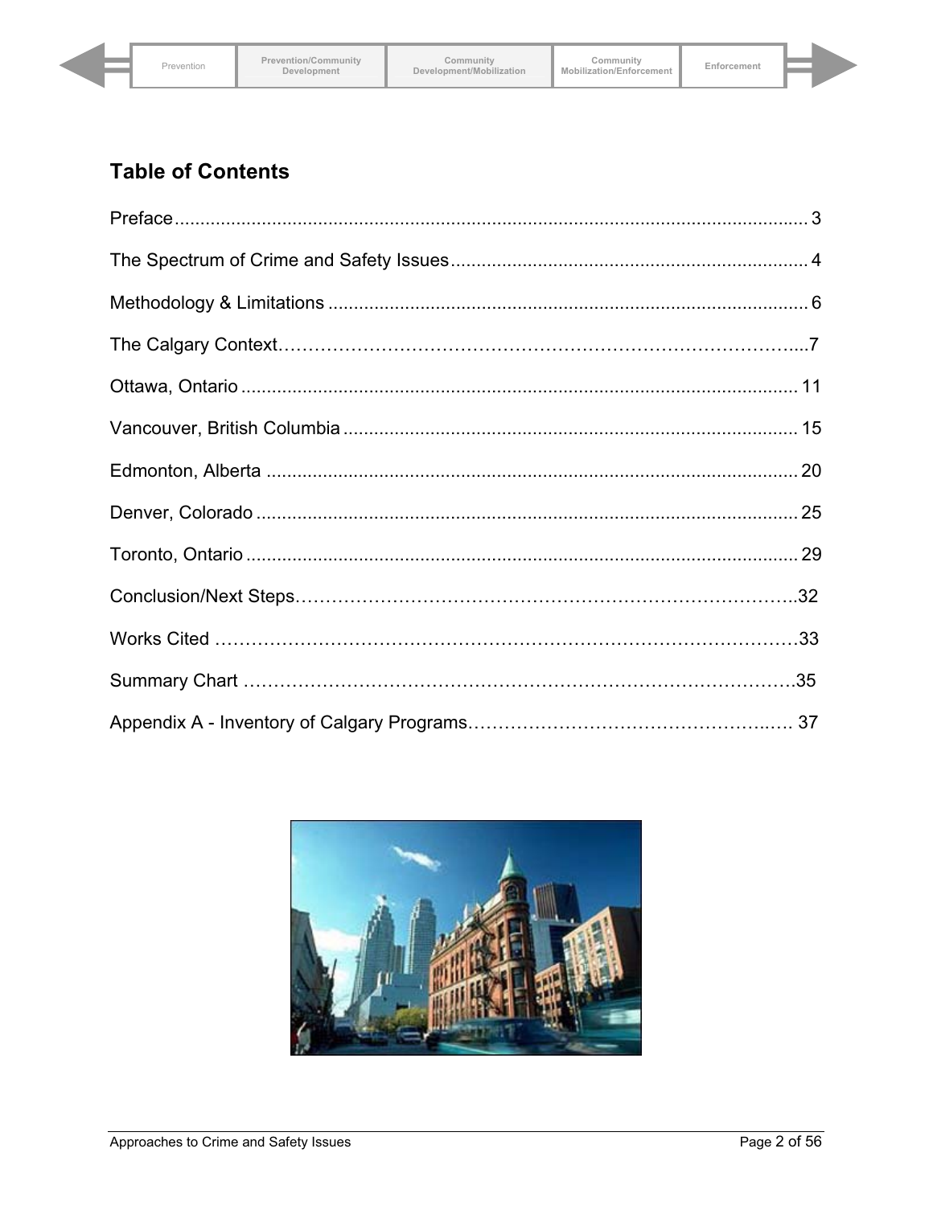## Table of Contents

Preface ........................................................................................................................ 3

The Spectrum of Crime and Safety Issues ..................................................................... 4

Methodology & Limitations ............................................................................................ 6

The Calgary Context……………………………………………………………………………....7

Ottawa, Ontario ........................................................................................................... 11

Vancouver, British Columbia ....................................................................................... 15

Edmonton, Alberta ...................................................................................................... 20

Denver, Colorado ........................................................................................................ 25

Toronto, Ontario .......................................................................................................... 29

Conclusion/Next Steps………………………………………………………………………..32

Works Cited ………………………………………………………………………………………33

Summary Chart ……………………………………………………………………………….35

Appendix A - Inventory of Calgary Programs……………………………………………..…. 37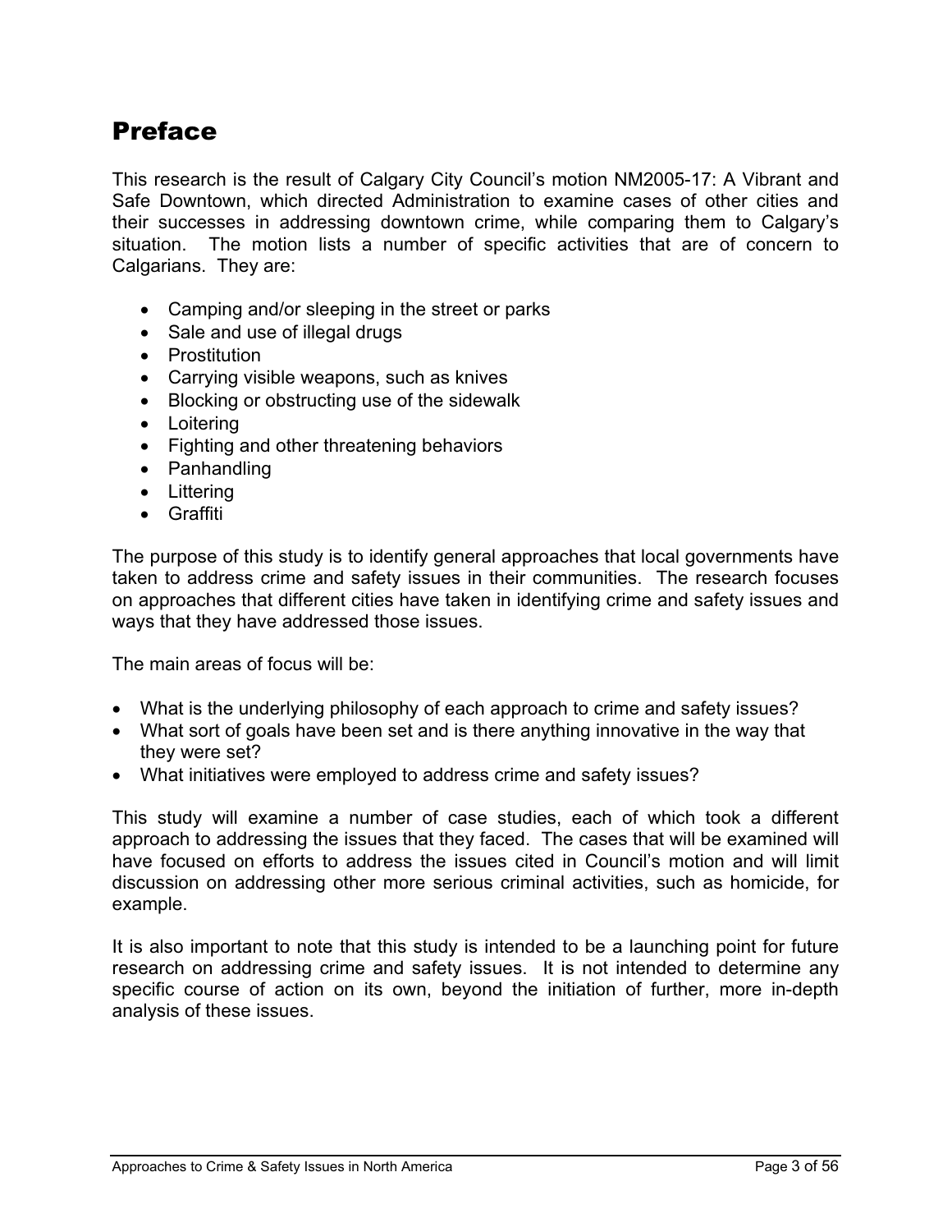# Preface

This research is the result of Calgary City Council's motion NM2005-17: A Vibrant and Safe Downtown, which directed Administration to examine cases of other cities and their successes in addressing downtown crime, while comparing them to Calgary's situation. The motion lists a number of specific activities that are of concern to Calgarians. They are:

- Camping and/or sleeping in the street or parks
- Sale and use of illegal drugs
- Prostitution
- Carrying visible weapons, such as knives
- Blocking or obstructing use of the sidewalk
- Loitering
- Fighting and other threatening behaviors
- Panhandling
- Littering
- Graffiti

The purpose of this study is to identify general approaches that local governments have taken to address crime and safety issues in their communities. The research focuses on approaches that different cities have taken in identifying crime and safety issues and ways that they have addressed those issues.

The main areas of focus will be:

- What is the underlying philosophy of each approach to crime and safety issues?
- What sort of goals have been set and is there anything innovative in the way that they were set?
- What initiatives were employed to address crime and safety issues?

This study will examine a number of case studies, each of which took a different approach to addressing the issues that they faced. The cases that will be examined will have focused on efforts to address the issues cited in Council's motion and will limit discussion on addressing other more serious criminal activities, such as homicide, for example.

It is also important to note that this study is intended to be a launching point for future research on addressing crime and safety issues. It is not intended to determine any specific course of action on its own, beyond the initiation of further, more in-depth analysis of these issues.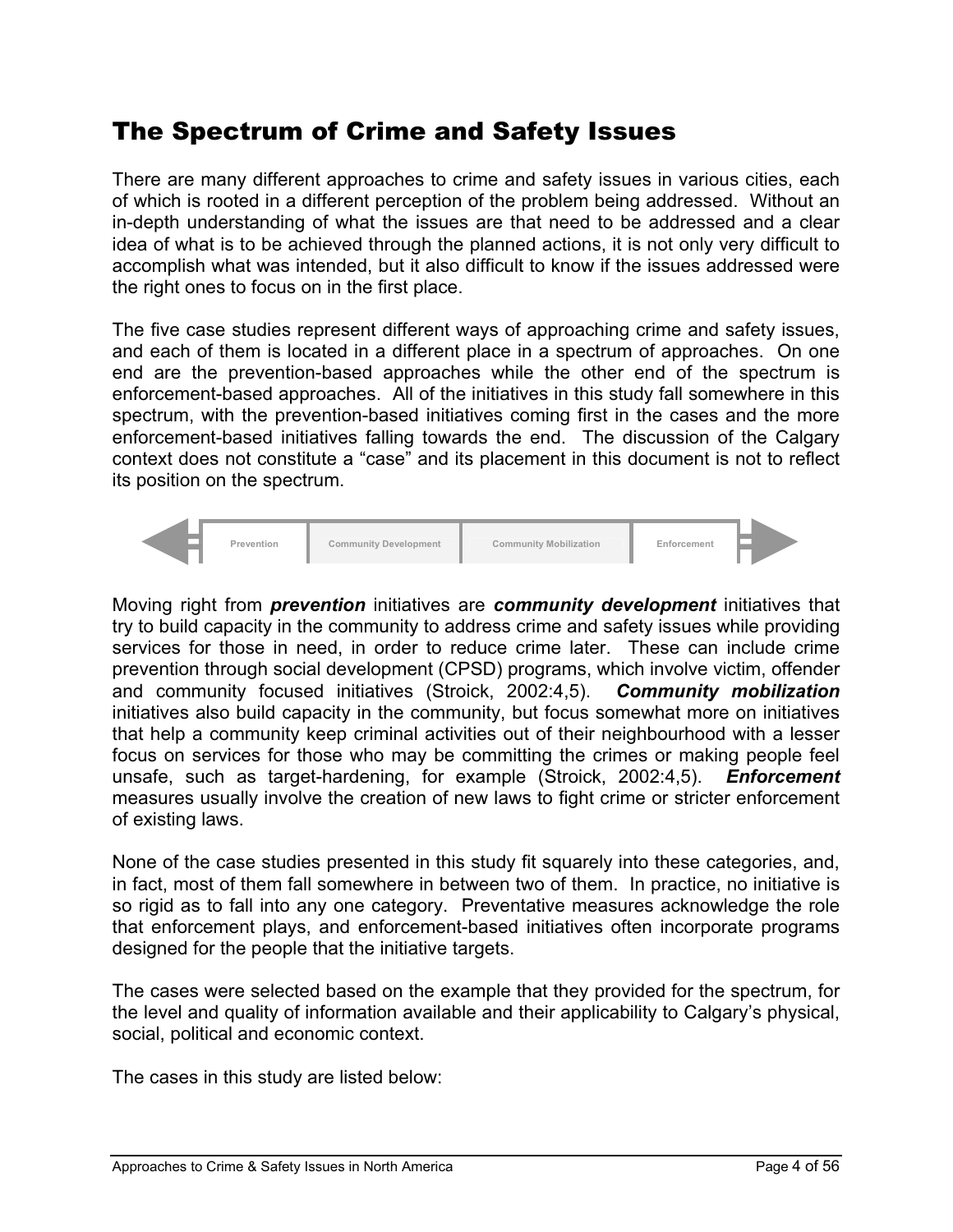# The Spectrum of Crime and Safety Issues

There are many different approaches to crime and safety issues in various cities, each of which is rooted in a different perception of the problem being addressed. Without an in-depth understanding of what the issues are that need to be addressed and a clear idea of what is to be achieved through the planned actions, it is not only very difficult to accomplish what was intended, but it also difficult to know if the issues addressed were the right ones to focus on in the first place.

The five case studies represent different ways of approaching crime and safety issues, and each of them is located in a different place in a spectrum of approaches. On one end are the prevention-based approaches while the other end of the spectrum is enforcement-based approaches. All of the initiatives in this study fall somewhere in this spectrum, with the prevention-based initiatives coming first in the cases and the more enforcement-based initiatives falling towards the end. The discussion of the Calgary context does not constitute a "case" and its placement in this document is not to reflect its position on the spectrum.

| Prevention | Community Development | Community Mobilization | Enforcement |
|---|---|---|---|

Moving right from ***prevention*** initiatives are ***community development*** initiatives that try to build capacity in the community to address crime and safety issues while providing services for those in need, in order to reduce crime later. These can include crime prevention through social development (CPSD) programs, which involve victim, offender and community focused initiatives (Stroick, 2002:4,5). ***Community mobilization*** initiatives also build capacity in the community, but focus somewhat more on initiatives that help a community keep criminal activities out of their neighbourhood with a lesser focus on services for those who may be committing the crimes or making people feel unsafe, such as target-hardening, for example (Stroick, 2002:4,5). ***Enforcement*** measures usually involve the creation of new laws to fight crime or stricter enforcement of existing laws.

None of the case studies presented in this study fit squarely into these categories, and, in fact, most of them fall somewhere in between two of them. In practice, no initiative is so rigid as to fall into any one category. Preventative measures acknowledge the role that enforcement plays, and enforcement-based initiatives often incorporate programs designed for the people that the initiative targets.

The cases were selected based on the example that they provided for the spectrum, for the level and quality of information available and their applicability to Calgary's physical, social, political and economic context.

The cases in this study are listed below: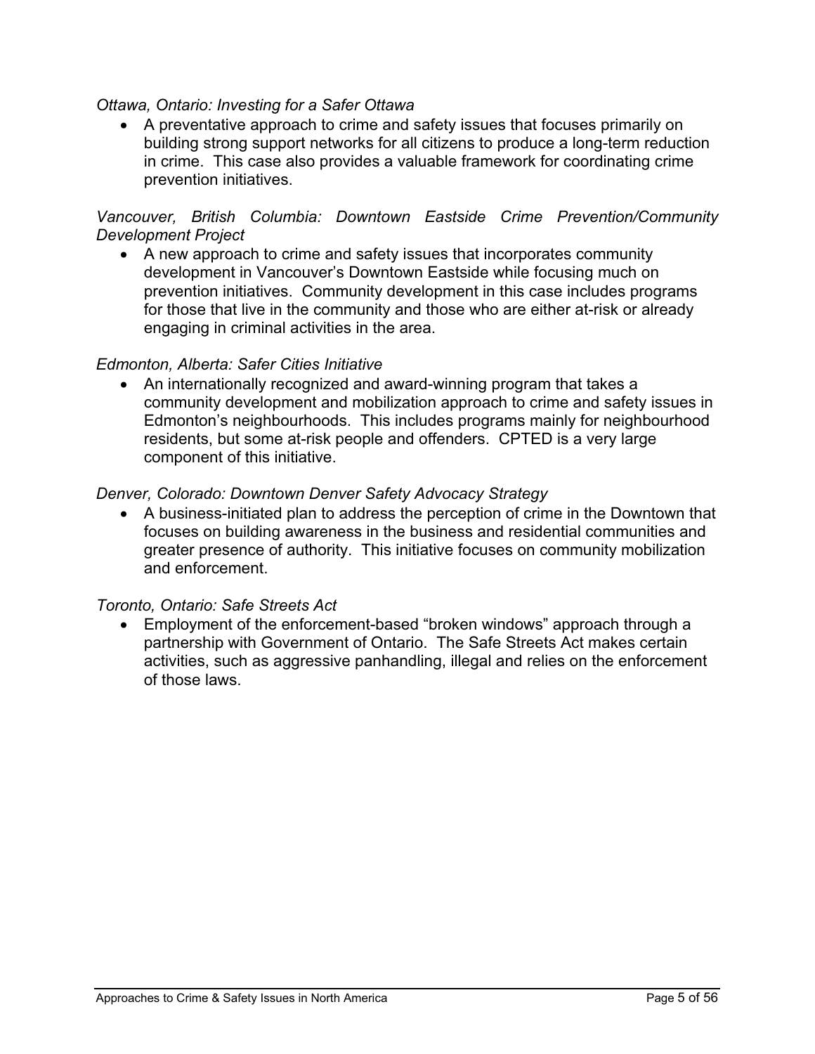*Ottawa, Ontario: Investing for a Safer Ottawa*

- A preventative approach to crime and safety issues that focuses primarily on building strong support networks for all citizens to produce a long-term reduction in crime. This case also provides a valuable framework for coordinating crime prevention initiatives.

*Vancouver, British Columbia: Downtown Eastside Crime Prevention/Community Development Project*

- A new approach to crime and safety issues that incorporates community development in Vancouver's Downtown Eastside while focusing much on prevention initiatives. Community development in this case includes programs for those that live in the community and those who are either at-risk or already engaging in criminal activities in the area.

*Edmonton, Alberta: Safer Cities Initiative*

- An internationally recognized and award-winning program that takes a community development and mobilization approach to crime and safety issues in Edmonton's neighbourhoods. This includes programs mainly for neighbourhood residents, but some at-risk people and offenders. CPTED is a very large component of this initiative.

*Denver, Colorado: Downtown Denver Safety Advocacy Strategy*

- A business-initiated plan to address the perception of crime in the Downtown that focuses on building awareness in the business and residential communities and greater presence of authority. This initiative focuses on community mobilization and enforcement.

*Toronto, Ontario: Safe Streets Act*

- Employment of the enforcement-based "broken windows" approach through a partnership with Government of Ontario. The Safe Streets Act makes certain activities, such as aggressive panhandling, illegal and relies on the enforcement of those laws.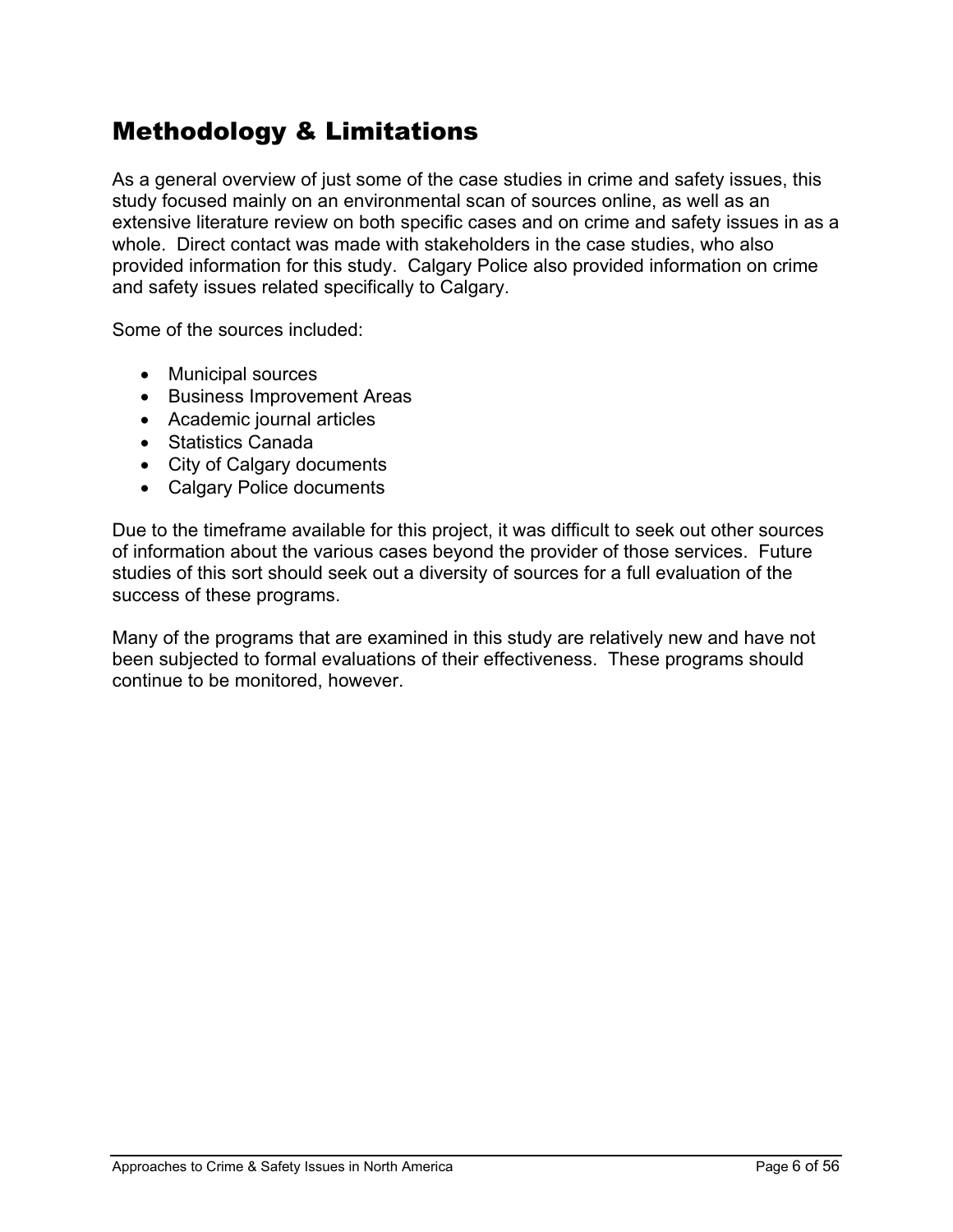# Methodology & Limitations

As a general overview of just some of the case studies in crime and safety issues, this study focused mainly on an environmental scan of sources online, as well as an extensive literature review on both specific cases and on crime and safety issues in as a whole. Direct contact was made with stakeholders in the case studies, who also provided information for this study. Calgary Police also provided information on crime and safety issues related specifically to Calgary.

Some of the sources included:

- Municipal sources
- Business Improvement Areas
- Academic journal articles
- Statistics Canada
- City of Calgary documents
- Calgary Police documents

Due to the timeframe available for this project, it was difficult to seek out other sources of information about the various cases beyond the provider of those services. Future studies of this sort should seek out a diversity of sources for a full evaluation of the success of these programs.

Many of the programs that are examined in this study are relatively new and have not been subjected to formal evaluations of their effectiveness. These programs should continue to be monitored, however.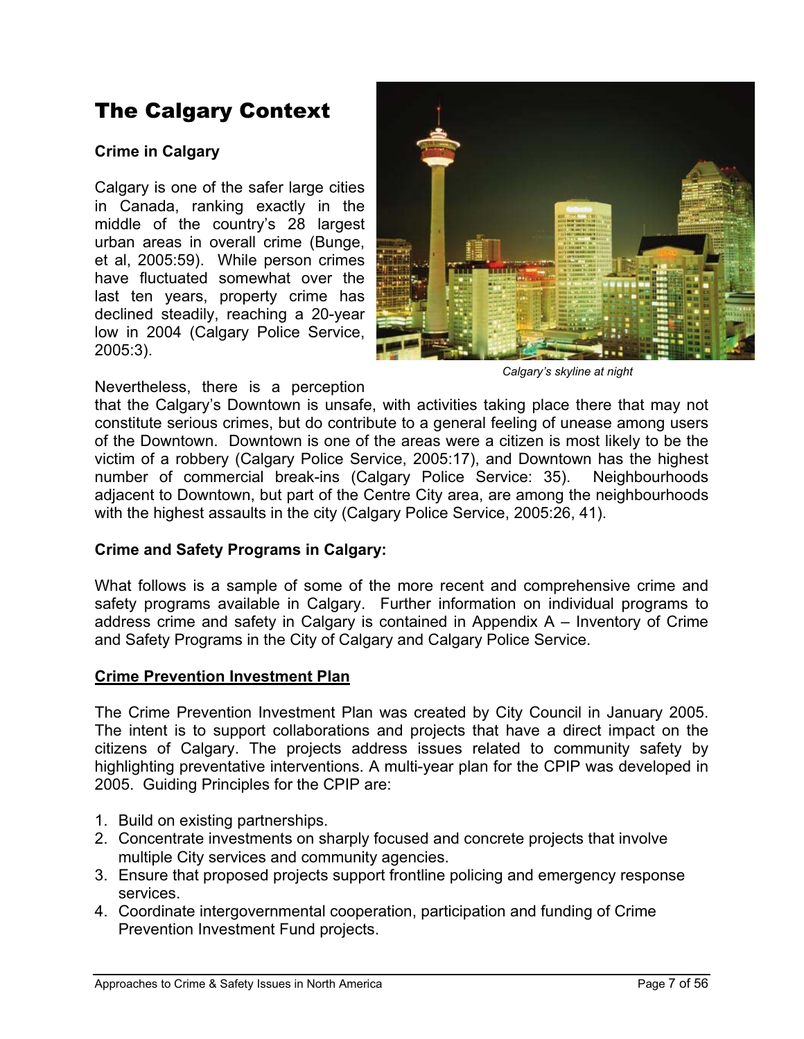# The Calgary Context

**Crime in Calgary**

Calgary is one of the safer large cities in Canada, ranking exactly in the middle of the country's 28 largest urban areas in overall crime (Bunge, et al, 2005:59). While person crimes have fluctuated somewhat over the last ten years, property crime has declined steadily, reaching a 20-year low in 2004 (Calgary Police Service, 2005:3).

*Calgary's skyline at night*

Nevertheless, there is a perception that the Calgary's Downtown is unsafe, with activities taking place there that may not constitute serious crimes, but do contribute to a general feeling of unease among users of the Downtown. Downtown is one of the areas were a citizen is most likely to be the victim of a robbery (Calgary Police Service, 2005:17), and Downtown has the highest number of commercial break-ins (Calgary Police Service: 35). Neighbourhoods adjacent to Downtown, but part of the Centre City area, are among the neighbourhoods with the highest assaults in the city (Calgary Police Service, 2005:26, 41).

**Crime and Safety Programs in Calgary:**

What follows is a sample of some of the more recent and comprehensive crime and safety programs available in Calgary. Further information on individual programs to address crime and safety in Calgary is contained in Appendix A – Inventory of Crime and Safety Programs in the City of Calgary and Calgary Police Service.

**Crime Prevention Investment Plan**

The Crime Prevention Investment Plan was created by City Council in January 2005. The intent is to support collaborations and projects that have a direct impact on the citizens of Calgary. The projects address issues related to community safety by highlighting preventative interventions. A multi-year plan for the CPIP was developed in 2005. Guiding Principles for the CPIP are:

1. Build on existing partnerships.
2. Concentrate investments on sharply focused and concrete projects that involve multiple City services and community agencies.
3. Ensure that proposed projects support frontline policing and emergency response services.
4. Coordinate intergovernmental cooperation, participation and funding of Crime Prevention Investment Fund projects.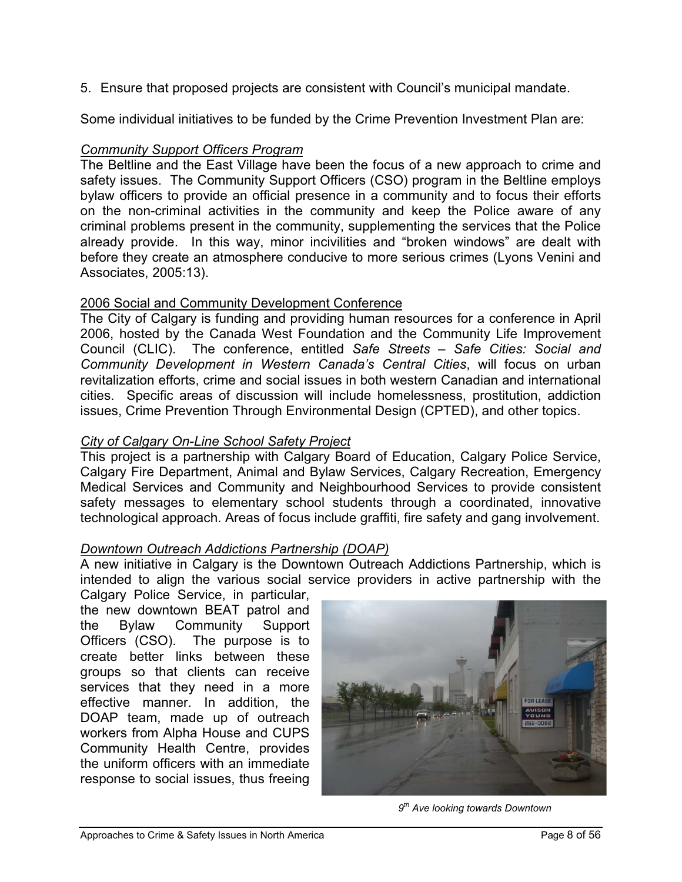5. Ensure that proposed projects are consistent with Council's municipal mandate.

Some individual initiatives to be funded by the Crime Prevention Investment Plan are:

*Community Support Officers Program*

The Beltline and the East Village have been the focus of a new approach to crime and safety issues. The Community Support Officers (CSO) program in the Beltline employs bylaw officers to provide an official presence in a community and to focus their efforts on the non-criminal activities in the community and keep the Police aware of any criminal problems present in the community, supplementing the services that the Police already provide. In this way, minor incivilities and "broken windows" are dealt with before they create an atmosphere conducive to more serious crimes (Lyons Venini and Associates, 2005:13).

2006 Social and Community Development Conference

The City of Calgary is funding and providing human resources for a conference in April 2006, hosted by the Canada West Foundation and the Community Life Improvement Council (CLIC). The conference, entitled *Safe Streets – Safe Cities: Social and Community Development in Western Canada's Central Cities*, will focus on urban revitalization efforts, crime and social issues in both western Canadian and international cities. Specific areas of discussion will include homelessness, prostitution, addiction issues, Crime Prevention Through Environmental Design (CPTED), and other topics.

*City of Calgary On-Line School Safety Project*

This project is a partnership with Calgary Board of Education, Calgary Police Service, Calgary Fire Department, Animal and Bylaw Services, Calgary Recreation, Emergency Medical Services and Community and Neighbourhood Services to provide consistent safety messages to elementary school students through a coordinated, innovative technological approach. Areas of focus include graffiti, fire safety and gang involvement.

*Downtown Outreach Addictions Partnership (DOAP)*

A new initiative in Calgary is the Downtown Outreach Addictions Partnership, which is intended to align the various social service providers in active partnership with the Calgary Police Service, in particular, the new downtown BEAT patrol and the Bylaw Community Support Officers (CSO). The purpose is to create better links between these groups so that clients can receive services that they need in a more effective manner. In addition, the DOAP team, made up of outreach workers from Alpha House and CUPS Community Health Centre, provides the uniform officers with an immediate response to social issues, thus freeing

*9th Ave looking towards Downtown*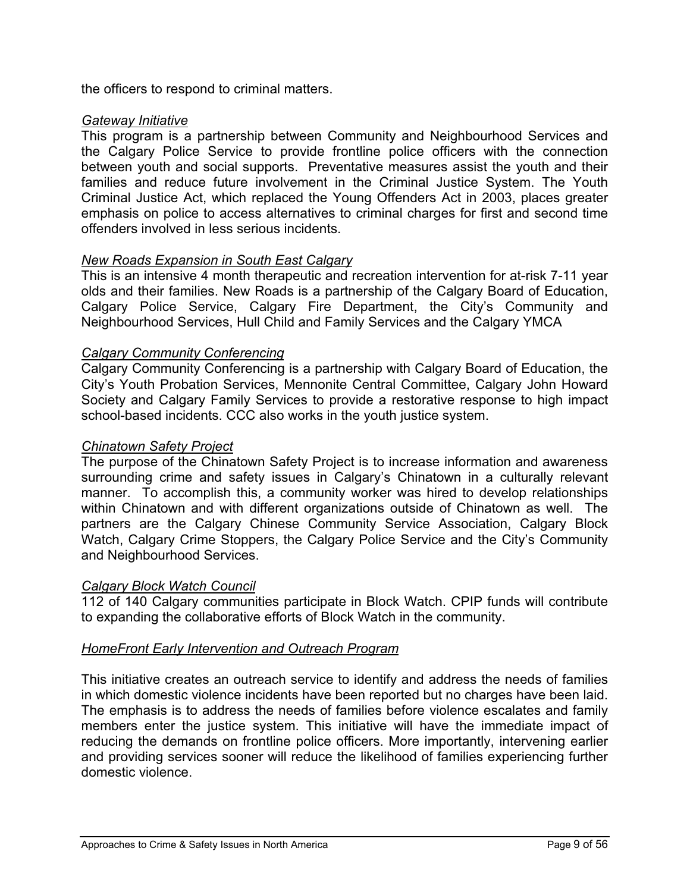the officers to respond to criminal matters.

*Gateway Initiative*

This program is a partnership between Community and Neighbourhood Services and the Calgary Police Service to provide frontline police officers with the connection between youth and social supports. Preventative measures assist the youth and their families and reduce future involvement in the Criminal Justice System. The Youth Criminal Justice Act, which replaced the Young Offenders Act in 2003, places greater emphasis on police to access alternatives to criminal charges for first and second time offenders involved in less serious incidents.

*New Roads Expansion in South East Calgary*

This is an intensive 4 month therapeutic and recreation intervention for at-risk 7-11 year olds and their families. New Roads is a partnership of the Calgary Board of Education, Calgary Police Service, Calgary Fire Department, the City's Community and Neighbourhood Services, Hull Child and Family Services and the Calgary YMCA

*Calgary Community Conferencing*

Calgary Community Conferencing is a partnership with Calgary Board of Education, the City's Youth Probation Services, Mennonite Central Committee, Calgary John Howard Society and Calgary Family Services to provide a restorative response to high impact school-based incidents. CCC also works in the youth justice system.

*Chinatown Safety Project*

The purpose of the Chinatown Safety Project is to increase information and awareness surrounding crime and safety issues in Calgary's Chinatown in a culturally relevant manner. To accomplish this, a community worker was hired to develop relationships within Chinatown and with different organizations outside of Chinatown as well. The partners are the Calgary Chinese Community Service Association, Calgary Block Watch, Calgary Crime Stoppers, the Calgary Police Service and the City's Community and Neighbourhood Services.

*Calgary Block Watch Council*

112 of 140 Calgary communities participate in Block Watch. CPIP funds will contribute to expanding the collaborative efforts of Block Watch in the community.

*HomeFront Early Intervention and Outreach Program*

This initiative creates an outreach service to identify and address the needs of families in which domestic violence incidents have been reported but no charges have been laid. The emphasis is to address the needs of families before violence escalates and family members enter the justice system. This initiative will have the immediate impact of reducing the demands on frontline police officers. More importantly, intervening earlier and providing services sooner will reduce the likelihood of families experiencing further domestic violence.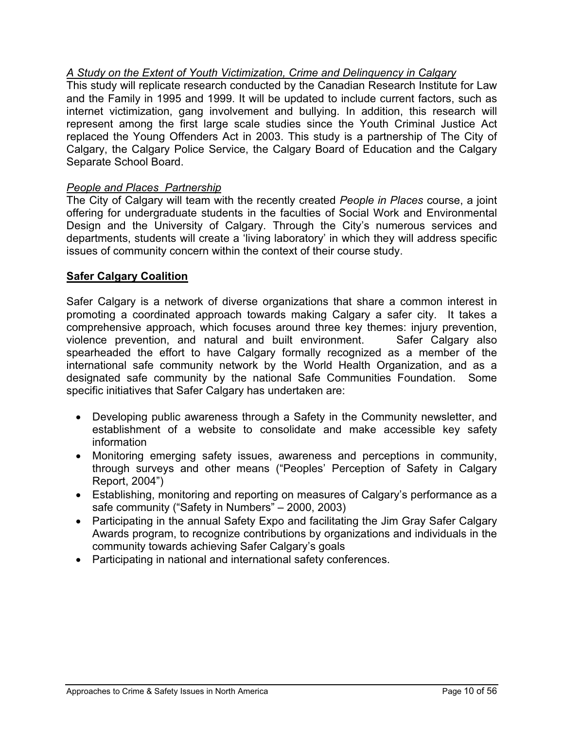*A Study on the Extent of Youth Victimization, Crime and Delinquency in Calgary*

This study will replicate research conducted by the Canadian Research Institute for Law and the Family in 1995 and 1999. It will be updated to include current factors, such as internet victimization, gang involvement and bullying. In addition, this research will represent among the first large scale studies since the Youth Criminal Justice Act replaced the Young Offenders Act in 2003. This study is a partnership of The City of Calgary, the Calgary Police Service, the Calgary Board of Education and the Calgary Separate School Board.

*People and Places Partnership*

The City of Calgary will team with the recently created *People in Places* course, a joint offering for undergraduate students in the faculties of Social Work and Environmental Design and the University of Calgary. Through the City's numerous services and departments, students will create a 'living laboratory' in which they will address specific issues of community concern within the context of their course study.

## Safer Calgary Coalition

Safer Calgary is a network of diverse organizations that share a common interest in promoting a coordinated approach towards making Calgary a safer city. It takes a comprehensive approach, which focuses around three key themes: injury prevention, violence prevention, and natural and built environment. Safer Calgary also spearheaded the effort to have Calgary formally recognized as a member of the international safe community network by the World Health Organization, and as a designated safe community by the national Safe Communities Foundation. Some specific initiatives that Safer Calgary has undertaken are:

- Developing public awareness through a Safety in the Community newsletter, and establishment of a website to consolidate and make accessible key safety information
- Monitoring emerging safety issues, awareness and perceptions in community, through surveys and other means ("Peoples' Perception of Safety in Calgary Report, 2004")
- Establishing, monitoring and reporting on measures of Calgary's performance as a safe community ("Safety in Numbers" – 2000, 2003)
- Participating in the annual Safety Expo and facilitating the Jim Gray Safer Calgary Awards program, to recognize contributions by organizations and individuals in the community towards achieving Safer Calgary's goals
- Participating in national and international safety conferences.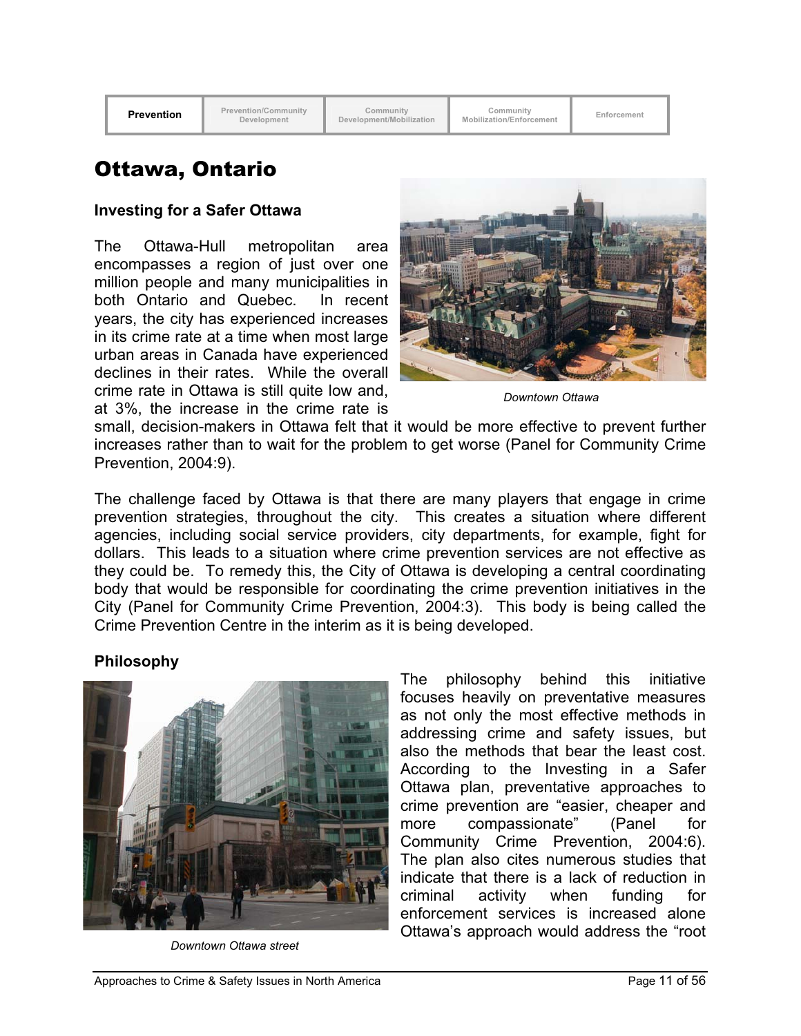| **Prevention** | Prevention/Community Development | Community Development/Mobilization | Community Mobilization/Enforcement | Enforcement |
|---|---|---|---|---|

# Ottawa, Ontario

### Investing for a Safer Ottawa

The Ottawa-Hull metropolitan area encompasses a region of just over one million people and many municipalities in both Ontario and Quebec. In recent years, the city has experienced increases in its crime rate at a time when most large urban areas in Canada have experienced declines in their rates. While the overall crime rate in Ottawa is still quite low and, at 3%, the increase in the crime rate is small, decision-makers in Ottawa felt that it would be more effective to prevent further increases rather than to wait for the problem to get worse (Panel for Community Crime Prevention, 2004:9).

*Downtown Ottawa*

The challenge faced by Ottawa is that there are many players that engage in crime prevention strategies, throughout the city. This creates a situation where different agencies, including social service providers, city departments, for example, fight for dollars. This leads to a situation where crime prevention services are not effective as they could be. To remedy this, the City of Ottawa is developing a central coordinating body that would be responsible for coordinating the crime prevention initiatives in the City (Panel for Community Crime Prevention, 2004:3). This body is being called the Crime Prevention Centre in the interim as it is being developed.

### Philosophy

*Downtown Ottawa street*

The philosophy behind this initiative focuses heavily on preventative measures as not only the most effective methods in addressing crime and safety issues, but also the methods that bear the least cost. According to the Investing in a Safer Ottawa plan, preventative approaches to crime prevention are "easier, cheaper and more compassionate" (Panel for Community Crime Prevention, 2004:6). The plan also cites numerous studies that indicate that there is a lack of reduction in criminal activity when funding for enforcement services is increased alone Ottawa's approach would address the "root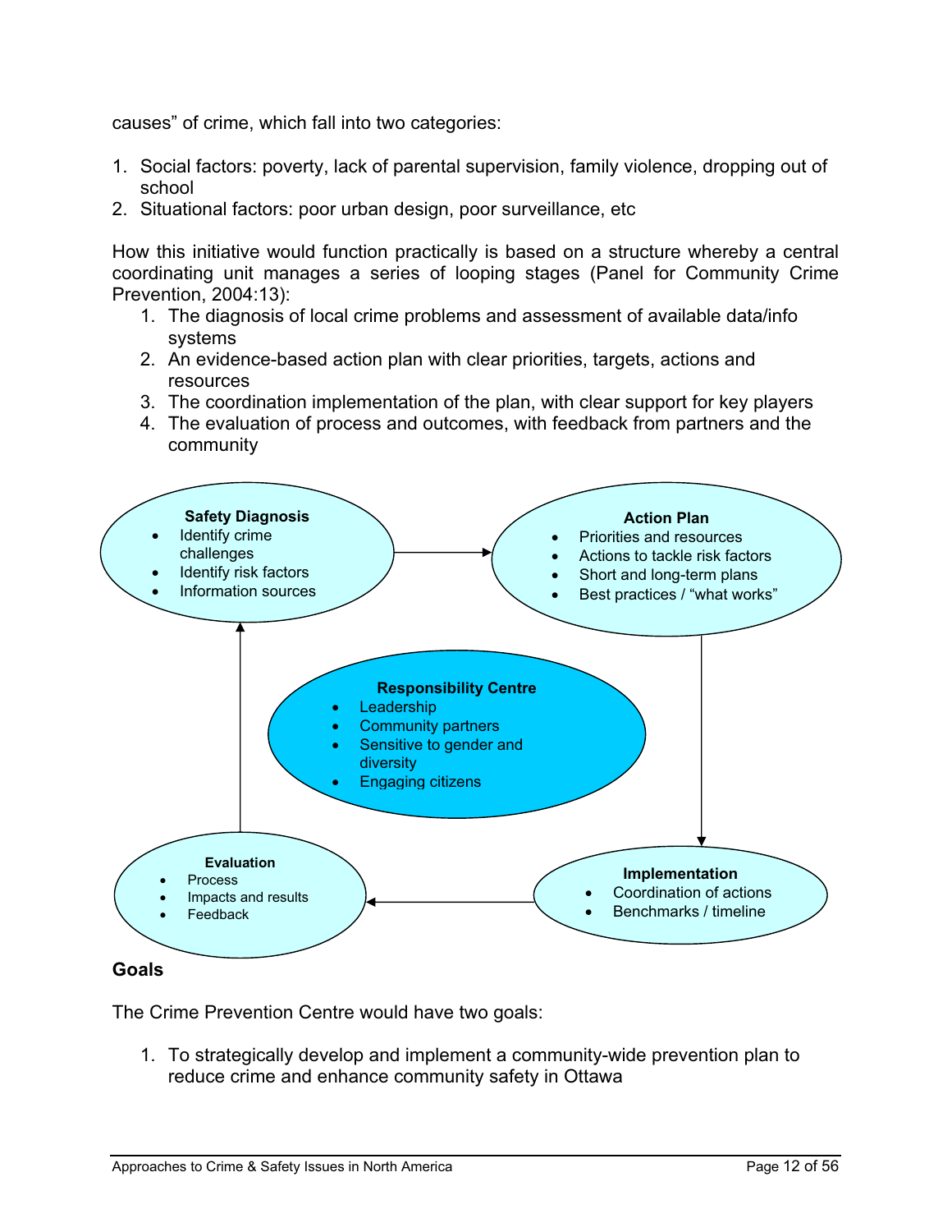causes" of crime, which fall into two categories:

1. Social factors: poverty, lack of parental supervision, family violence, dropping out of school
2. Situational factors: poor urban design, poor surveillance, etc

How this initiative would function practically is based on a structure whereby a central coordinating unit manages a series of looping stages (Panel for Community Crime Prevention, 2004:13):

1. The diagnosis of local crime problems and assessment of available data/info systems
2. An evidence-based action plan with clear priorities, targets, actions and resources
3. The coordination implementation of the plan, with clear support for key players
4. The evaluation of process and outcomes, with feedback from partners and the community

**Safety Diagnosis**
- Identify crime challenges
- Identify risk factors
- Information sources

**Action Plan**
- Priorities and resources
- Actions to tackle risk factors
- Short and long-term plans
- Best practices / "what works"

**Responsibility Centre**
- Leadership
- Community partners
- Sensitive to gender and diversity
- Engaging citizens

**Evaluation**
- Process
- Impacts and results
- Feedback

**Implementation**
- Coordination of actions
- Benchmarks / timeline

### Goals

The Crime Prevention Centre would have two goals:

1. To strategically develop and implement a community-wide prevention plan to reduce crime and enhance community safety in Ottawa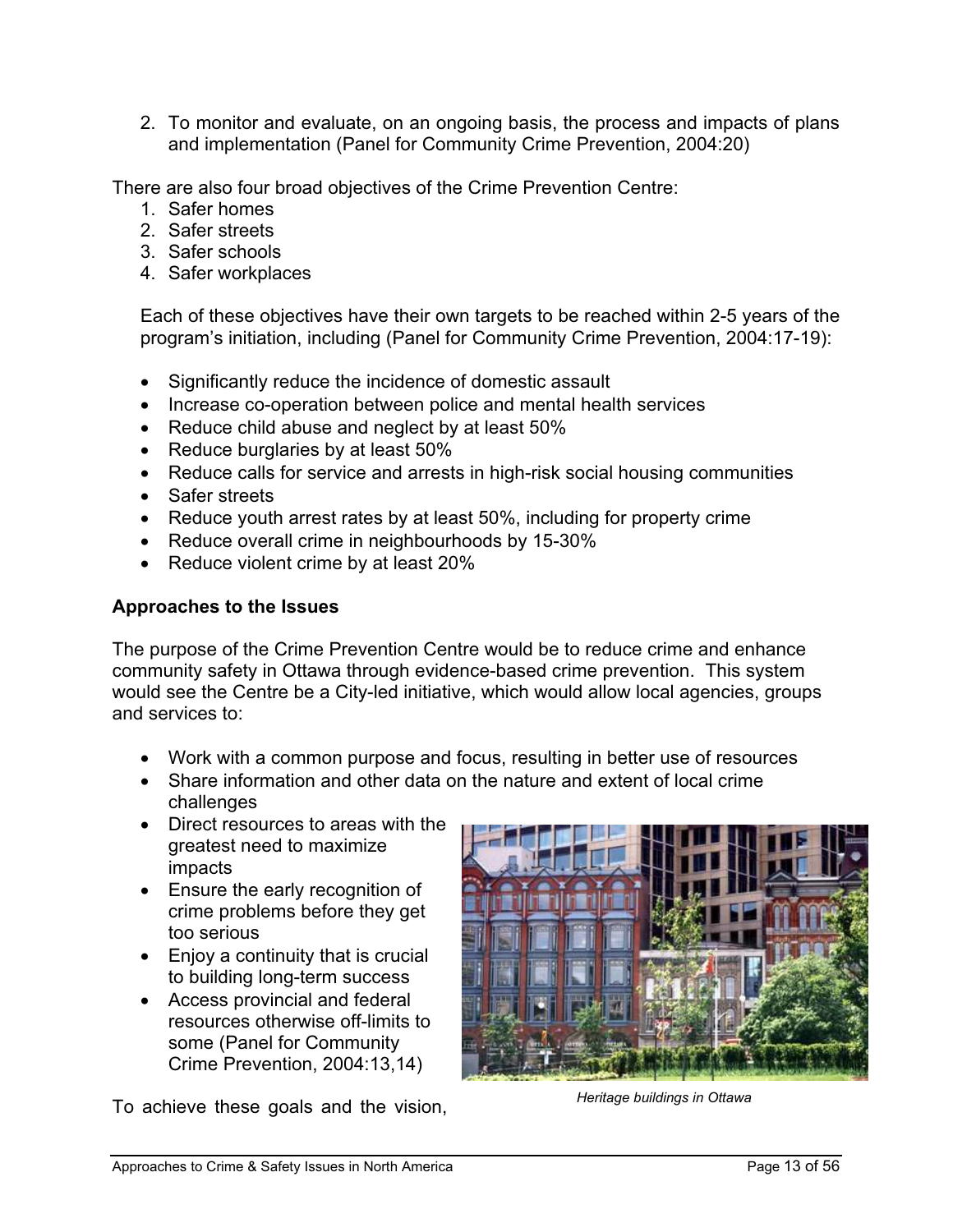2. To monitor and evaluate, on an ongoing basis, the process and impacts of plans and implementation (Panel for Community Crime Prevention, 2004:20)

There are also four broad objectives of the Crime Prevention Centre:

1. Safer homes
2. Safer streets
3. Safer schools
4. Safer workplaces

Each of these objectives have their own targets to be reached within 2-5 years of the program's initiation, including (Panel for Community Crime Prevention, 2004:17-19):

- Significantly reduce the incidence of domestic assault
- Increase co-operation between police and mental health services
- Reduce child abuse and neglect by at least 50%
- Reduce burglaries by at least 50%
- Reduce calls for service and arrests in high-risk social housing communities
- Safer streets
- Reduce youth arrest rates by at least 50%, including for property crime
- Reduce overall crime in neighbourhoods by 15-30%
- Reduce violent crime by at least 20%

**Approaches to the Issues**

The purpose of the Crime Prevention Centre would be to reduce crime and enhance community safety in Ottawa through evidence-based crime prevention. This system would see the Centre be a City-led initiative, which would allow local agencies, groups and services to:

- Work with a common purpose and focus, resulting in better use of resources
- Share information and other data on the nature and extent of local crime challenges
- Direct resources to areas with the greatest need to maximize impacts
- Ensure the early recognition of crime problems before they get too serious
- Enjoy a continuity that is crucial to building long-term success
- Access provincial and federal resources otherwise off-limits to some (Panel for Community Crime Prevention, 2004:13,14)

*Heritage buildings in Ottawa*

To achieve these goals and the vision,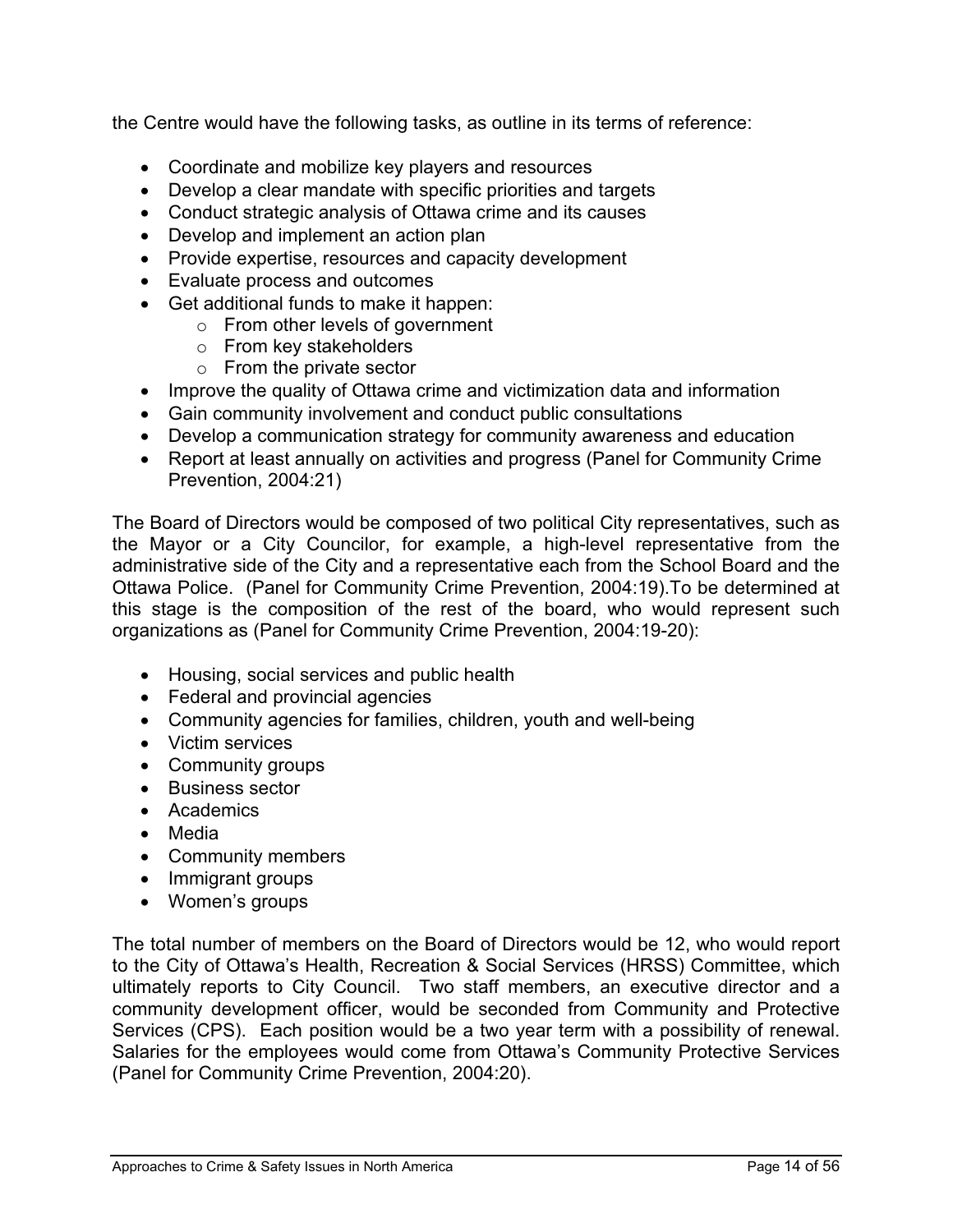the Centre would have the following tasks, as outline in its terms of reference:

- Coordinate and mobilize key players and resources
- Develop a clear mandate with specific priorities and targets
- Conduct strategic analysis of Ottawa crime and its causes
- Develop and implement an action plan
- Provide expertise, resources and capacity development
- Evaluate process and outcomes
- Get additional funds to make it happen:
  - From other levels of government
  - From key stakeholders
  - From the private sector
- Improve the quality of Ottawa crime and victimization data and information
- Gain community involvement and conduct public consultations
- Develop a communication strategy for community awareness and education
- Report at least annually on activities and progress (Panel for Community Crime Prevention, 2004:21)

The Board of Directors would be composed of two political City representatives, such as the Mayor or a City Councilor, for example, a high-level representative from the administrative side of the City and a representative each from the School Board and the Ottawa Police. (Panel for Community Crime Prevention, 2004:19).To be determined at this stage is the composition of the rest of the board, who would represent such organizations as (Panel for Community Crime Prevention, 2004:19-20):

- Housing, social services and public health
- Federal and provincial agencies
- Community agencies for families, children, youth and well-being
- Victim services
- Community groups
- Business sector
- Academics
- Media
- Community members
- Immigrant groups
- Women's groups

The total number of members on the Board of Directors would be 12, who would report to the City of Ottawa's Health, Recreation & Social Services (HRSS) Committee, which ultimately reports to City Council. Two staff members, an executive director and a community development officer, would be seconded from Community and Protective Services (CPS). Each position would be a two year term with a possibility of renewal. Salaries for the employees would come from Ottawa's Community Protective Services (Panel for Community Crime Prevention, 2004:20).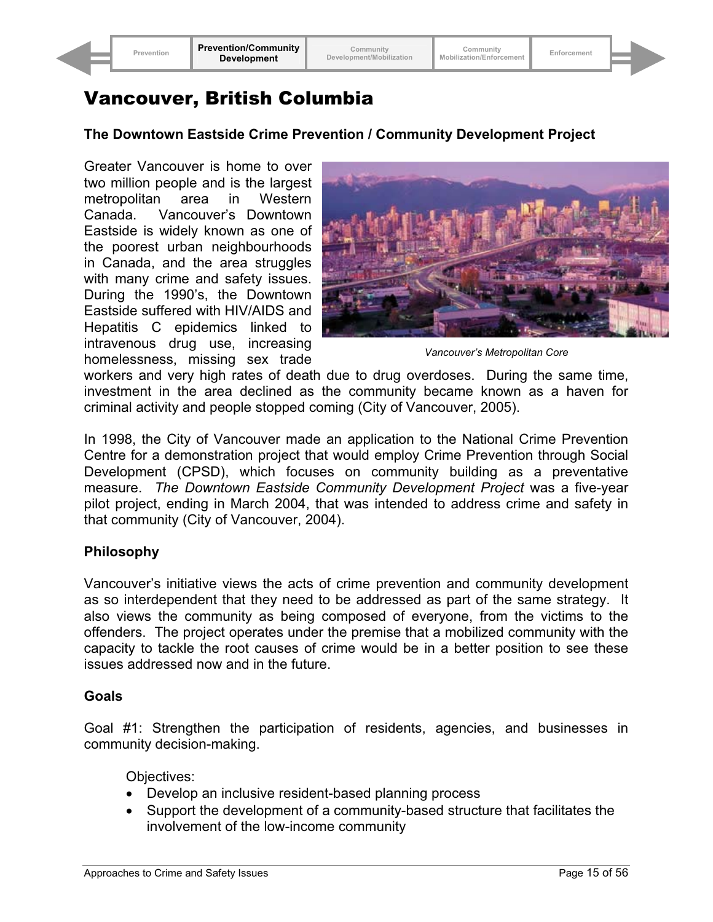# Vancouver, British Columbia

### The Downtown Eastside Crime Prevention / Community Development Project

Greater Vancouver is home to over two million people and is the largest metropolitan area in Western Canada. Vancouver's Downtown Eastside is widely known as one of the poorest urban neighbourhoods in Canada, and the area struggles with many crime and safety issues. During the 1990's, the Downtown Eastside suffered with HIV/AIDS and Hepatitis C epidemics linked to intravenous drug use, increasing homelessness, missing sex trade workers and very high rates of death due to drug overdoses. During the same time, investment in the area declined as the community became known as a haven for criminal activity and people stopped coming (City of Vancouver, 2005).

*Vancouver's Metropolitan Core*

In 1998, the City of Vancouver made an application to the National Crime Prevention Centre for a demonstration project that would employ Crime Prevention through Social Development (CPSD), which focuses on community building as a preventative measure. *The Downtown Eastside Community Development Project* was a five-year pilot project, ending in March 2004, that was intended to address crime and safety in that community (City of Vancouver, 2004).

### Philosophy

Vancouver's initiative views the acts of crime prevention and community development as so interdependent that they need to be addressed as part of the same strategy. It also views the community as being composed of everyone, from the victims to the offenders. The project operates under the premise that a mobilized community with the capacity to tackle the root causes of crime would be in a better position to see these issues addressed now and in the future.

### Goals

Goal #1: Strengthen the participation of residents, agencies, and businesses in community decision-making.

Objectives:

- Develop an inclusive resident-based planning process
- Support the development of a community-based structure that facilitates the involvement of the low-income community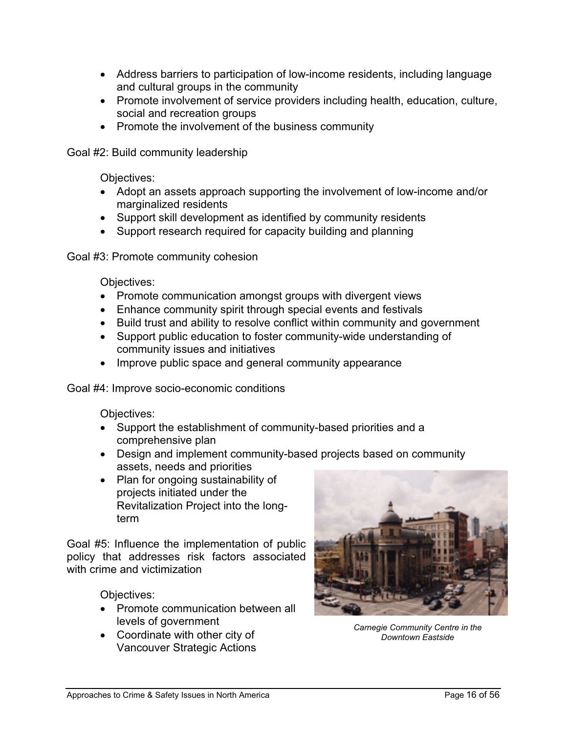- Address barriers to participation of low-income residents, including language and cultural groups in the community
- Promote involvement of service providers including health, education, culture, social and recreation groups
- Promote the involvement of the business community

Goal #2: Build community leadership

Objectives:

- Adopt an assets approach supporting the involvement of low-income and/or marginalized residents
- Support skill development as identified by community residents
- Support research required for capacity building and planning

Goal #3: Promote community cohesion

Objectives:

- Promote communication amongst groups with divergent views
- Enhance community spirit through special events and festivals
- Build trust and ability to resolve conflict within community and government
- Support public education to foster community-wide understanding of community issues and initiatives
- Improve public space and general community appearance

Goal #4: Improve socio-economic conditions

Objectives:

- Support the establishment of community-based priorities and a comprehensive plan
- Design and implement community-based projects based on community assets, needs and priorities
- Plan for ongoing sustainability of projects initiated under the Revitalization Project into the long-term

Goal #5: Influence the implementation of public policy that addresses risk factors associated with crime and victimization

Objectives:

- Promote communication between all levels of government
- Coordinate with other city of Vancouver Strategic Actions

*Carnegie Community Centre in the Downtown Eastside*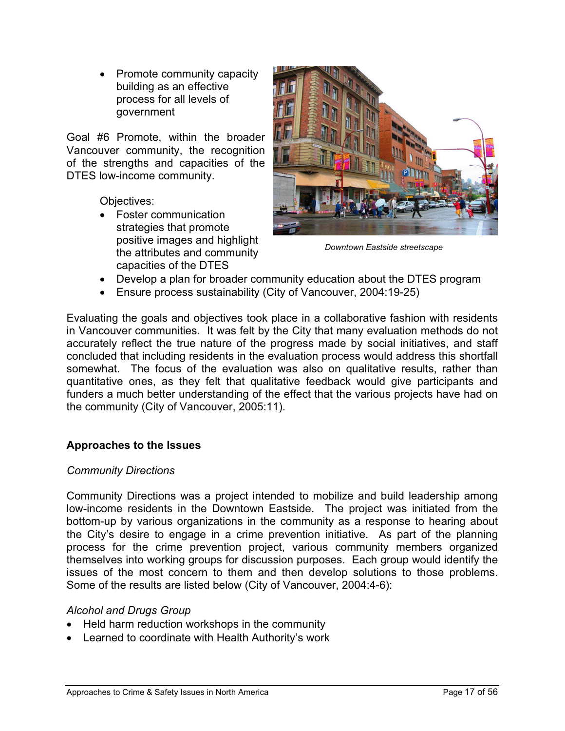- Promote community capacity building as an effective process for all levels of government

Goal #6 Promote, within the broader Vancouver community, the recognition of the strengths and capacities of the DTES low-income community.

Objectives:

- Foster communication strategies that promote positive images and highlight the attributes and community capacities of the DTES
- Develop a plan for broader community education about the DTES program
- Ensure process sustainability (City of Vancouver, 2004:19-25)

*Downtown Eastside streetscape*

Evaluating the goals and objectives took place in a collaborative fashion with residents in Vancouver communities. It was felt by the City that many evaluation methods do not accurately reflect the true nature of the progress made by social initiatives, and staff concluded that including residents in the evaluation process would address this shortfall somewhat. The focus of the evaluation was also on qualitative results, rather than quantitative ones, as they felt that qualitative feedback would give participants and funders a much better understanding of the effect that the various projects have had on the community (City of Vancouver, 2005:11).

## Approaches to the Issues

*Community Directions*

Community Directions was a project intended to mobilize and build leadership among low-income residents in the Downtown Eastside. The project was initiated from the bottom-up by various organizations in the community as a response to hearing about the City's desire to engage in a crime prevention initiative. As part of the planning process for the crime prevention project, various community members organized themselves into working groups for discussion purposes. Each group would identify the issues of the most concern to them and then develop solutions to those problems. Some of the results are listed below (City of Vancouver, 2004:4-6):

*Alcohol and Drugs Group*

- Held harm reduction workshops in the community
- Learned to coordinate with Health Authority's work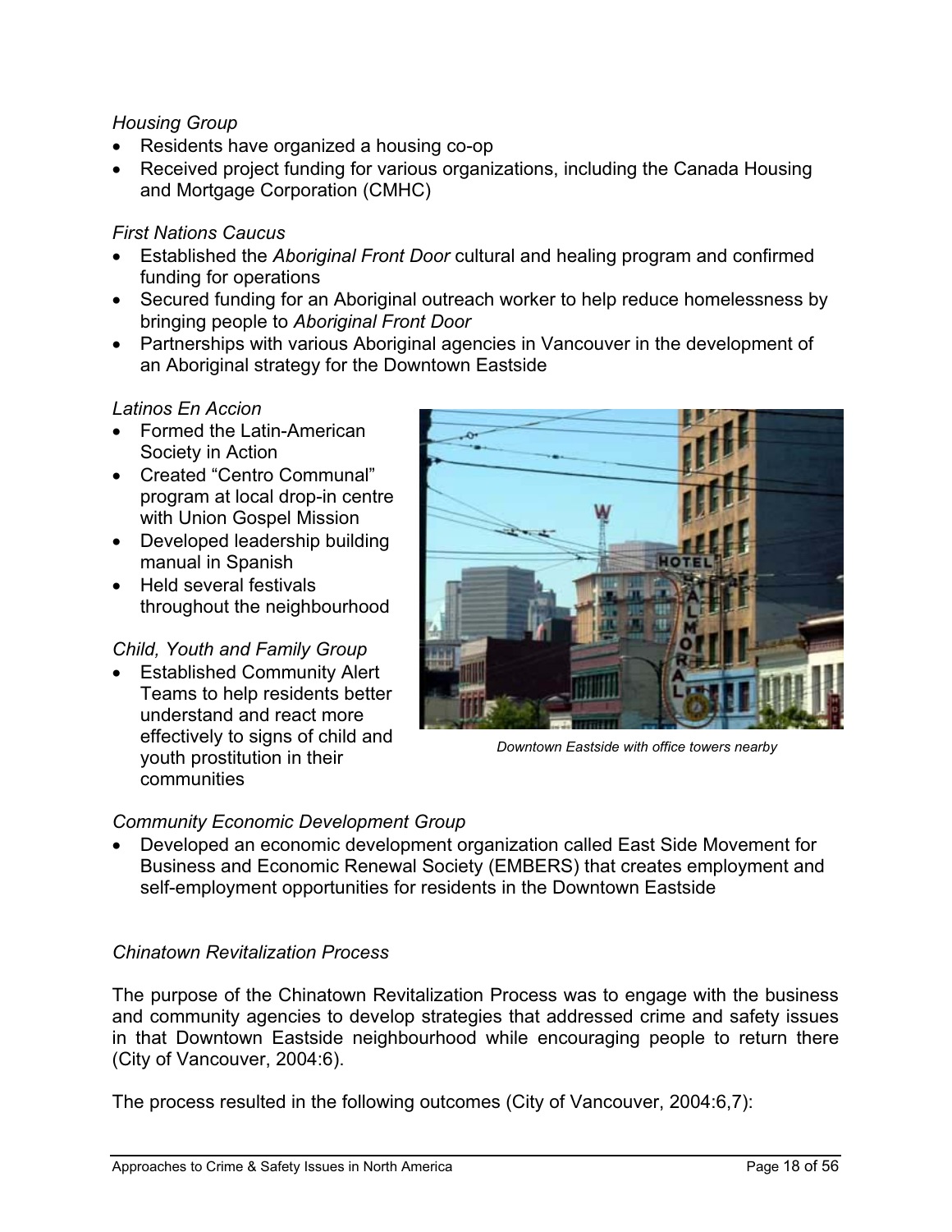*Housing Group*

- Residents have organized a housing co-op
- Received project funding for various organizations, including the Canada Housing and Mortgage Corporation (CMHC)

*First Nations Caucus*

- Established the *Aboriginal Front Door* cultural and healing program and confirmed funding for operations
- Secured funding for an Aboriginal outreach worker to help reduce homelessness by bringing people to *Aboriginal Front Door*
- Partnerships with various Aboriginal agencies in Vancouver in the development of an Aboriginal strategy for the Downtown Eastside

*Latinos En Accion*

- Formed the Latin-American Society in Action
- Created "Centro Communal" program at local drop-in centre with Union Gospel Mission
- Developed leadership building manual in Spanish
- Held several festivals throughout the neighbourhood

*Downtown Eastside with office towers nearby*

*Child, Youth and Family Group*

- Established Community Alert Teams to help residents better understand and react more effectively to signs of child and youth prostitution in their communities

*Community Economic Development Group*

- Developed an economic development organization called East Side Movement for Business and Economic Renewal Society (EMBERS) that creates employment and self-employment opportunities for residents in the Downtown Eastside

*Chinatown Revitalization Process*

The purpose of the Chinatown Revitalization Process was to engage with the business and community agencies to develop strategies that addressed crime and safety issues in that Downtown Eastside neighbourhood while encouraging people to return there (City of Vancouver, 2004:6).

The process resulted in the following outcomes (City of Vancouver, 2004:6,7):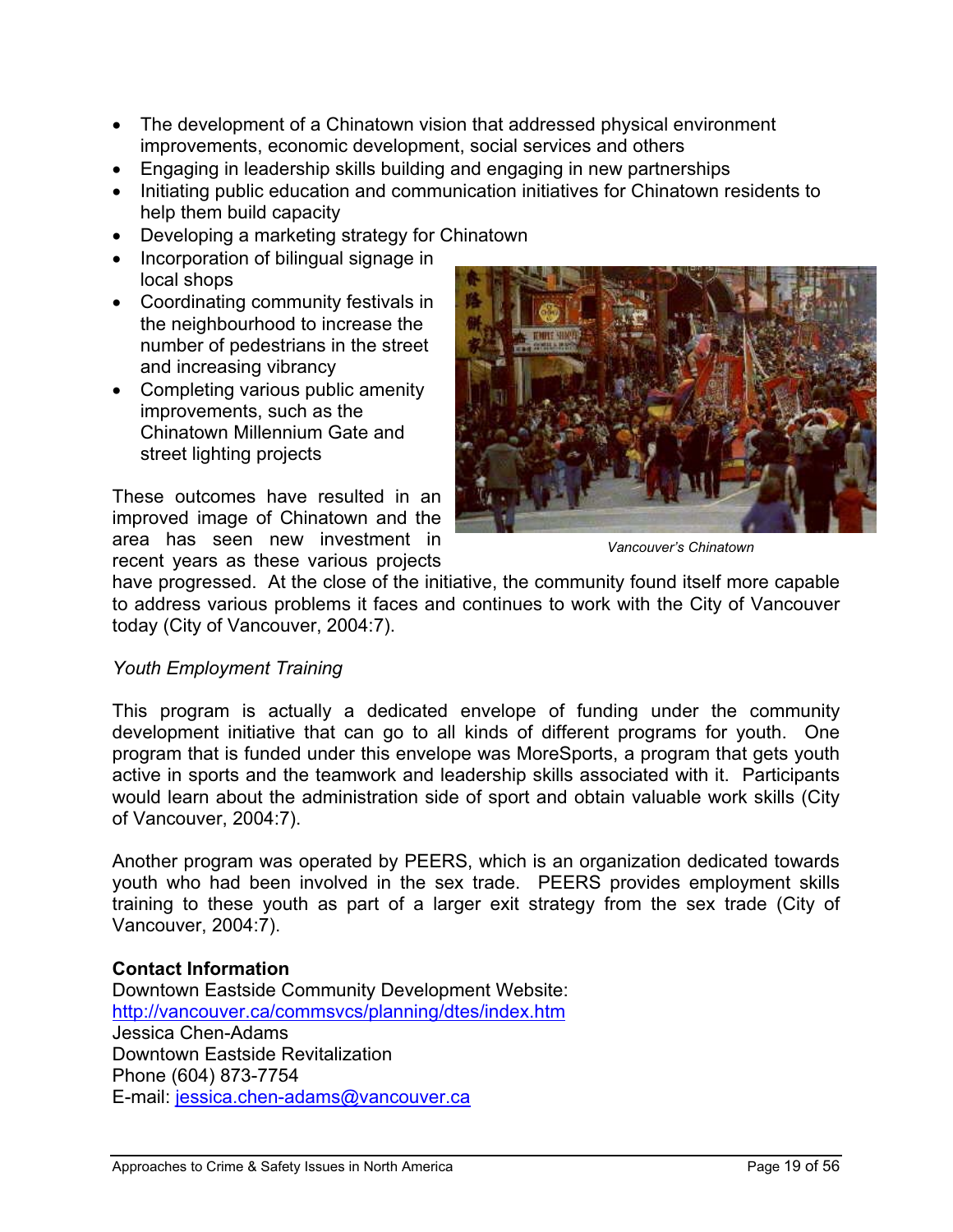- The development of a Chinatown vision that addressed physical environment improvements, economic development, social services and others
- Engaging in leadership skills building and engaging in new partnerships
- Initiating public education and communication initiatives for Chinatown residents to help them build capacity
- Developing a marketing strategy for Chinatown
- Incorporation of bilingual signage in local shops
- Coordinating community festivals in the neighbourhood to increase the number of pedestrians in the street and increasing vibrancy
- Completing various public amenity improvements, such as the Chinatown Millennium Gate and street lighting projects

*Vancouver's Chinatown*

These outcomes have resulted in an improved image of Chinatown and the area has seen new investment in recent years as these various projects have progressed. At the close of the initiative, the community found itself more capable to address various problems it faces and continues to work with the City of Vancouver today (City of Vancouver, 2004:7).

*Youth Employment Training*

This program is actually a dedicated envelope of funding under the community development initiative that can go to all kinds of different programs for youth. One program that is funded under this envelope was MoreSports, a program that gets youth active in sports and the teamwork and leadership skills associated with it. Participants would learn about the administration side of sport and obtain valuable work skills (City of Vancouver, 2004:7).

Another program was operated by PEERS, which is an organization dedicated towards youth who had been involved in the sex trade. PEERS provides employment skills training to these youth as part of a larger exit strategy from the sex trade (City of Vancouver, 2004:7).

**Contact Information**
Downtown Eastside Community Development Website:
http://vancouver.ca/commsvcs/planning/dtes/index.htm
Jessica Chen-Adams
Downtown Eastside Revitalization
Phone (604) 873-7754
E-mail: jessica.chen-adams@vancouver.ca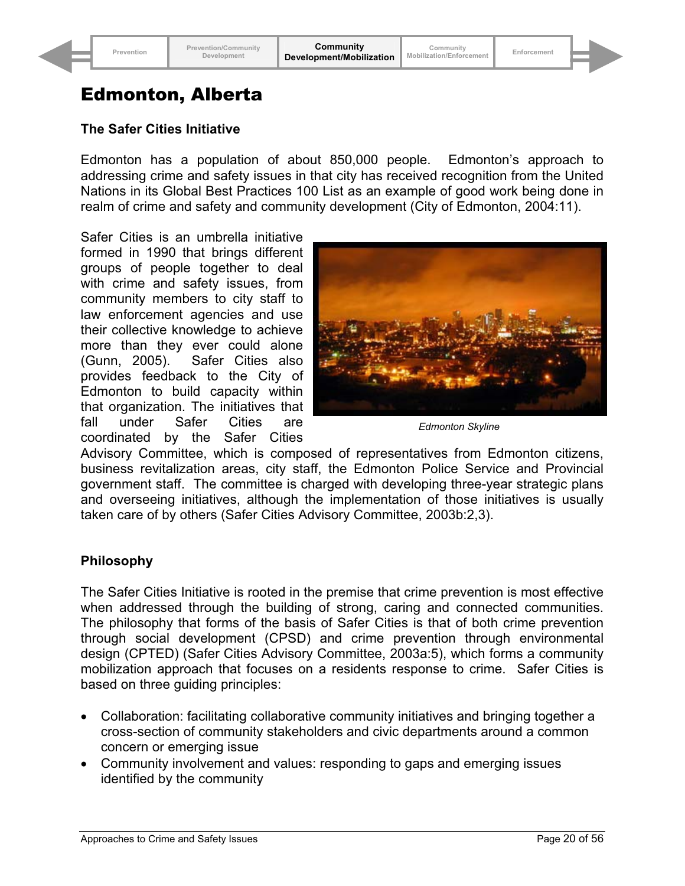# Edmonton, Alberta

### The Safer Cities Initiative

Edmonton has a population of about 850,000 people. Edmonton's approach to addressing crime and safety issues in that city has received recognition from the United Nations in its Global Best Practices 100 List as an example of good work being done in realm of crime and safety and community development (City of Edmonton, 2004:11).

Safer Cities is an umbrella initiative formed in 1990 that brings different groups of people together to deal with crime and safety issues, from community members to city staff to law enforcement agencies and use their collective knowledge to achieve more than they ever could alone (Gunn, 2005). Safer Cities also provides feedback to the City of Edmonton to build capacity within that organization. The initiatives that fall under Safer Cities are coordinated by the Safer Cities Advisory Committee, which is composed of representatives from Edmonton citizens, business revitalization areas, city staff, the Edmonton Police Service and Provincial government staff. The committee is charged with developing three-year strategic plans and overseeing initiatives, although the implementation of those initiatives is usually taken care of by others (Safer Cities Advisory Committee, 2003b:2,3).

*Edmonton Skyline*

### Philosophy

The Safer Cities Initiative is rooted in the premise that crime prevention is most effective when addressed through the building of strong, caring and connected communities. The philosophy that forms of the basis of Safer Cities is that of both crime prevention through social development (CPSD) and crime prevention through environmental design (CPTED) (Safer Cities Advisory Committee, 2003a:5), which forms a community mobilization approach that focuses on a residents response to crime. Safer Cities is based on three guiding principles:

- Collaboration: facilitating collaborative community initiatives and bringing together a cross-section of community stakeholders and civic departments around a common concern or emerging issue
- Community involvement and values: responding to gaps and emerging issues identified by the community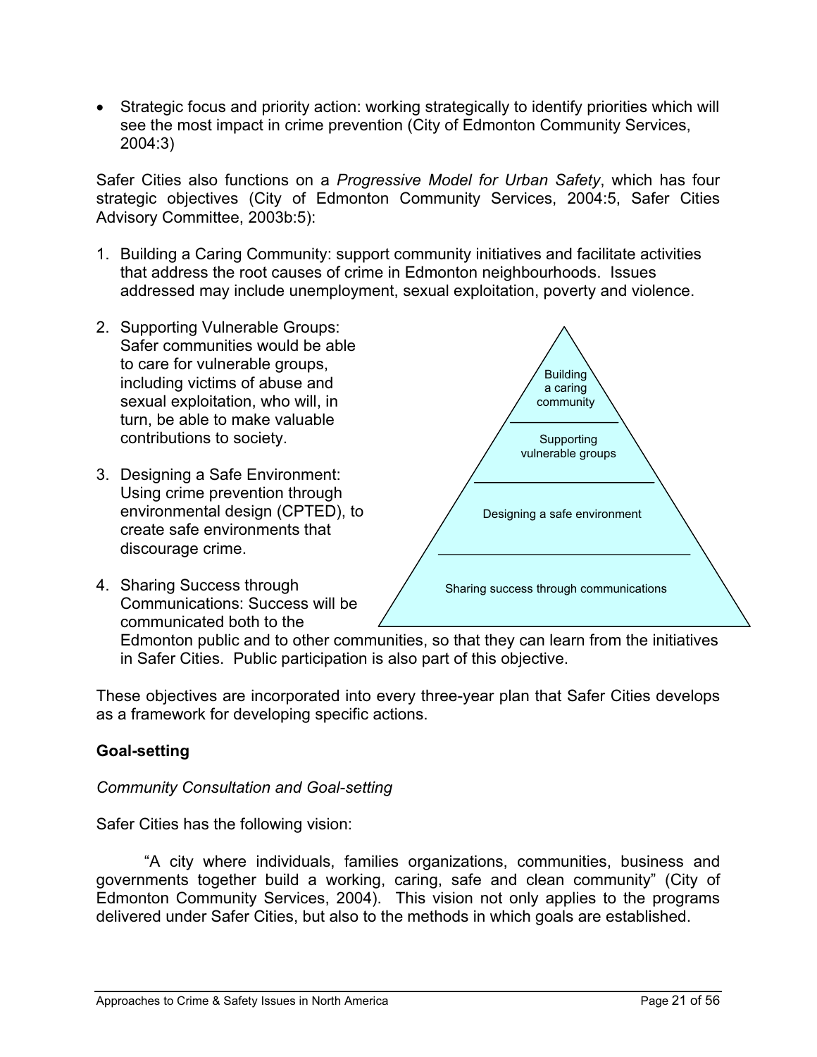- Strategic focus and priority action: working strategically to identify priorities which will see the most impact in crime prevention (City of Edmonton Community Services, 2004:3)

Safer Cities also functions on a *Progressive Model for Urban Safety*, which has four strategic objectives (City of Edmonton Community Services, 2004:5, Safer Cities Advisory Committee, 2003b:5):

1. Building a Caring Community: support community initiatives and facilitate activities that address the root causes of crime in Edmonton neighbourhoods. Issues addressed may include unemployment, sexual exploitation, poverty and violence.
2. Supporting Vulnerable Groups: Safer communities would be able to care for vulnerable groups, including victims of abuse and sexual exploitation, who will, in turn, be able to make valuable contributions to society.
3. Designing a Safe Environment: Using crime prevention through environmental design (CPTED), to create safe environments that discourage crime.
4. Sharing Success through Communications: Success will be communicated both to the Edmonton public and to other communities, so that they can learn from the initiatives in Safer Cities. Public participation is also part of this objective.

Building a caring community

Supporting vulnerable groups

Designing a safe environment

Sharing success through communications

These objectives are incorporated into every three-year plan that Safer Cities develops as a framework for developing specific actions.

**Goal-setting**

*Community Consultation and Goal-setting*

Safer Cities has the following vision:

"A city where individuals, families organizations, communities, business and governments together build a working, caring, safe and clean community" (City of Edmonton Community Services, 2004). This vision not only applies to the programs delivered under Safer Cities, but also to the methods in which goals are established.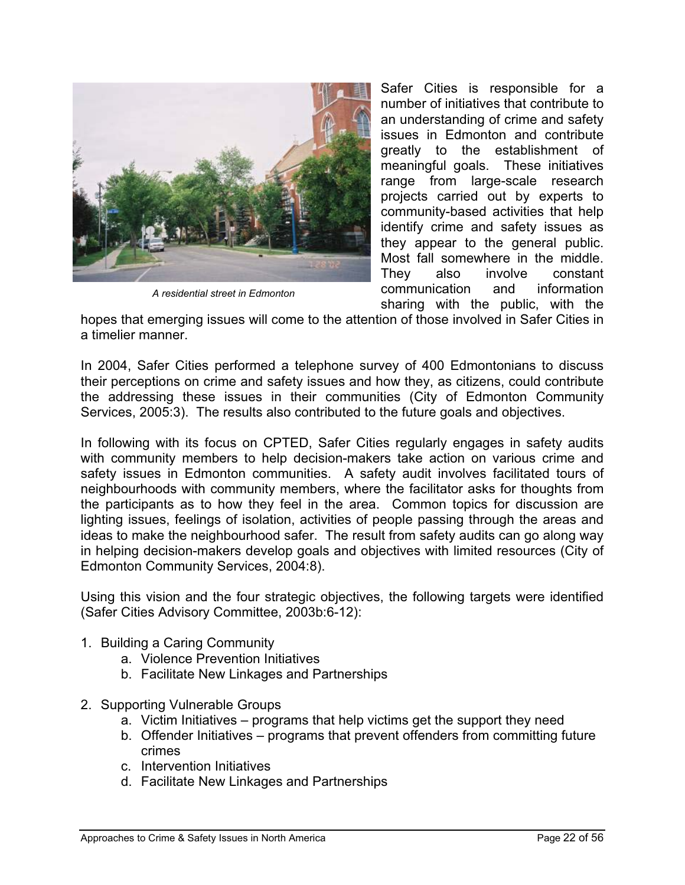A residential street in Edmonton

Safer Cities is responsible for a number of initiatives that contribute to an understanding of crime and safety issues in Edmonton and contribute greatly to the establishment of meaningful goals. These initiatives range from large-scale research projects carried out by experts to community-based activities that help identify crime and safety issues as they appear to the general public. Most fall somewhere in the middle. They also involve constant communication and information sharing with the public, with the hopes that emerging issues will come to the attention of those involved in Safer Cities in a timelier manner.

In 2004, Safer Cities performed a telephone survey of 400 Edmontonians to discuss their perceptions on crime and safety issues and how they, as citizens, could contribute the addressing these issues in their communities (City of Edmonton Community Services, 2005:3). The results also contributed to the future goals and objectives.

In following with its focus on CPTED, Safer Cities regularly engages in safety audits with community members to help decision-makers take action on various crime and safety issues in Edmonton communities. A safety audit involves facilitated tours of neighbourhoods with community members, where the facilitator asks for thoughts from the participants as to how they feel in the area. Common topics for discussion are lighting issues, feelings of isolation, activities of people passing through the areas and ideas to make the neighbourhood safer. The result from safety audits can go along way in helping decision-makers develop goals and objectives with limited resources (City of Edmonton Community Services, 2004:8).

Using this vision and the four strategic objectives, the following targets were identified (Safer Cities Advisory Committee, 2003b:6-12):

1. Building a Caring Community
    a. Violence Prevention Initiatives
    b. Facilitate New Linkages and Partnerships

2. Supporting Vulnerable Groups
    a. Victim Initiatives – programs that help victims get the support they need
    b. Offender Initiatives – programs that prevent offenders from committing future crimes
    c. Intervention Initiatives
    d. Facilitate New Linkages and Partnerships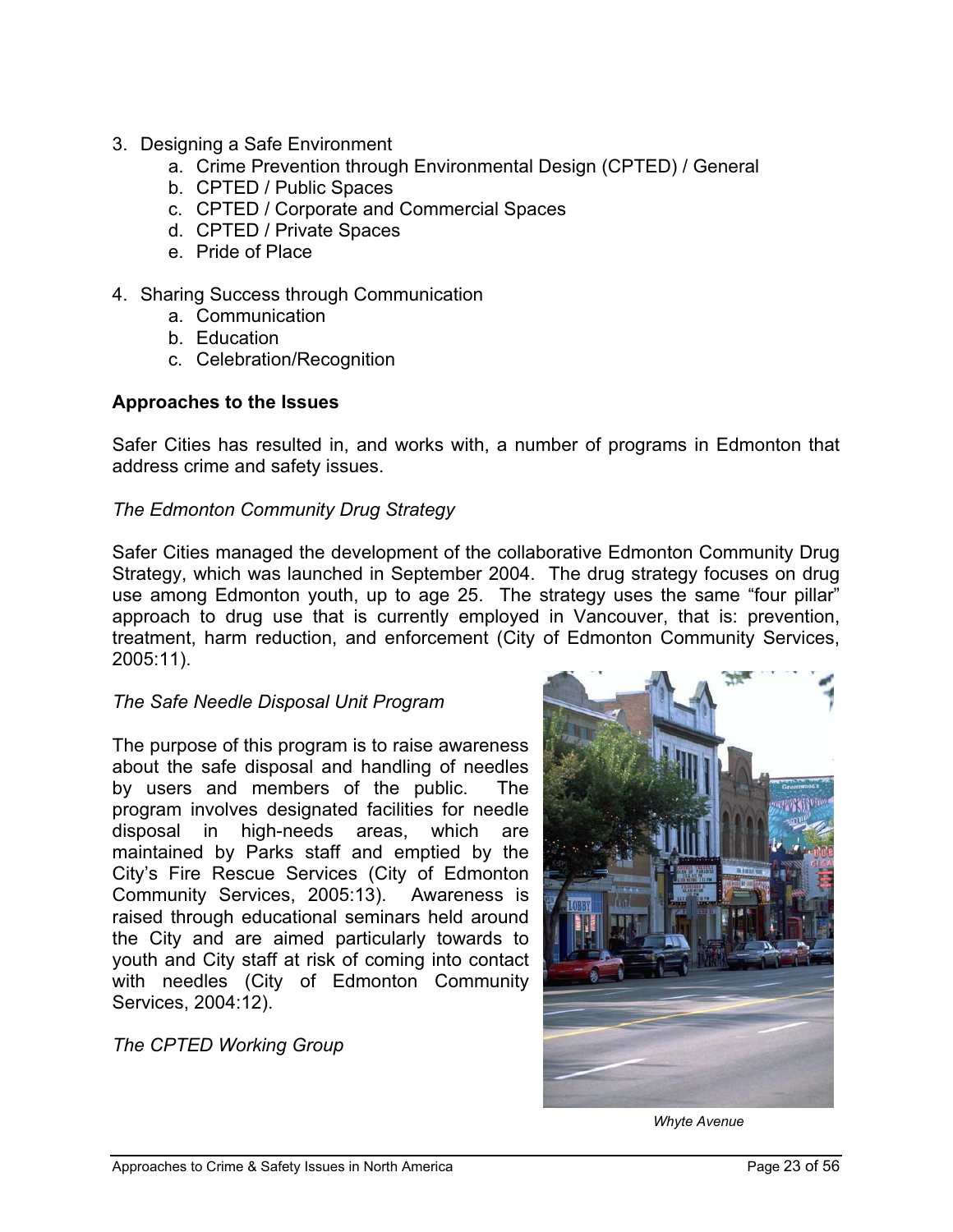3. Designing a Safe Environment
    a. Crime Prevention through Environmental Design (CPTED) / General
    b. CPTED / Public Spaces
    c. CPTED / Corporate and Commercial Spaces
    d. CPTED / Private Spaces
    e. Pride of Place

4. Sharing Success through Communication
    a. Communication
    b. Education
    c. Celebration/Recognition

**Approaches to the Issues**

Safer Cities has resulted in, and works with, a number of programs in Edmonton that address crime and safety issues.

*The Edmonton Community Drug Strategy*

Safer Cities managed the development of the collaborative Edmonton Community Drug Strategy, which was launched in September 2004. The drug strategy focuses on drug use among Edmonton youth, up to age 25. The strategy uses the same "four pillar" approach to drug use that is currently employed in Vancouver, that is: prevention, treatment, harm reduction, and enforcement (City of Edmonton Community Services, 2005:11).

*The Safe Needle Disposal Unit Program*

The purpose of this program is to raise awareness about the safe disposal and handling of needles by users and members of the public. The program involves designated facilities for needle disposal in high-needs areas, which are maintained by Parks staff and emptied by the City's Fire Rescue Services (City of Edmonton Community Services, 2005:13). Awareness is raised through educational seminars held around the City and are aimed particularly towards to youth and City staff at risk of coming into contact with needles (City of Edmonton Community Services, 2004:12).

*Whyte Avenue*

*The CPTED Working Group*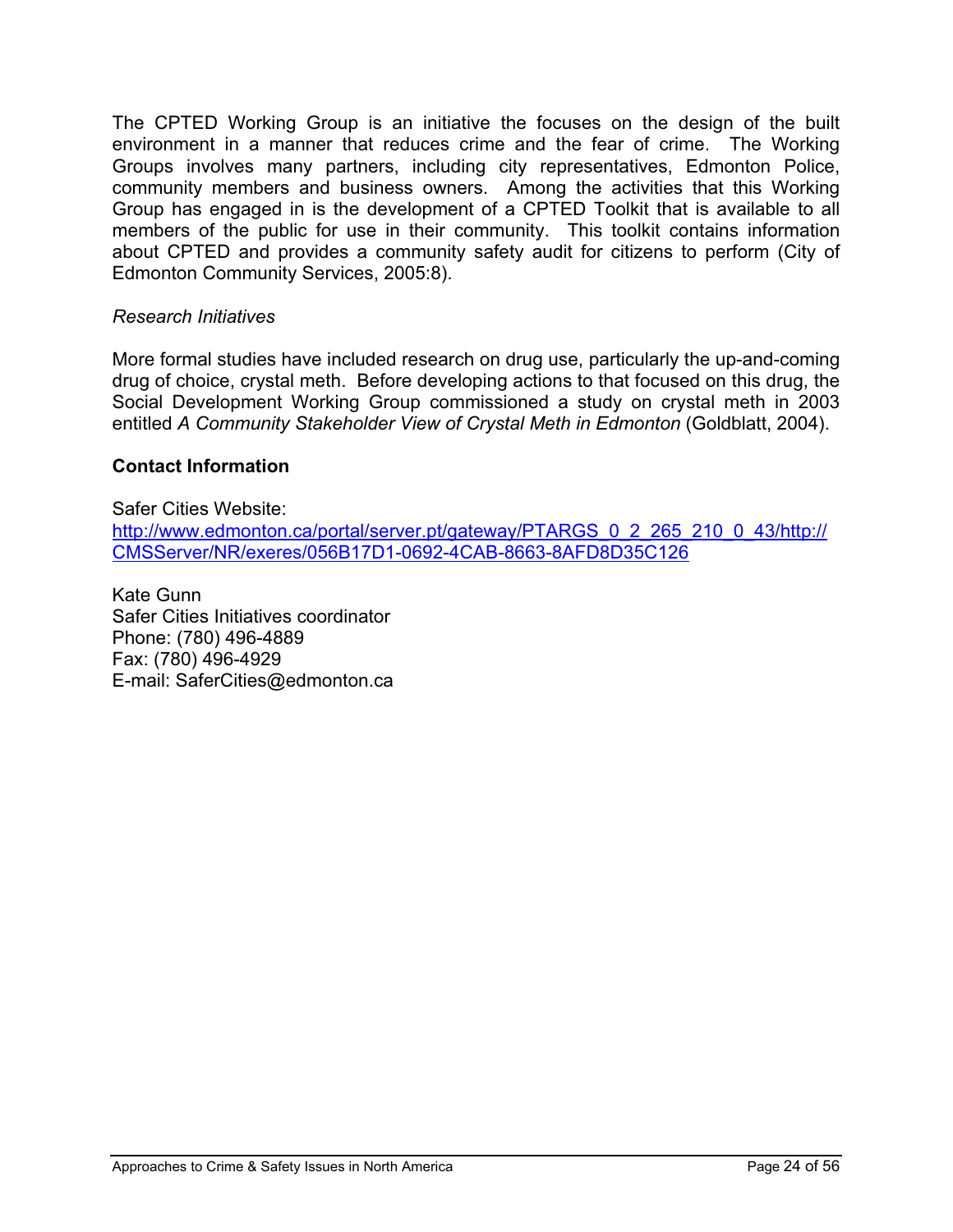The CPTED Working Group is an initiative the focuses on the design of the built environment in a manner that reduces crime and the fear of crime. The Working Groups involves many partners, including city representatives, Edmonton Police, community members and business owners. Among the activities that this Working Group has engaged in is the development of a CPTED Toolkit that is available to all members of the public for use in their community. This toolkit contains information about CPTED and provides a community safety audit for citizens to perform (City of Edmonton Community Services, 2005:8).

*Research Initiatives*

More formal studies have included research on drug use, particularly the up-and-coming drug of choice, crystal meth. Before developing actions to that focused on this drug, the Social Development Working Group commissioned a study on crystal meth in 2003 entitled *A Community Stakeholder View of Crystal Meth in Edmonton* (Goldblatt, 2004).

### Contact Information

Safer Cities Website:
http://www.edmonton.ca/portal/server.pt/gateway/PTARGS_0_2_265_210_0_43/http://CMSServer/NR/exeres/056B17D1-0692-4CAB-8663-8AFD8D35C126

Kate Gunn
Safer Cities Initiatives coordinator
Phone: (780) 496-4889
Fax: (780) 496-4929
E-mail: SaferCities@edmonton.ca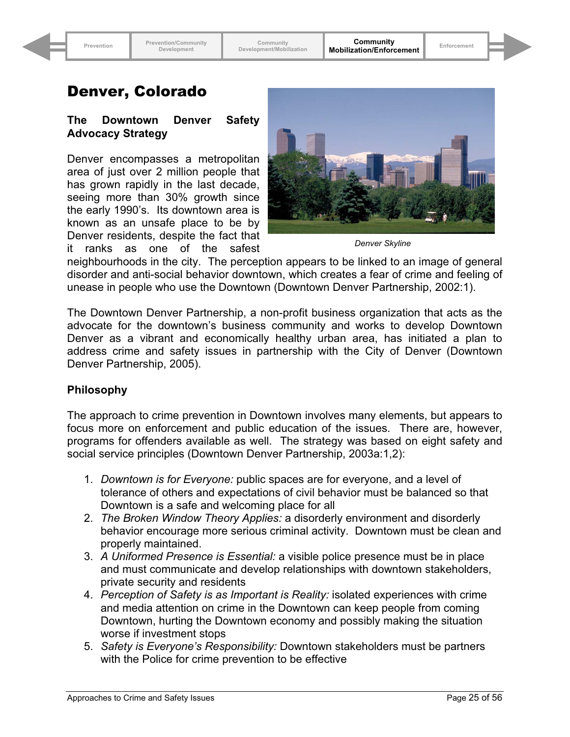# Denver, Colorado

## The Downtown Denver Safety Advocacy Strategy

Denver Skyline

Denver encompasses a metropolitan area of just over 2 million people that has grown rapidly in the last decade, seeing more than 30% growth since the early 1990's. Its downtown area is known as an unsafe place to be by Denver residents, despite the fact that it ranks as one of the safest neighbourhoods in the city. The perception appears to be linked to an image of general disorder and anti-social behavior downtown, which creates a fear of crime and feeling of unease in people who use the Downtown (Downtown Denver Partnership, 2002:1).

The Downtown Denver Partnership, a non-profit business organization that acts as the advocate for the downtown's business community and works to develop Downtown Denver as a vibrant and economically healthy urban area, has initiated a plan to address crime and safety issues in partnership with the City of Denver (Downtown Denver Partnership, 2005).

### Philosophy

The approach to crime prevention in Downtown involves many elements, but appears to focus more on enforcement and public education of the issues. There are, however, programs for offenders available as well. The strategy was based on eight safety and social service principles (Downtown Denver Partnership, 2003a:1,2):

1. *Downtown is for Everyone:* public spaces are for everyone, and a level of tolerance of others and expectations of civil behavior must be balanced so that Downtown is a safe and welcoming place for all
2. *The Broken Window Theory Applies:* a disorderly environment and disorderly behavior encourage more serious criminal activity. Downtown must be clean and properly maintained.
3. *A Uniformed Presence is Essential:* a visible police presence must be in place and must communicate and develop relationships with downtown stakeholders, private security and residents
4. *Perception of Safety is as Important is Reality:* isolated experiences with crime and media attention on crime in the Downtown can keep people from coming Downtown, hurting the Downtown economy and possibly making the situation worse if investment stops
5. *Safety is Everyone's Responsibility:* Downtown stakeholders must be partners with the Police for crime prevention to be effective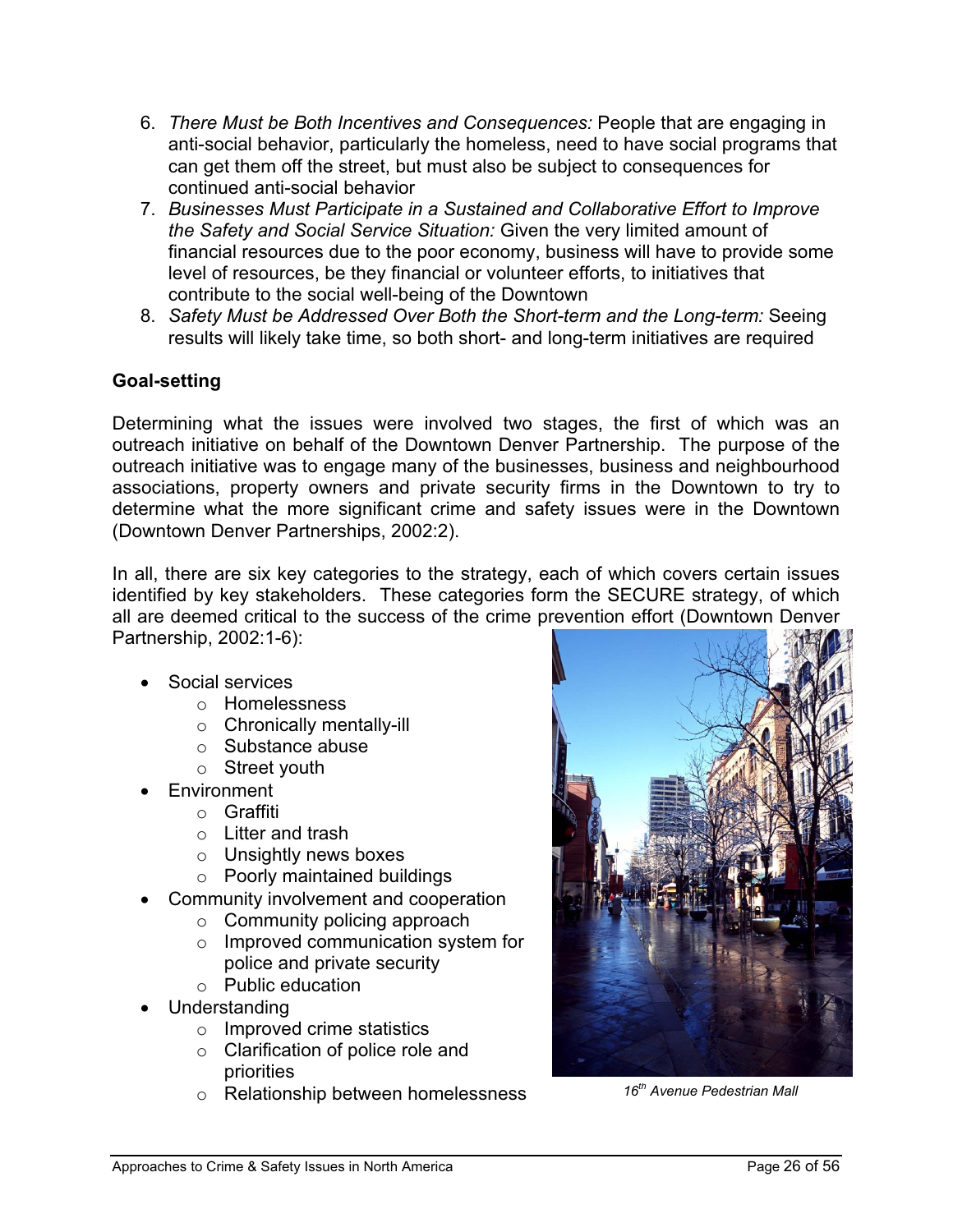6. *There Must be Both Incentives and Consequences:* People that are engaging in anti-social behavior, particularly the homeless, need to have social programs that can get them off the street, but must also be subject to consequences for continued anti-social behavior
7. *Businesses Must Participate in a Sustained and Collaborative Effort to Improve the Safety and Social Service Situation:* Given the very limited amount of financial resources due to the poor economy, business will have to provide some level of resources, be they financial or volunteer efforts, to initiatives that contribute to the social well-being of the Downtown
8. *Safety Must be Addressed Over Both the Short-term and the Long-term:* Seeing results will likely take time, so both short- and long-term initiatives are required

**Goal-setting**

Determining what the issues were involved two stages, the first of which was an outreach initiative on behalf of the Downtown Denver Partnership. The purpose of the outreach initiative was to engage many of the businesses, business and neighbourhood associations, property owners and private security firms in the Downtown to try to determine what the more significant crime and safety issues were in the Downtown (Downtown Denver Partnerships, 2002:2).

In all, there are six key categories to the strategy, each of which covers certain issues identified by key stakeholders. These categories form the SECURE strategy, of which all are deemed critical to the success of the crime prevention effort (Downtown Denver Partnership, 2002:1-6):

- Social services
  - Homelessness
  - Chronically mentally-ill
  - Substance abuse
  - Street youth
- Environment
  - Graffiti
  - Litter and trash
  - Unsightly news boxes
  - Poorly maintained buildings
- Community involvement and cooperation
  - Community policing approach
  - Improved communication system for police and private security
  - Public education
- Understanding
  - Improved crime statistics
  - Clarification of police role and priorities
  - Relationship between homelessness

*16th Avenue Pedestrian Mall*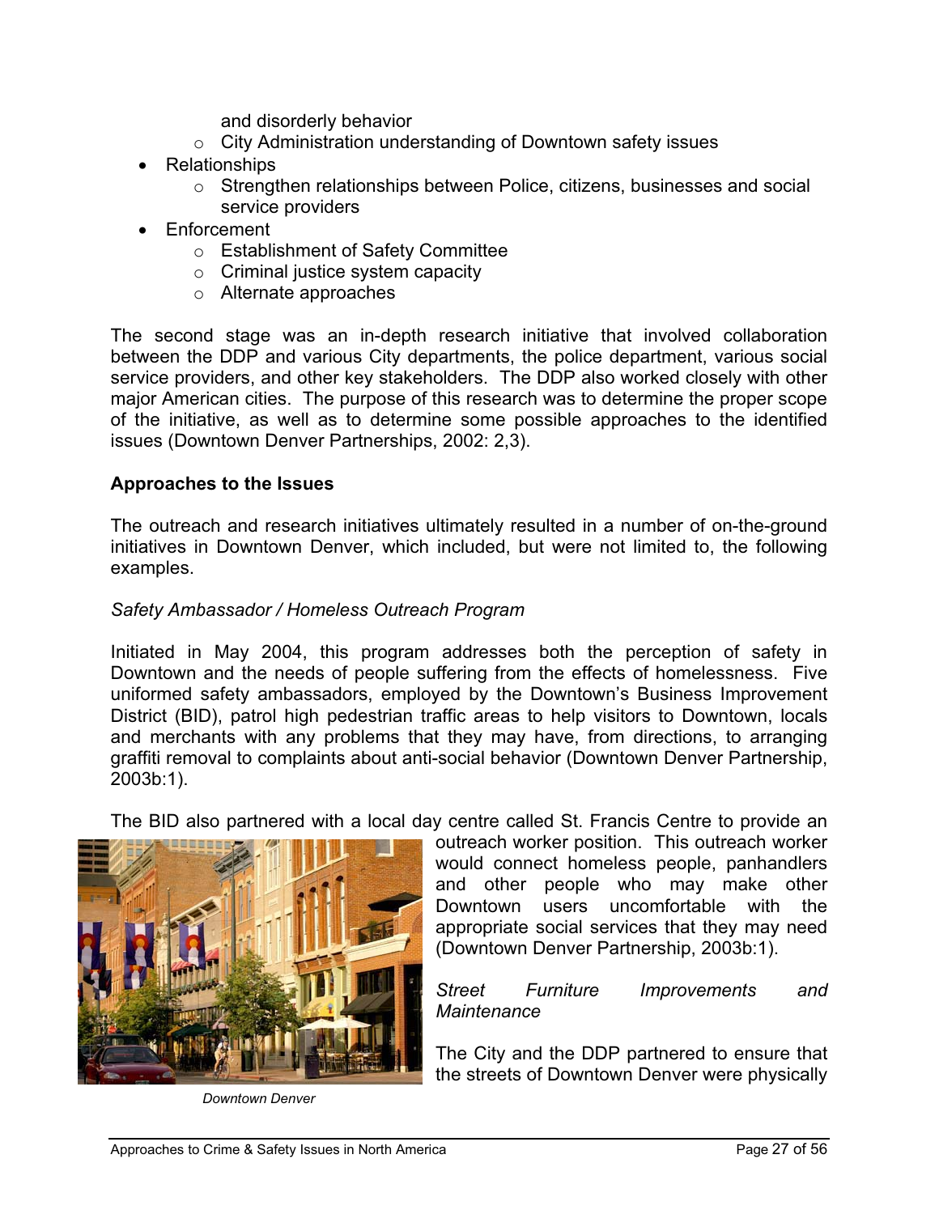and disorderly behavior
    - City Administration understanding of Downtown safety issues
- Relationships
    - Strengthen relationships between Police, citizens, businesses and social service providers
- Enforcement
    - Establishment of Safety Committee
    - Criminal justice system capacity
    - Alternate approaches

The second stage was an in-depth research initiative that involved collaboration between the DDP and various City departments, the police department, various social service providers, and other key stakeholders. The DDP also worked closely with other major American cities. The purpose of this research was to determine the proper scope of the initiative, as well as to determine some possible approaches to the identified issues (Downtown Denver Partnerships, 2002: 2,3).

**Approaches to the Issues**

The outreach and research initiatives ultimately resulted in a number of on-the-ground initiatives in Downtown Denver, which included, but were not limited to, the following examples.

*Safety Ambassador / Homeless Outreach Program*

Initiated in May 2004, this program addresses both the perception of safety in Downtown and the needs of people suffering from the effects of homelessness. Five uniformed safety ambassadors, employed by the Downtown's Business Improvement District (BID), patrol high pedestrian traffic areas to help visitors to Downtown, locals and merchants with any problems that they may have, from directions, to arranging graffiti removal to complaints about anti-social behavior (Downtown Denver Partnership, 2003b:1).

The BID also partnered with a local day centre called St. Francis Centre to provide an outreach worker position. This outreach worker would connect homeless people, panhandlers and other people who may make other Downtown users uncomfortable with the appropriate social services that they may need (Downtown Denver Partnership, 2003b:1).

Downtown Denver

*Street Furniture Improvements and Maintenance*

The City and the DDP partnered to ensure that the streets of Downtown Denver were physically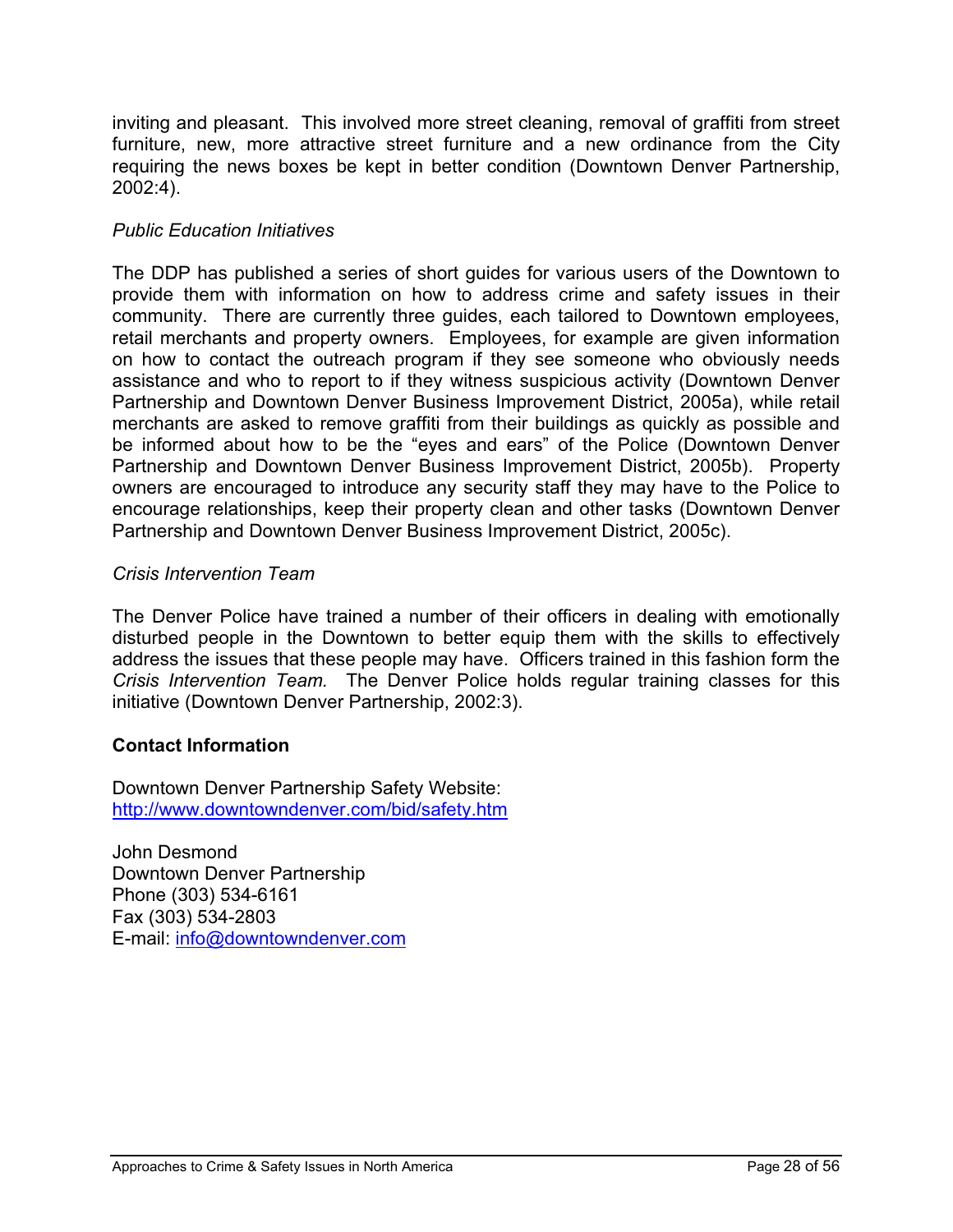inviting and pleasant. This involved more street cleaning, removal of graffiti from street furniture, new, more attractive street furniture and a new ordinance from the City requiring the news boxes be kept in better condition (Downtown Denver Partnership, 2002:4).

*Public Education Initiatives*

The DDP has published a series of short guides for various users of the Downtown to provide them with information on how to address crime and safety issues in their community. There are currently three guides, each tailored to Downtown employees, retail merchants and property owners. Employees, for example are given information on how to contact the outreach program if they see someone who obviously needs assistance and who to report to if they witness suspicious activity (Downtown Denver Partnership and Downtown Denver Business Improvement District, 2005a), while retail merchants are asked to remove graffiti from their buildings as quickly as possible and be informed about how to be the "eyes and ears" of the Police (Downtown Denver Partnership and Downtown Denver Business Improvement District, 2005b). Property owners are encouraged to introduce any security staff they may have to the Police to encourage relationships, keep their property clean and other tasks (Downtown Denver Partnership and Downtown Denver Business Improvement District, 2005c).

*Crisis Intervention Team*

The Denver Police have trained a number of their officers in dealing with emotionally disturbed people in the Downtown to better equip them with the skills to effectively address the issues that these people may have. Officers trained in this fashion form the *Crisis Intervention Team.* The Denver Police holds regular training classes for this initiative (Downtown Denver Partnership, 2002:3).

**Contact Information**

Downtown Denver Partnership Safety Website:
http://www.downtowndenver.com/bid/safety.htm

John Desmond
Downtown Denver Partnership
Phone (303) 534-6161
Fax (303) 534-2803
E-mail: info@downtowndenver.com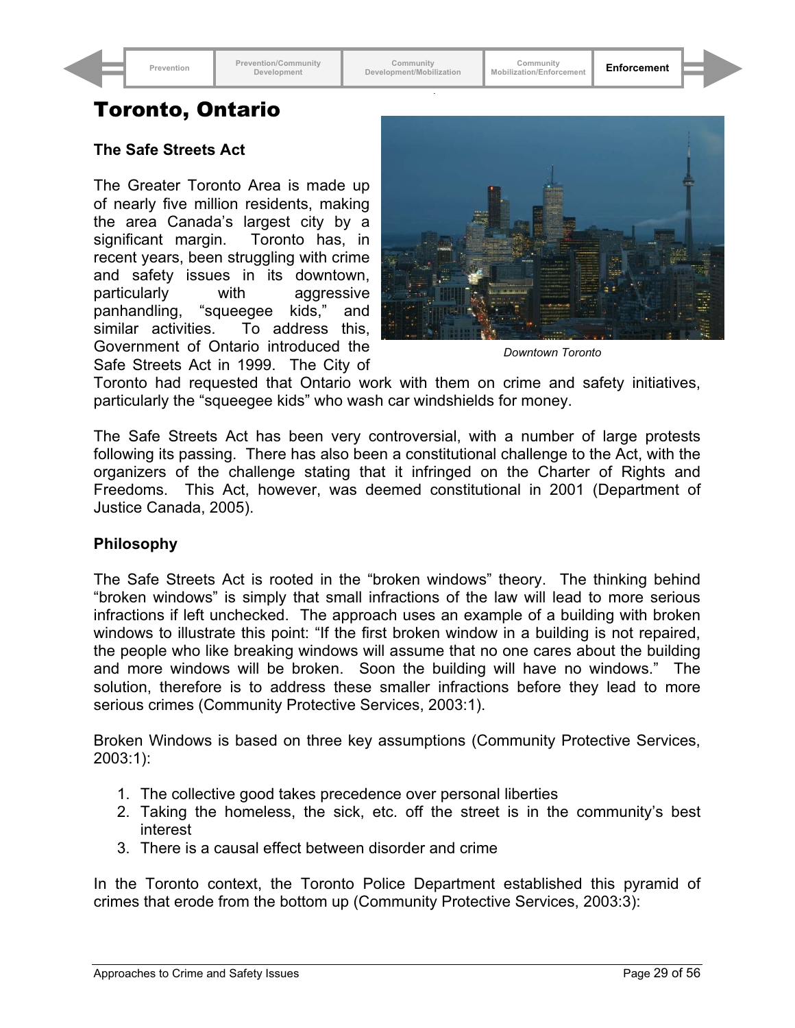# Toronto, Ontario

### The Safe Streets Act

The Greater Toronto Area is made up of nearly five million residents, making the area Canada's largest city by a significant margin. Toronto has, in recent years, been struggling with crime and safety issues in its downtown, particularly with aggressive panhandling, "squeegee kids," and similar activities. To address this, Government of Ontario introduced the Safe Streets Act in 1999. The City of Toronto had requested that Ontario work with them on crime and safety initiatives, particularly the "squeegee kids" who wash car windshields for money.

*Downtown Toronto*

The Safe Streets Act has been very controversial, with a number of large protests following its passing. There has also been a constitutional challenge to the Act, with the organizers of the challenge stating that it infringed on the Charter of Rights and Freedoms. This Act, however, was deemed constitutional in 2001 (Department of Justice Canada, 2005).

### Philosophy

The Safe Streets Act is rooted in the "broken windows" theory. The thinking behind "broken windows" is simply that small infractions of the law will lead to more serious infractions if left unchecked. The approach uses an example of a building with broken windows to illustrate this point: "If the first broken window in a building is not repaired, the people who like breaking windows will assume that no one cares about the building and more windows will be broken. Soon the building will have no windows." The solution, therefore is to address these smaller infractions before they lead to more serious crimes (Community Protective Services, 2003:1).

Broken Windows is based on three key assumptions (Community Protective Services, 2003:1):

1. The collective good takes precedence over personal liberties
2. Taking the homeless, the sick, etc. off the street is in the community's best interest
3. There is a causal effect between disorder and crime

In the Toronto context, the Toronto Police Department established this pyramid of crimes that erode from the bottom up (Community Protective Services, 2003:3):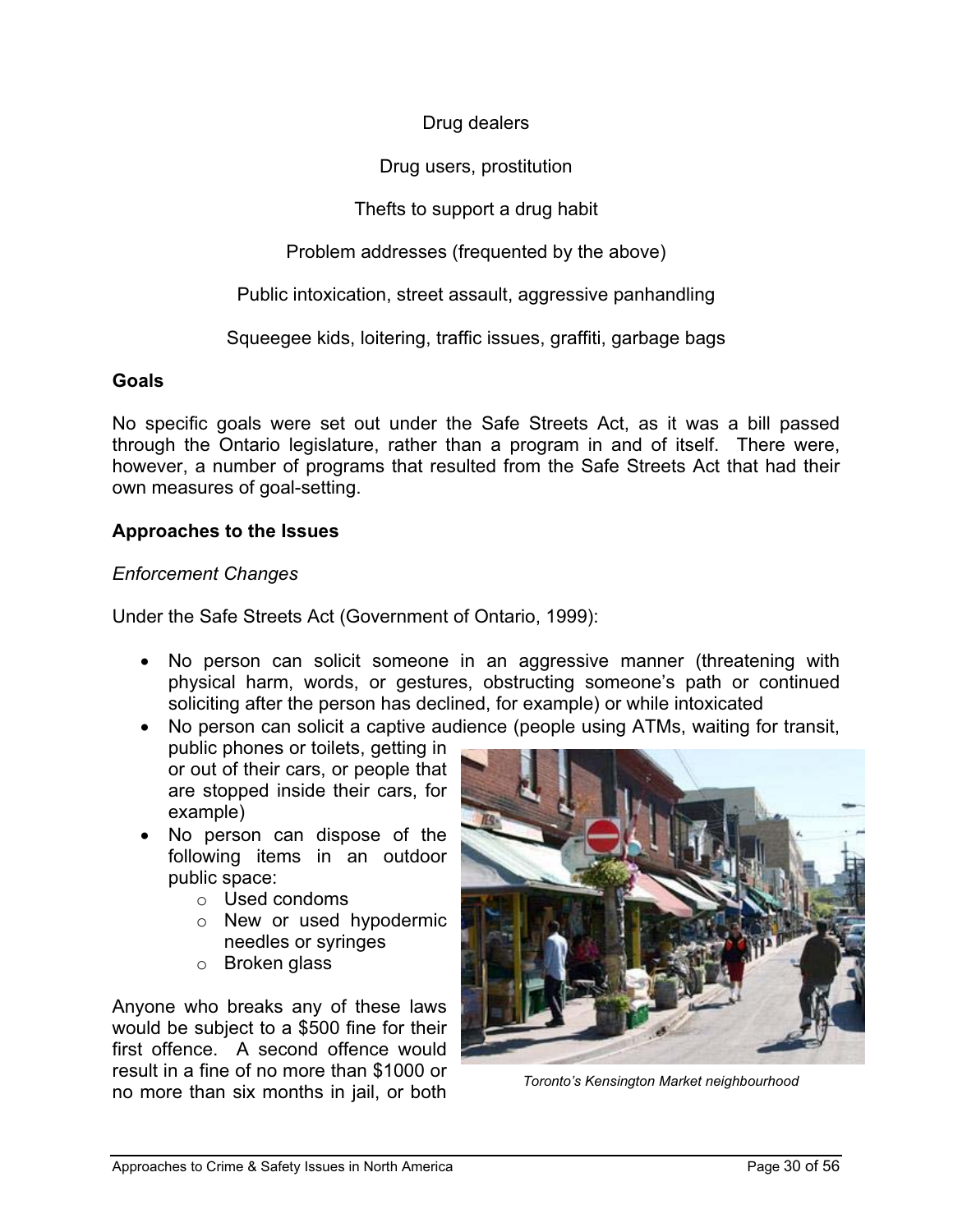Drug dealers

Drug users, prostitution

Thefts to support a drug habit

Problem addresses (frequented by the above)

Public intoxication, street assault, aggressive panhandling

Squeegee kids, loitering, traffic issues, graffiti, garbage bags

**Goals**

No specific goals were set out under the Safe Streets Act, as it was a bill passed through the Ontario legislature, rather than a program in and of itself. There were, however, a number of programs that resulted from the Safe Streets Act that had their own measures of goal-setting.

**Approaches to the Issues**

*Enforcement Changes*

Under the Safe Streets Act (Government of Ontario, 1999):

- No person can solicit someone in an aggressive manner (threatening with physical harm, words, or gestures, obstructing someone's path or continued soliciting after the person has declined, for example) or while intoxicated
- No person can solicit a captive audience (people using ATMs, waiting for transit, public phones or toilets, getting in or out of their cars, or people that are stopped inside their cars, for example)
- No person can dispose of the following items in an outdoor public space:
    - Used condoms
    - New or used hypodermic needles or syringes
    - Broken glass

Anyone who breaks any of these laws would be subject to a $500 fine for their first offence. A second offence would result in a fine of no more than $1000 or no more than six months in jail, or both

*Toronto's Kensington Market neighbourhood*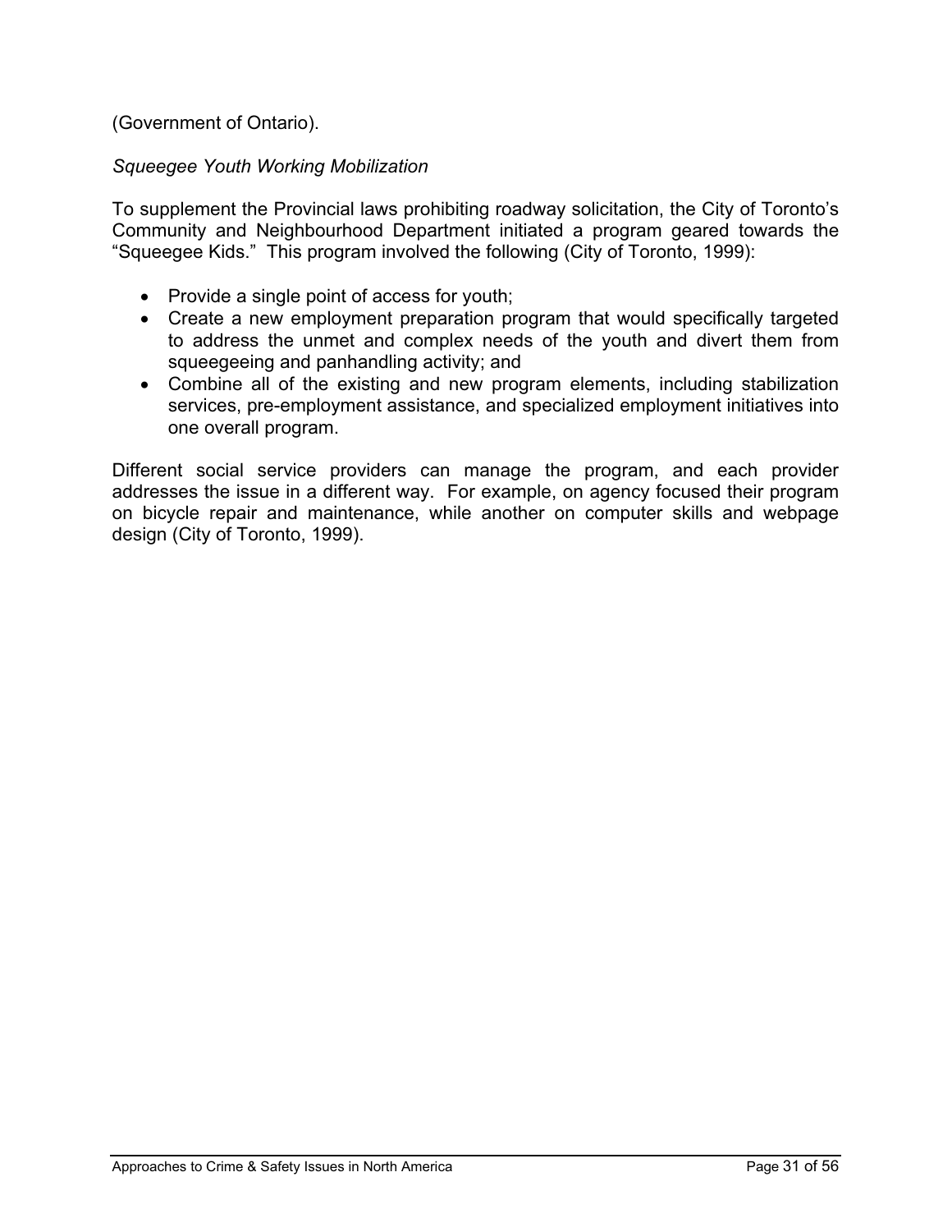(Government of Ontario).

*Squeegee Youth Working Mobilization*

To supplement the Provincial laws prohibiting roadway solicitation, the City of Toronto's Community and Neighbourhood Department initiated a program geared towards the "Squeegee Kids." This program involved the following (City of Toronto, 1999):

- Provide a single point of access for youth;
- Create a new employment preparation program that would specifically targeted to address the unmet and complex needs of the youth and divert them from squeegeeing and panhandling activity; and
- Combine all of the existing and new program elements, including stabilization services, pre-employment assistance, and specialized employment initiatives into one overall program.

Different social service providers can manage the program, and each provider addresses the issue in a different way. For example, on agency focused their program on bicycle repair and maintenance, while another on computer skills and webpage design (City of Toronto, 1999).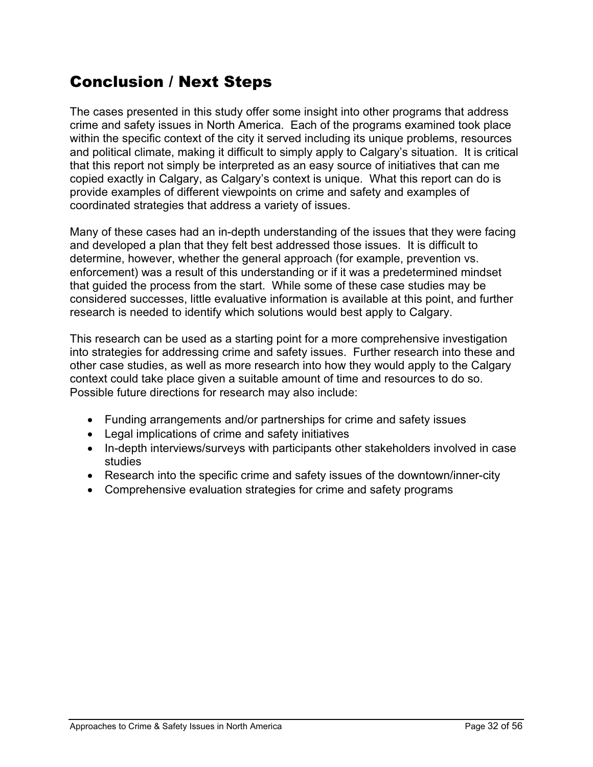# Conclusion / Next Steps

The cases presented in this study offer some insight into other programs that address crime and safety issues in North America. Each of the programs examined took place within the specific context of the city it served including its unique problems, resources and political climate, making it difficult to simply apply to Calgary's situation. It is critical that this report not simply be interpreted as an easy source of initiatives that can me copied exactly in Calgary, as Calgary's context is unique. What this report can do is provide examples of different viewpoints on crime and safety and examples of coordinated strategies that address a variety of issues.

Many of these cases had an in-depth understanding of the issues that they were facing and developed a plan that they felt best addressed those issues. It is difficult to determine, however, whether the general approach (for example, prevention vs. enforcement) was a result of this understanding or if it was a predetermined mindset that guided the process from the start. While some of these case studies may be considered successes, little evaluative information is available at this point, and further research is needed to identify which solutions would best apply to Calgary.

This research can be used as a starting point for a more comprehensive investigation into strategies for addressing crime and safety issues. Further research into these and other case studies, as well as more research into how they would apply to the Calgary context could take place given a suitable amount of time and resources to do so. Possible future directions for research may also include:

- Funding arrangements and/or partnerships for crime and safety issues
- Legal implications of crime and safety initiatives
- In-depth interviews/surveys with participants other stakeholders involved in case studies
- Research into the specific crime and safety issues of the downtown/inner-city
- Comprehensive evaluation strategies for crime and safety programs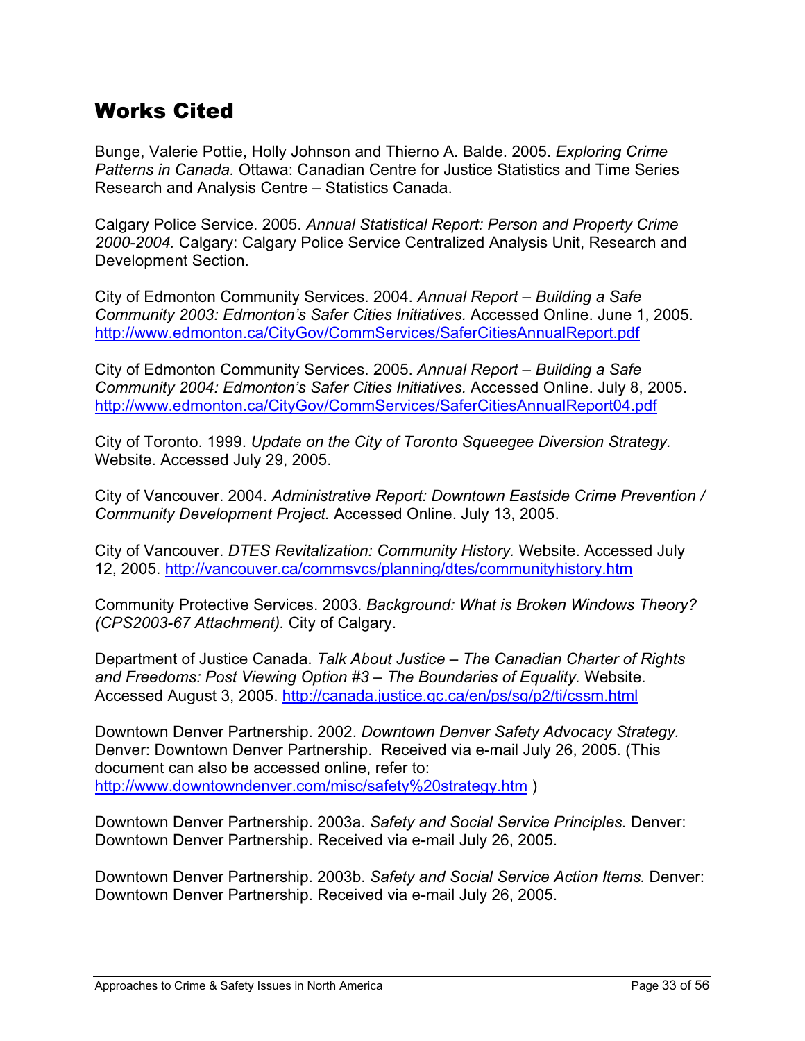# Works Cited

Bunge, Valerie Pottie, Holly Johnson and Thierno A. Balde. 2005. *Exploring Crime Patterns in Canada.* Ottawa: Canadian Centre for Justice Statistics and Time Series Research and Analysis Centre – Statistics Canada.

Calgary Police Service. 2005. *Annual Statistical Report: Person and Property Crime 2000-2004.* Calgary: Calgary Police Service Centralized Analysis Unit, Research and Development Section.

City of Edmonton Community Services. 2004. *Annual Report – Building a Safe Community 2003: Edmonton's Safer Cities Initiatives.* Accessed Online. June 1, 2005. http://www.edmonton.ca/CityGov/CommServices/SaferCitiesAnnualReport.pdf

City of Edmonton Community Services. 2005. *Annual Report – Building a Safe Community 2004: Edmonton's Safer Cities Initiatives.* Accessed Online. July 8, 2005. http://www.edmonton.ca/CityGov/CommServices/SaferCitiesAnnualReport04.pdf

City of Toronto. 1999. *Update on the City of Toronto Squeegee Diversion Strategy.* Website. Accessed July 29, 2005.

City of Vancouver. 2004. *Administrative Report: Downtown Eastside Crime Prevention / Community Development Project.* Accessed Online. July 13, 2005.

City of Vancouver. *DTES Revitalization: Community History.* Website. Accessed July 12, 2005. http://vancouver.ca/commsvcs/planning/dtes/communityhistory.htm

Community Protective Services. 2003. *Background: What is Broken Windows Theory? (CPS2003-67 Attachment).* City of Calgary.

Department of Justice Canada. *Talk About Justice – The Canadian Charter of Rights and Freedoms: Post Viewing Option #3 – The Boundaries of Equality.* Website. Accessed August 3, 2005. http://canada.justice.gc.ca/en/ps/sg/p2/ti/cssm.html

Downtown Denver Partnership. 2002. *Downtown Denver Safety Advocacy Strategy.* Denver: Downtown Denver Partnership. Received via e-mail July 26, 2005. (This document can also be accessed online, refer to: http://www.downtowndenver.com/misc/safety%20strategy.htm )

Downtown Denver Partnership. 2003a. *Safety and Social Service Principles.* Denver: Downtown Denver Partnership. Received via e-mail July 26, 2005.

Downtown Denver Partnership. 2003b. *Safety and Social Service Action Items.* Denver: Downtown Denver Partnership. Received via e-mail July 26, 2005.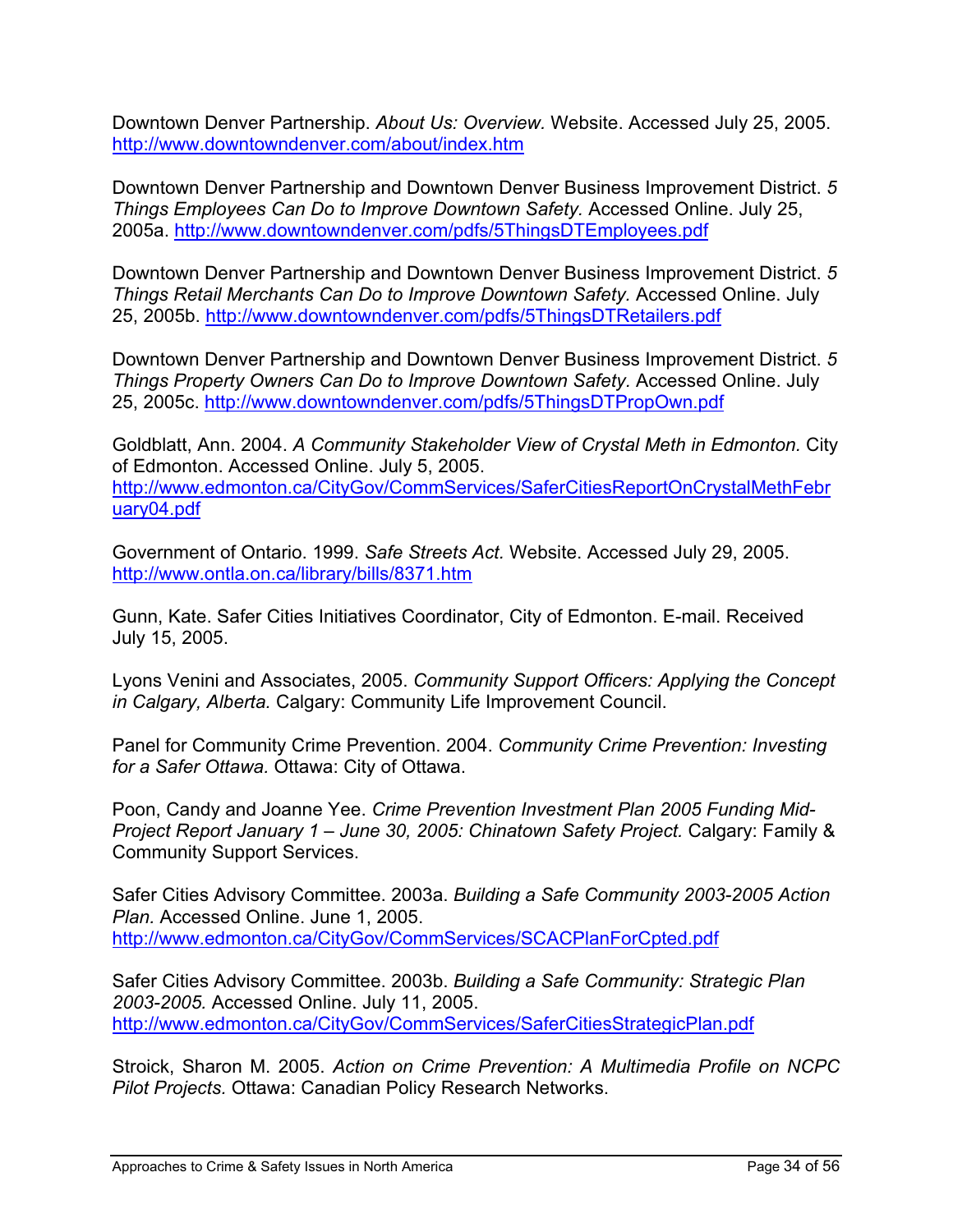Downtown Denver Partnership. *About Us: Overview.* Website. Accessed July 25, 2005. http://www.downtowndenver.com/about/index.htm

Downtown Denver Partnership and Downtown Denver Business Improvement District. *5 Things Employees Can Do to Improve Downtown Safety.* Accessed Online. July 25, 2005a. http://www.downtowndenver.com/pdfs/5ThingsDTEmployees.pdf

Downtown Denver Partnership and Downtown Denver Business Improvement District. *5 Things Retail Merchants Can Do to Improve Downtown Safety.* Accessed Online. July 25, 2005b. http://www.downtowndenver.com/pdfs/5ThingsDTRetailers.pdf

Downtown Denver Partnership and Downtown Denver Business Improvement District. *5 Things Property Owners Can Do to Improve Downtown Safety.* Accessed Online. July 25, 2005c. http://www.downtowndenver.com/pdfs/5ThingsDTPropOwn.pdf

Goldblatt, Ann. 2004. *A Community Stakeholder View of Crystal Meth in Edmonton.* City of Edmonton. Accessed Online. July 5, 2005. http://www.edmonton.ca/CityGov/CommServices/SaferCitiesReportOnCrystalMethFebruary04.pdf

Government of Ontario. 1999. *Safe Streets Act.* Website. Accessed July 29, 2005. http://www.ontla.on.ca/library/bills/8371.htm

Gunn, Kate. Safer Cities Initiatives Coordinator, City of Edmonton. E-mail. Received July 15, 2005.

Lyons Venini and Associates, 2005. *Community Support Officers: Applying the Concept in Calgary, Alberta.* Calgary: Community Life Improvement Council.

Panel for Community Crime Prevention. 2004. *Community Crime Prevention: Investing for a Safer Ottawa.* Ottawa: City of Ottawa.

Poon, Candy and Joanne Yee. *Crime Prevention Investment Plan 2005 Funding Mid-Project Report January 1 – June 30, 2005: Chinatown Safety Project.* Calgary: Family & Community Support Services.

Safer Cities Advisory Committee. 2003a. *Building a Safe Community 2003-2005 Action Plan.* Accessed Online. June 1, 2005. http://www.edmonton.ca/CityGov/CommServices/SCACPlanForCpted.pdf

Safer Cities Advisory Committee. 2003b. *Building a Safe Community: Strategic Plan 2003-2005.* Accessed Online. July 11, 2005. http://www.edmonton.ca/CityGov/CommServices/SaferCitiesStrategicPlan.pdf

Stroick, Sharon M. 2005. *Action on Crime Prevention: A Multimedia Profile on NCPC Pilot Projects.* Ottawa: Canadian Policy Research Networks.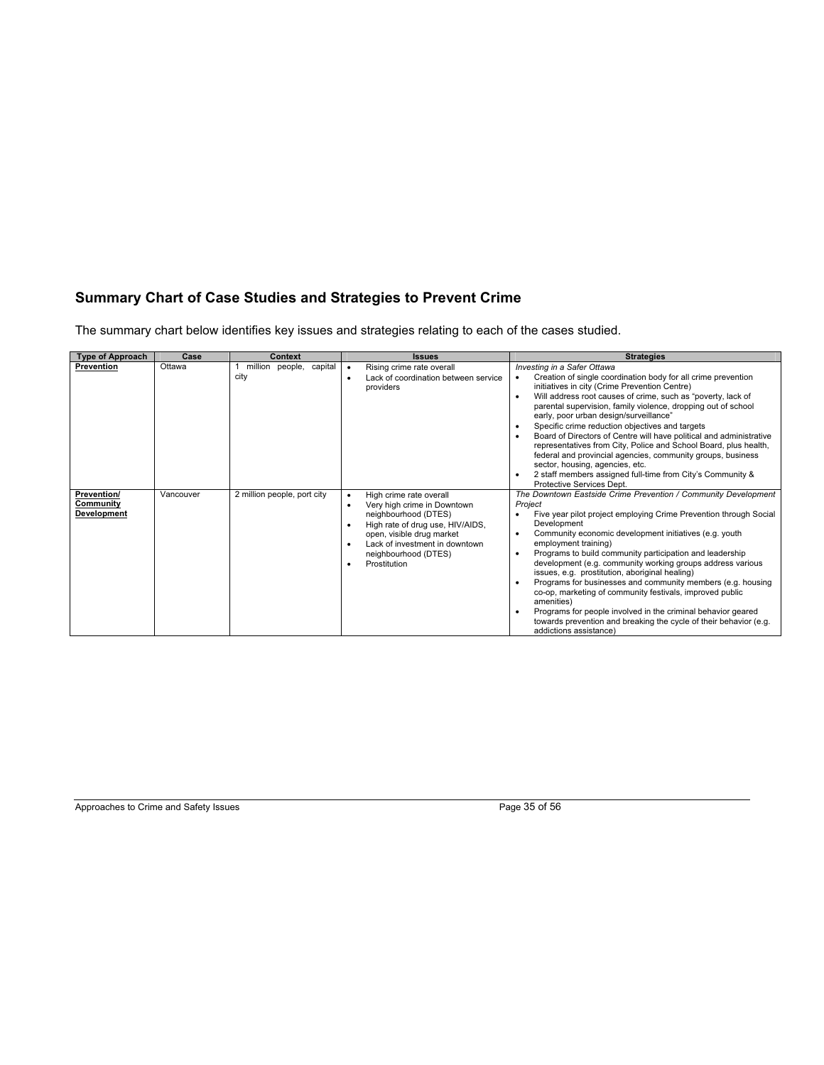## Summary Chart of Case Studies and Strategies to Prevent Crime

The summary chart below identifies key issues and strategies relating to each of the cases studied.

| Type of Approach | Case | Context | Issues | Strategies |
|---|---|---|---|---|
| **Prevention** | Ottawa | 1 million people, capital city | • Rising crime rate overall<br>• Lack of coordination between service providers | *Investing in a Safer Ottawa*<br>• Creation of single coordination body for all crime prevention initiatives in city (Crime Prevention Centre)<br>• Will address root causes of crime, such as "poverty, lack of parental supervision, family violence, dropping out of school early, poor urban design/surveillance"<br>• Specific crime reduction objectives and targets<br>• Board of Directors of Centre will have political and administrative representatives from City, Police and School Board, plus health, federal and provincial agencies, community groups, business sector, housing, agencies, etc.<br>• 2 staff members assigned full-time from City's Community & Protective Services Dept. |
| **Prevention/ Community Development** | Vancouver | 2 million people, port city | • High crime rate overall<br>• Very high crime in Downtown neighbourhood (DTES)<br>• High rate of drug use, HIV/AIDS, open, visible drug market<br>• Lack of investment in downtown neighbourhood (DTES)<br>• Prostitution | *The Downtown Eastside Crime Prevention / Community Development Project*<br>• Five year pilot project employing Crime Prevention through Social Development<br>• Community economic development initiatives (e.g. youth employment training)<br>• Programs to build community participation and leadership development (e.g. community working groups address various issues, e.g. prostitution, aboriginal healing)<br>• Programs for businesses and community members (e.g. housing co-op, marketing of community festivals, improved public amenities)<br>• Programs for people involved in the criminal behavior geared towards prevention and breaking the cycle of their behavior (e.g. addictions assistance) |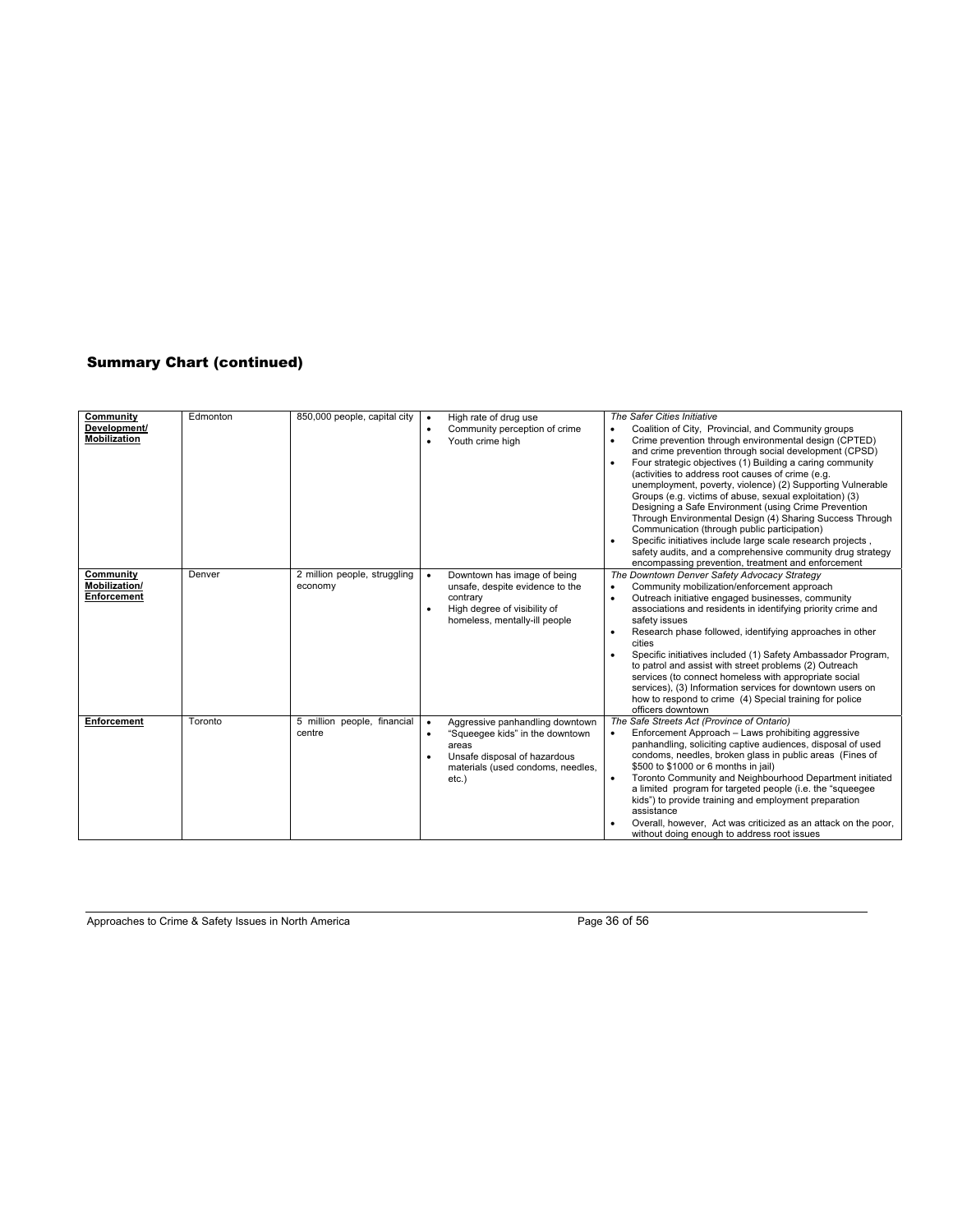## Summary Chart (continued)

| | | | | |
|---|---|---|---|---|
| **Community Development/ Mobilization** | Edmonton | 850,000 people, capital city | • High rate of drug use<br>• Community perception of crime<br>• Youth crime high | *The Safer Cities Initiative*<br>• Coalition of City, Provincial, and Community groups<br>• Crime prevention through environmental design (CPTED) and crime prevention through social development (CPSD)<br>• Four strategic objectives (1) Building a caring community (activities to address root causes of crime (e.g. unemployment, poverty, violence) (2) Supporting Vulnerable Groups (e.g. victims of abuse, sexual exploitation) (3) Designing a Safe Environment (using Crime Prevention Through Environmental Design (4) Sharing Success Through Communication (through public participation)<br>• Specific initiatives include large scale research projects , safety audits, and a comprehensive community drug strategy encompassing prevention, treatment and enforcement |
| **Community Mobilization/ Enforcement** | Denver | 2 million people, struggling economy | • Downtown has image of being unsafe, despite evidence to the contrary<br>• High degree of visibility of homeless, mentally-ill people | *The Downtown Denver Safety Advocacy Strategy*<br>• Community mobilization/enforcement approach<br>• Outreach initiative engaged businesses, community associations and residents in identifying priority crime and safety issues<br>• Research phase followed, identifying approaches in other cities<br>• Specific initiatives included (1) Safety Ambassador Program, to patrol and assist with street problems (2) Outreach services (to connect homeless with appropriate social services), (3) Information services for downtown users on how to respond to crime (4) Special training for police officers downtown |
| **Enforcement** | Toronto | 5 million people, financial centre | • Aggressive panhandling downtown<br>• "Squeegee kids" in the downtown areas<br>• Unsafe disposal of hazardous materials (used condoms, needles, etc.) | *The Safe Streets Act (Province of Ontario)*<br>• Enforcement Approach – Laws prohibiting aggressive panhandling, soliciting captive audiences, disposal of used condoms, needles, broken glass in public areas (Fines of \$500 to \$1000 or 6 months in jail)<br>• Toronto Community and Neighbourhood Department initiated a limited program for targeted people (i.e. the "squeegee kids") to provide training and employment preparation assistance<br>• Overall, however, Act was criticized as an attack on the poor, without doing enough to address root issues |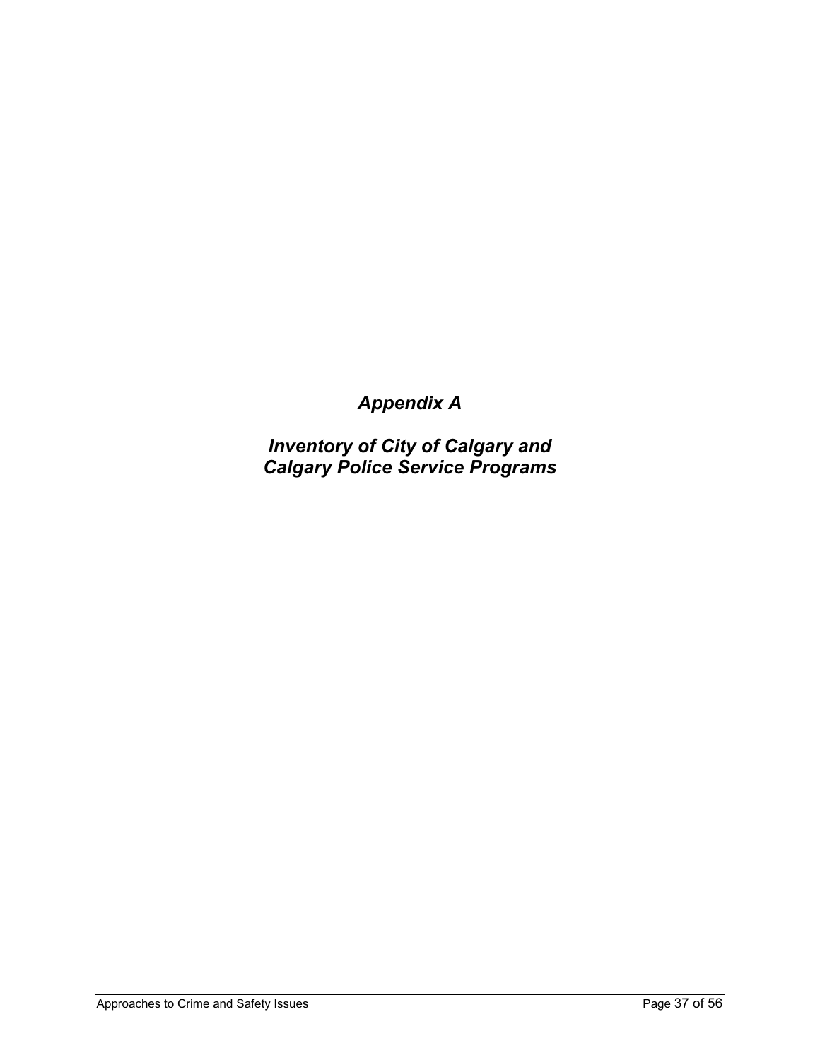# *Appendix A*

## *Inventory of City of Calgary and Calgary Police Service Programs*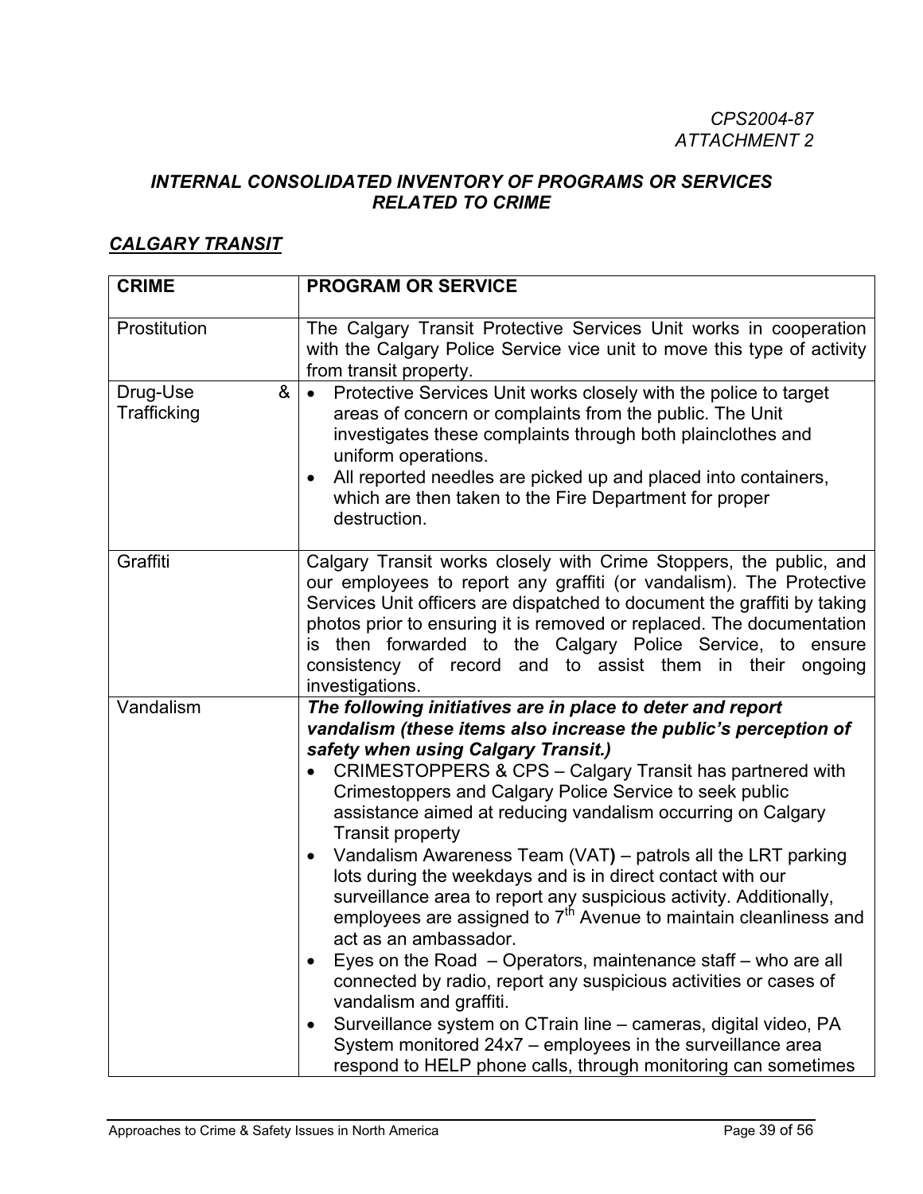*CPS2004-87*
*ATTACHMENT 2*

### *INTERNAL CONSOLIDATED INVENTORY OF PROGRAMS OR SERVICES RELATED TO CRIME*

### ***CALGARY TRANSIT***

| CRIME | PROGRAM OR SERVICE |
|---|---|
| Prostitution | The Calgary Transit Protective Services Unit works in cooperation with the Calgary Police Service vice unit to move this type of activity from transit property. |
| Drug-Use & Trafficking | • Protective Services Unit works closely with the police to target areas of concern or complaints from the public. The Unit investigates these complaints through both plainclothes and uniform operations.<br>• All reported needles are picked up and placed into containers, which are then taken to the Fire Department for proper destruction. |
| Graffiti | Calgary Transit works closely with Crime Stoppers, the public, and our employees to report any graffiti (or vandalism). The Protective Services Unit officers are dispatched to document the graffiti by taking photos prior to ensuring it is removed or replaced. The documentation is then forwarded to the Calgary Police Service, to ensure consistency of record and to assist them in their ongoing investigations. |
| Vandalism | ***The following initiatives are in place to deter and report vandalism (these items also increase the public's perception of safety when using Calgary Transit.)***<br>• CRIMESTOPPERS & CPS – Calgary Transit has partnered with Crimestoppers and Calgary Police Service to seek public assistance aimed at reducing vandalism occurring on Calgary Transit property<br>• Vandalism Awareness Team (VAT**)** – patrols all the LRT parking lots during the weekdays and is in direct contact with our surveillance area to report any suspicious activity. Additionally, employees are assigned to 7th Avenue to maintain cleanliness and act as an ambassador.<br>• Eyes on the Road – Operators, maintenance staff – who are all connected by radio, report any suspicious activities or cases of vandalism and graffiti.<br>• Surveillance system on CTrain line – cameras, digital video, PA System monitored 24x7 – employees in the surveillance area respond to HELP phone calls, through monitoring can sometimes |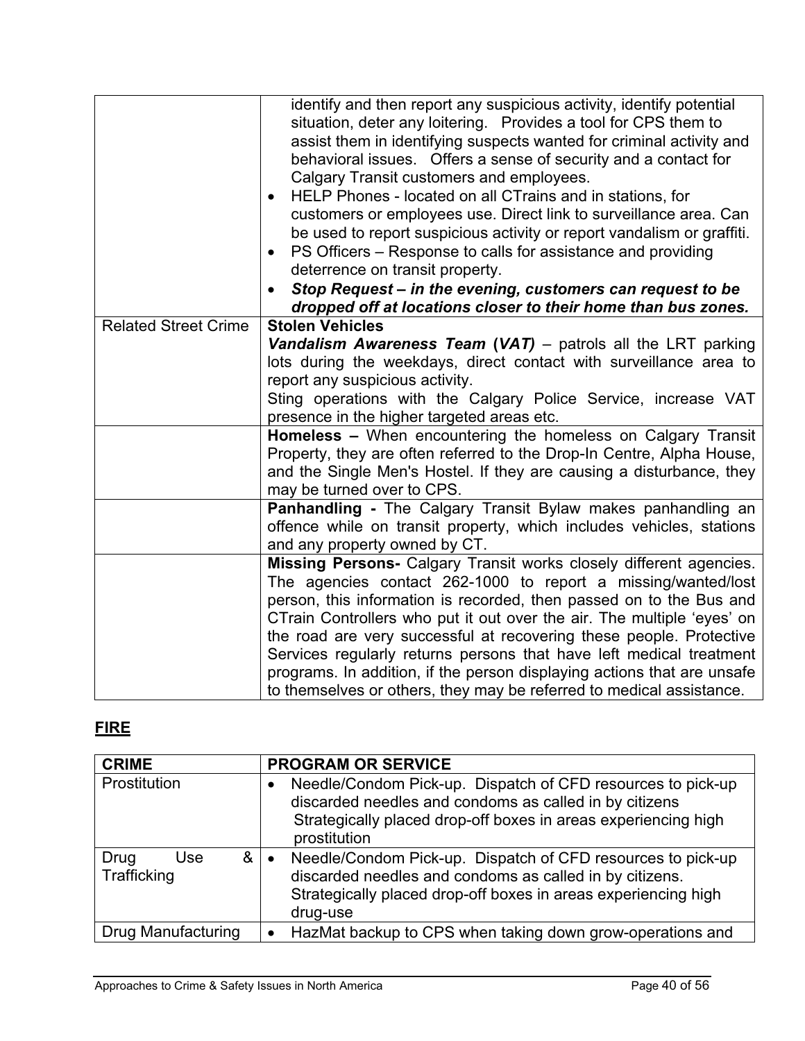| | |
|---|---|
| | identify and then report any suspicious activity, identify potential situation, deter any loitering. Provides a tool for CPS them to assist them in identifying suspects wanted for criminal activity and behavioral issues. Offers a sense of security and a contact for Calgary Transit customers and employees.<br>• HELP Phones - located on all CTrains and in stations, for customers or employees use. Direct link to surveillance area. Can be used to report suspicious activity or report vandalism or graffiti.<br>• PS Officers – Response to calls for assistance and providing deterrence on transit property.<br>• ***Stop Request – in the evening, customers can request to be dropped off at locations closer to their home than bus zones.*** |
| Related Street Crime | **Stolen Vehicles**<br>***Vandalism Awareness Team*** **(*VAT)*** – patrols all the LRT parking lots during the weekdays, direct contact with surveillance area to report any suspicious activity.<br>Sting operations with the Calgary Police Service, increase VAT presence in the higher targeted areas etc. |
| | **Homeless –** When encountering the homeless on Calgary Transit Property, they are often referred to the Drop-In Centre, Alpha House, and the Single Men's Hostel. If they are causing a disturbance, they may be turned over to CPS. |
| | **Panhandling -** The Calgary Transit Bylaw makes panhandling an offence while on transit property, which includes vehicles, stations and any property owned by CT. |
| | **Missing Persons-** Calgary Transit works closely different agencies. The agencies contact 262-1000 to report a missing/wanted/lost person, this information is recorded, then passed on to the Bus and CTrain Controllers who put it out over the air. The multiple 'eyes' on the road are very successful at recovering these people. Protective Services regularly returns persons that have left medical treatment programs. In addition, if the person displaying actions that are unsafe to themselves or others, they may be referred to medical assistance. |

## FIRE

| CRIME | PROGRAM OR SERVICE |
|---|---|
| Prostitution | • Needle/Condom Pick-up. Dispatch of CFD resources to pick-up discarded needles and condoms as called in by citizens Strategically placed drop-off boxes in areas experiencing high prostitution |
| Drug Use & Trafficking | • Needle/Condom Pick-up. Dispatch of CFD resources to pick-up discarded needles and condoms as called in by citizens. Strategically placed drop-off boxes in areas experiencing high drug-use |
| Drug Manufacturing | • HazMat backup to CPS when taking down grow-operations and |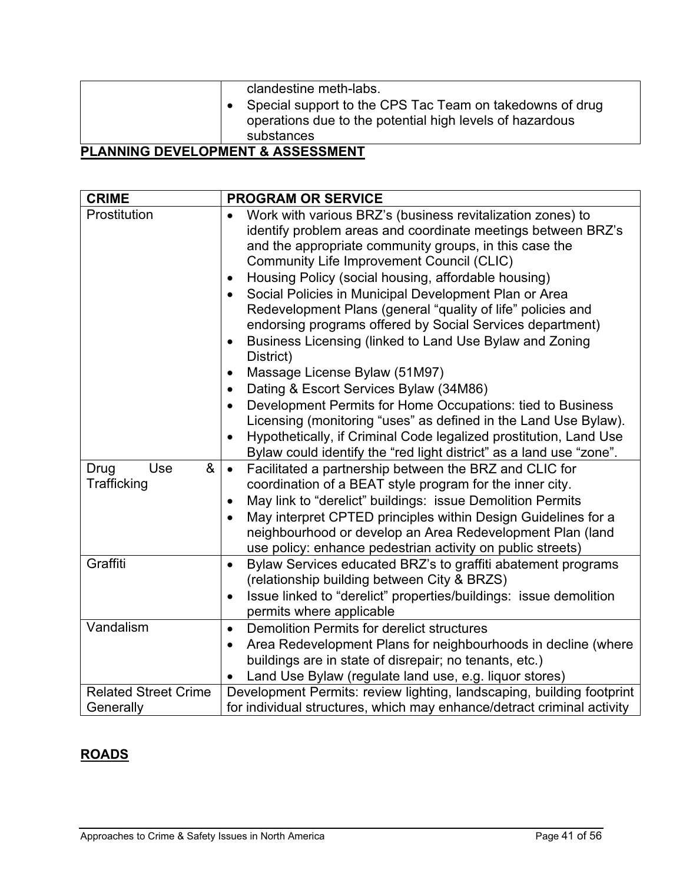| | |
|---|---|
| | clandestine meth-labs.<br>• Special support to the CPS Tac Team on takedowns of drug operations due to the potential high levels of hazardous substances |

## PLANNING DEVELOPMENT & ASSESSMENT

| CRIME | PROGRAM OR SERVICE |
|---|---|
| Prostitution | • Work with various BRZ's (business revitalization zones) to identify problem areas and coordinate meetings between BRZ's and the appropriate community groups, in this case the Community Life Improvement Council (CLIC)<br>• Housing Policy (social housing, affordable housing)<br>• Social Policies in Municipal Development Plan or Area Redevelopment Plans (general "quality of life" policies and endorsing programs offered by Social Services department)<br>• Business Licensing (linked to Land Use Bylaw and Zoning District)<br>• Massage License Bylaw (51M97)<br>• Dating & Escort Services Bylaw (34M86)<br>• Development Permits for Home Occupations: tied to Business Licensing (monitoring "uses" as defined in the Land Use Bylaw).<br>• Hypothetically, if Criminal Code legalized prostitution, Land Use Bylaw could identify the "red light district" as a land use "zone". |
| Drug Use & Trafficking | • Facilitated a partnership between the BRZ and CLIC for coordination of a BEAT style program for the inner city.<br>• May link to "derelict" buildings: issue Demolition Permits<br>• May interpret CPTED principles within Design Guidelines for a neighbourhood or develop an Area Redevelopment Plan (land use policy: enhance pedestrian activity on public streets) |
| Graffiti | • Bylaw Services educated BRZ's to graffiti abatement programs (relationship building between City & BRZS)<br>• Issue linked to "derelict" properties/buildings: issue demolition permits where applicable |
| Vandalism | • Demolition Permits for derelict structures<br>• Area Redevelopment Plans for neighbourhoods in decline (where buildings are in state of disrepair; no tenants, etc.)<br>• Land Use Bylaw (regulate land use, e.g. liquor stores) |
| Related Street Crime Generally | Development Permits: review lighting, landscaping, building footprint for individual structures, which may enhance/detract criminal activity |

## ROADS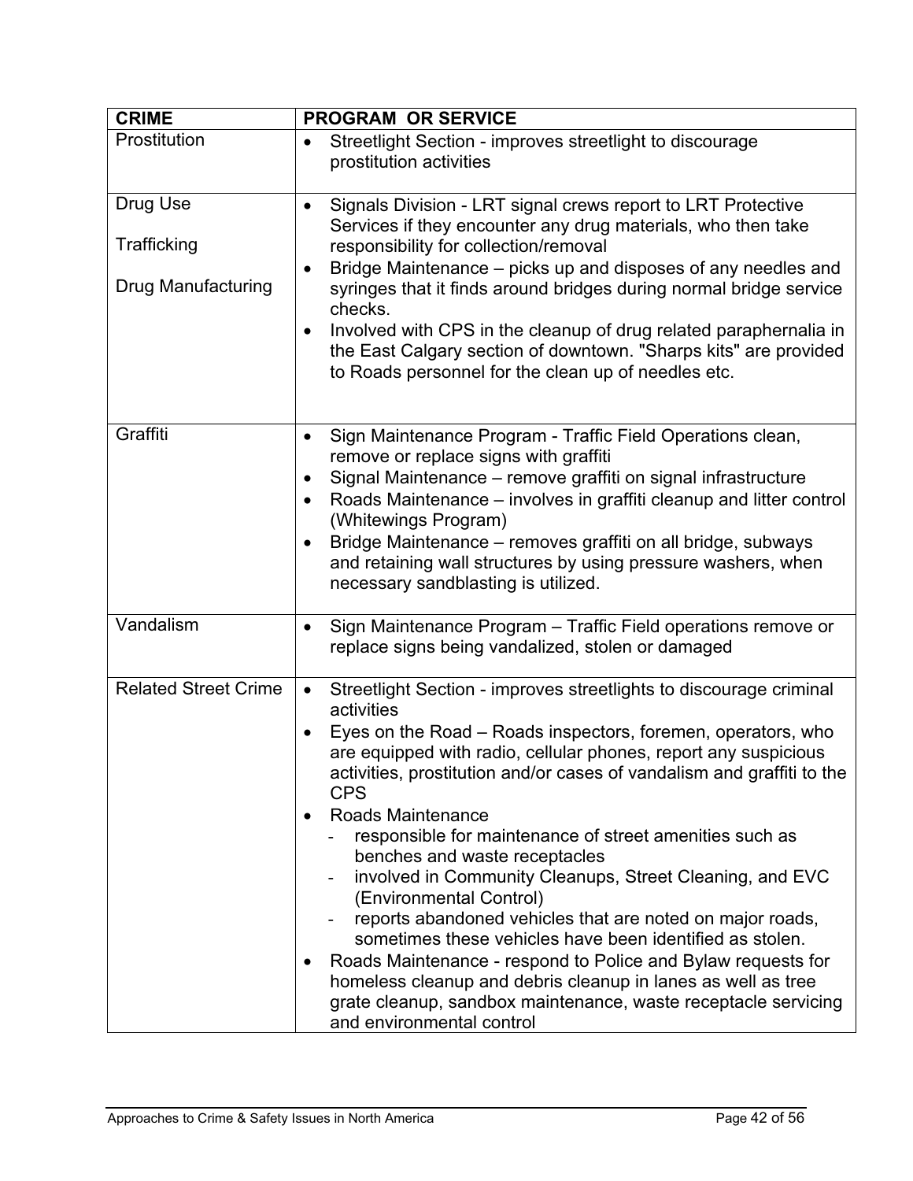| CRIME | PROGRAM OR SERVICE |
|---|---|
| Prostitution | • Streetlight Section - improves streetlight to discourage prostitution activities |
| Drug Use<br><br>Trafficking<br><br>Drug Manufacturing | • Signals Division - LRT signal crews report to LRT Protective Services if they encounter any drug materials, who then take responsibility for collection/removal<br>• Bridge Maintenance – picks up and disposes of any needles and syringes that it finds around bridges during normal bridge service checks.<br>• Involved with CPS in the cleanup of drug related paraphernalia in the East Calgary section of downtown. "Sharps kits" are provided to Roads personnel for the clean up of needles etc. |
| Graffiti | • Sign Maintenance Program - Traffic Field Operations clean, remove or replace signs with graffiti<br>• Signal Maintenance – remove graffiti on signal infrastructure<br>• Roads Maintenance – involves in graffiti cleanup and litter control (Whitewings Program)<br>• Bridge Maintenance – removes graffiti on all bridge, subways and retaining wall structures by using pressure washers, when necessary sandblasting is utilized. |
| Vandalism | • Sign Maintenance Program – Traffic Field operations remove or replace signs being vandalized, stolen or damaged |
| Related Street Crime | • Streetlight Section - improves streetlights to discourage criminal activities<br>• Eyes on the Road – Roads inspectors, foremen, operators, who are equipped with radio, cellular phones, report any suspicious activities, prostitution and/or cases of vandalism and graffiti to the CPS<br>• Roads Maintenance<br>  - responsible for maintenance of street amenities such as benches and waste receptacles<br>  - involved in Community Cleanups, Street Cleaning, and EVC (Environmental Control)<br>  - reports abandoned vehicles that are noted on major roads, sometimes these vehicles have been identified as stolen.<br>• Roads Maintenance - respond to Police and Bylaw requests for homeless cleanup and debris cleanup in lanes as well as tree grate cleanup, sandbox maintenance, waste receptacle servicing and environmental control |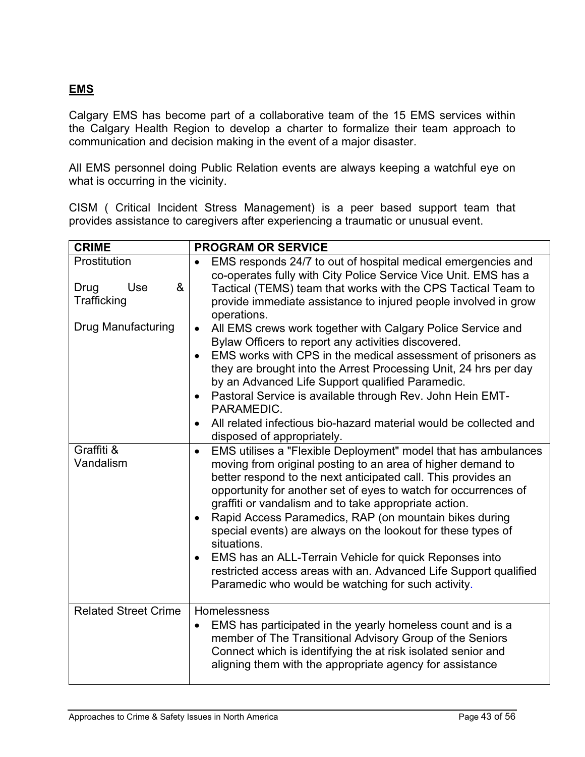## EMS

Calgary EMS has become part of a collaborative team of the 15 EMS services within the Calgary Health Region to develop a charter to formalize their team approach to communication and decision making in the event of a major disaster.

All EMS personnel doing Public Relation events are always keeping a watchful eye on what is occurring in the vicinity.

CISM ( Critical Incident Stress Management) is a peer based support team that provides assistance to caregivers after experiencing a traumatic or unusual event.

| CRIME | PROGRAM OR SERVICE |
|---|---|
| Prostitution<br><br>Drug Use & Trafficking<br><br>Drug Manufacturing | • EMS responds 24/7 to out of hospital medical emergencies and co-operates fully with City Police Service Vice Unit. EMS has a Tactical (TEMS) team that works with the CPS Tactical Team to provide immediate assistance to injured people involved in grow operations.<br>• All EMS crews work together with Calgary Police Service and Bylaw Officers to report any activities discovered.<br>• EMS works with CPS in the medical assessment of prisoners as they are brought into the Arrest Processing Unit, 24 hrs per day by an Advanced Life Support qualified Paramedic.<br>• Pastoral Service is available through Rev. John Hein EMT-PARAMEDIC.<br>• All related infectious bio-hazard material would be collected and disposed of appropriately. |
| Graffiti & Vandalism | • EMS utilises a "Flexible Deployment" model that has ambulances moving from original posting to an area of higher demand to better respond to the next anticipated call. This provides an opportunity for another set of eyes to watch for occurrences of graffiti or vandalism and to take appropriate action.<br>• Rapid Access Paramedics, RAP (on mountain bikes during special events) are always on the lookout for these types of situations.<br>• EMS has an ALL-Terrain Vehicle for quick Reponses into restricted access areas with an. Advanced Life Support qualified Paramedic who would be watching for such activity. |
| Related Street Crime | Homelessness<br>• EMS has participated in the yearly homeless count and is a member of The Transitional Advisory Group of the Seniors Connect which is identifying the at risk isolated senior and aligning them with the appropriate agency for assistance |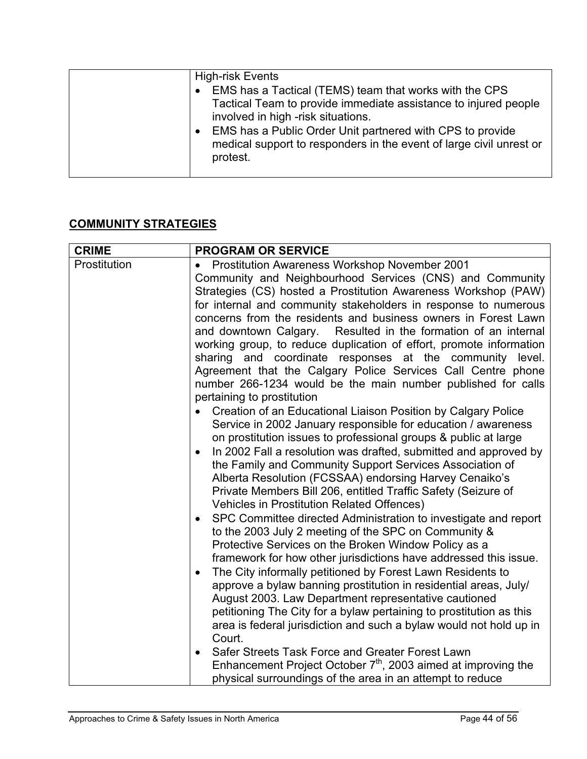| | High-risk Events<br>• EMS has a Tactical (TEMS) team that works with the CPS Tactical Team to provide immediate assistance to injured people involved in high -risk situations.<br>• EMS has a Public Order Unit partnered with CPS to provide medical support to responders in the event of large civil unrest or protest. |
|---|---|

## COMMUNITY STRATEGIES

| CRIME | PROGRAM OR SERVICE |
|---|---|
| Prostitution | • Prostitution Awareness Workshop November 2001<br>Community and Neighbourhood Services (CNS) and Community Strategies (CS) hosted a Prostitution Awareness Workshop (PAW) for internal and community stakeholders in response to numerous concerns from the residents and business owners in Forest Lawn and downtown Calgary. Resulted in the formation of an internal working group, to reduce duplication of effort, promote information sharing and coordinate responses at the community level. Agreement that the Calgary Police Services Call Centre phone number 266-1234 would be the main number published for calls pertaining to prostitution<br>• Creation of an Educational Liaison Position by Calgary Police Service in 2002 January responsible for education / awareness on prostitution issues to professional groups & public at large<br>• In 2002 Fall a resolution was drafted, submitted and approved by the Family and Community Support Services Association of Alberta Resolution (FCSSAA) endorsing Harvey Cenaiko's Private Members Bill 206, entitled Traffic Safety (Seizure of Vehicles in Prostitution Related Offences)<br>• SPC Committee directed Administration to investigate and report to the 2003 July 2 meeting of the SPC on Community & Protective Services on the Broken Window Policy as a framework for how other jurisdictions have addressed this issue.<br>• The City informally petitioned by Forest Lawn Residents to approve a bylaw banning prostitution in residential areas, July/ August 2003. Law Department representative cautioned petitioning The City for a bylaw pertaining to prostitution as this area is federal jurisdiction and such a bylaw would not hold up in Court.<br>• Safer Streets Task Force and Greater Forest Lawn Enhancement Project October 7th, 2003 aimed at improving the physical surroundings of the area in an attempt to reduce |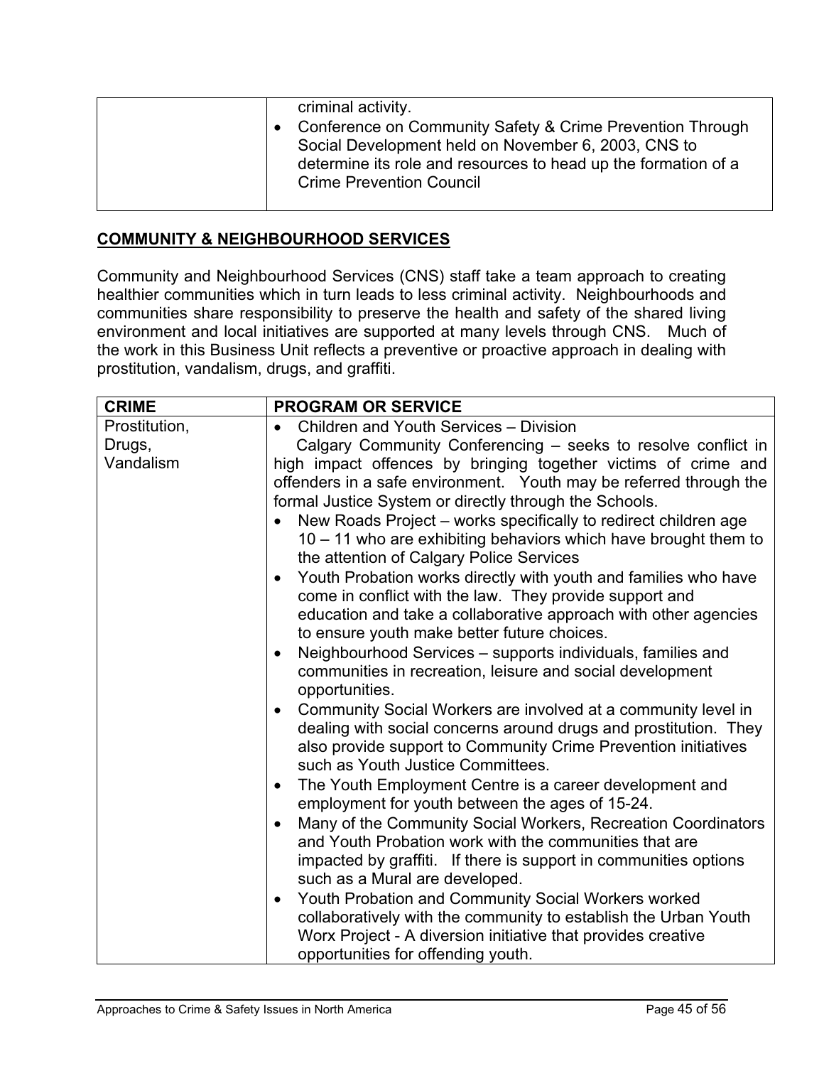| | |
|---|---|
| | criminal activity.<br>• Conference on Community Safety & Crime Prevention Through Social Development held on November 6, 2003, CNS to determine its role and resources to head up the formation of a Crime Prevention Council |

## COMMUNITY & NEIGHBOURHOOD SERVICES

Community and Neighbourhood Services (CNS) staff take a team approach to creating healthier communities which in turn leads to less criminal activity. Neighbourhoods and communities share responsibility to preserve the health and safety of the shared living environment and local initiatives are supported at many levels through CNS. Much of the work in this Business Unit reflects a preventive or proactive approach in dealing with prostitution, vandalism, drugs, and graffiti.

| CRIME | PROGRAM OR SERVICE |
|---|---|
| Prostitution,<br>Drugs,<br>Vandalism | • Children and Youth Services – Division<br>Calgary Community Conferencing – seeks to resolve conflict in high impact offences by bringing together victims of crime and offenders in a safe environment. Youth may be referred through the formal Justice System or directly through the Schools.<br>• New Roads Project – works specifically to redirect children age 10 – 11 who are exhibiting behaviors which have brought them to the attention of Calgary Police Services<br>• Youth Probation works directly with youth and families who have come in conflict with the law. They provide support and education and take a collaborative approach with other agencies to ensure youth make better future choices.<br>• Neighbourhood Services – supports individuals, families and communities in recreation, leisure and social development opportunities.<br>• Community Social Workers are involved at a community level in dealing with social concerns around drugs and prostitution. They also provide support to Community Crime Prevention initiatives such as Youth Justice Committees.<br>• The Youth Employment Centre is a career development and employment for youth between the ages of 15-24.<br>• Many of the Community Social Workers, Recreation Coordinators and Youth Probation work with the communities that are impacted by graffiti. If there is support in communities options such as a Mural are developed.<br>• Youth Probation and Community Social Workers worked collaboratively with the community to establish the Urban Youth Worx Project - A diversion initiative that provides creative opportunities for offending youth. |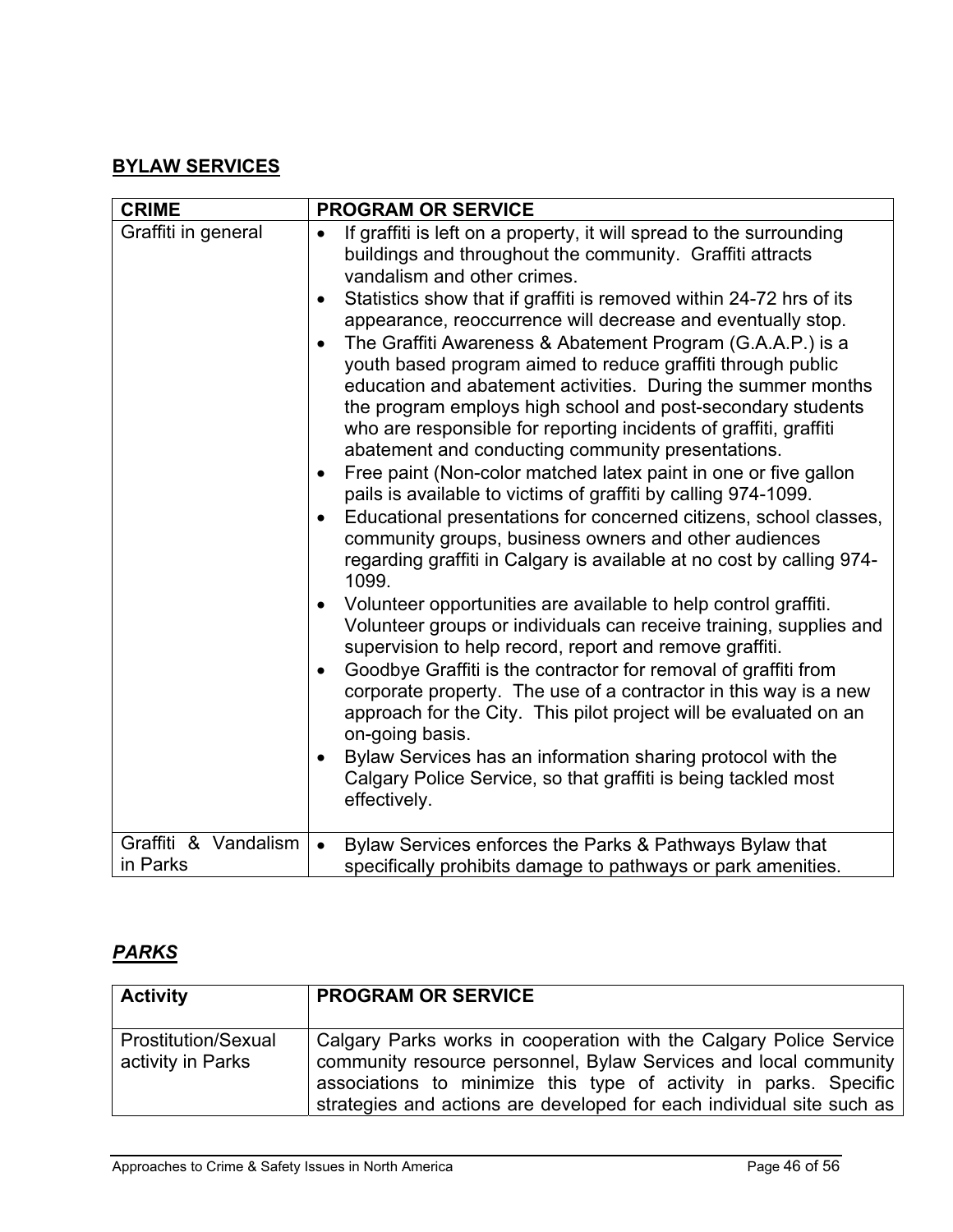## BYLAW SERVICES

| CRIME | PROGRAM OR SERVICE |
|---|---|
| Graffiti in general | • If graffiti is left on a property, it will spread to the surrounding buildings and throughout the community. Graffiti attracts vandalism and other crimes.<br>• Statistics show that if graffiti is removed within 24-72 hrs of its appearance, reoccurrence will decrease and eventually stop.<br>• The Graffiti Awareness & Abatement Program (G.A.A.P.) is a youth based program aimed to reduce graffiti through public education and abatement activities. During the summer months the program employs high school and post-secondary students who are responsible for reporting incidents of graffiti, graffiti abatement and conducting community presentations.<br>• Free paint (Non-color matched latex paint in one or five gallon pails is available to victims of graffiti by calling 974-1099.<br>• Educational presentations for concerned citizens, school classes, community groups, business owners and other audiences regarding graffiti in Calgary is available at no cost by calling 974-1099.<br>• Volunteer opportunities are available to help control graffiti. Volunteer groups or individuals can receive training, supplies and supervision to help record, report and remove graffiti.<br>• Goodbye Graffiti is the contractor for removal of graffiti from corporate property. The use of a contractor in this way is a new approach for the City. This pilot project will be evaluated on an on-going basis.<br>• Bylaw Services has an information sharing protocol with the Calgary Police Service, so that graffiti is being tackled most effectively. |
| Graffiti & Vandalism in Parks | • Bylaw Services enforces the Parks & Pathways Bylaw that specifically prohibits damage to pathways or park amenities. |

## *PARKS*

| Activity | PROGRAM OR SERVICE |
|---|---|
| Prostitution/Sexual activity in Parks | Calgary Parks works in cooperation with the Calgary Police Service community resource personnel, Bylaw Services and local community associations to minimize this type of activity in parks. Specific strategies and actions are developed for each individual site such as |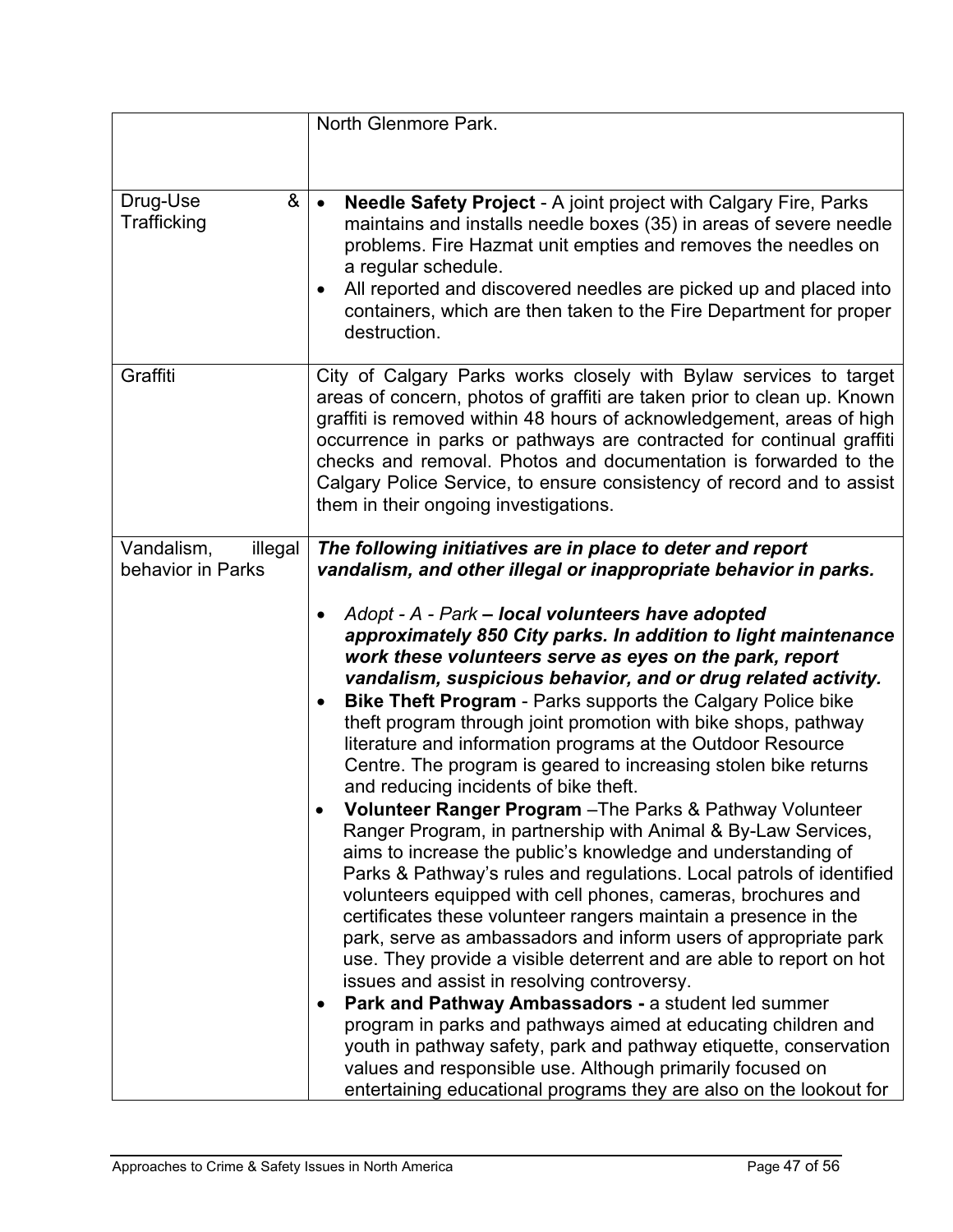| | |
|---|---|
| | North Glenmore Park. |
| Drug-Use & Trafficking | • **Needle Safety Project** - A joint project with Calgary Fire, Parks maintains and installs needle boxes (35) in areas of severe needle problems. Fire Hazmat unit empties and removes the needles on a regular schedule.<br>• All reported and discovered needles are picked up and placed into containers, which are then taken to the Fire Department for proper destruction. |
| Graffiti | City of Calgary Parks works closely with Bylaw services to target areas of concern, photos of graffiti are taken prior to clean up. Known graffiti is removed within 48 hours of acknowledgement, areas of high occurrence in parks or pathways are contracted for continual graffiti checks and removal. Photos and documentation is forwarded to the Calgary Police Service, to ensure consistency of record and to assist them in their ongoing investigations. |
| Vandalism, illegal behavior in Parks | ***The following initiatives are in place to deter and report vandalism, and other illegal or inappropriate behavior in parks.***<br><br>• *Adopt - A - Park* ***– local volunteers have adopted approximately 850 City parks. In addition to light maintenance work these volunteers serve as eyes on the park, report vandalism, suspicious behavior, and or drug related activity.***<br>• **Bike Theft Program** - Parks supports the Calgary Police bike theft program through joint promotion with bike shops, pathway literature and information programs at the Outdoor Resource Centre. The program is geared to increasing stolen bike returns and reducing incidents of bike theft.<br>• **Volunteer Ranger Program** –The Parks & Pathway Volunteer Ranger Program, in partnership with Animal & By-Law Services, aims to increase the public's knowledge and understanding of Parks & Pathway's rules and regulations. Local patrols of identified volunteers equipped with cell phones, cameras, brochures and certificates these volunteer rangers maintain a presence in the park, serve as ambassadors and inform users of appropriate park use. They provide a visible deterrent and are able to report on hot issues and assist in resolving controversy.<br>• **Park and Pathway Ambassadors -** a student led summer program in parks and pathways aimed at educating children and youth in pathway safety, park and pathway etiquette, conservation values and responsible use. Although primarily focused on entertaining educational programs they are also on the lookout for |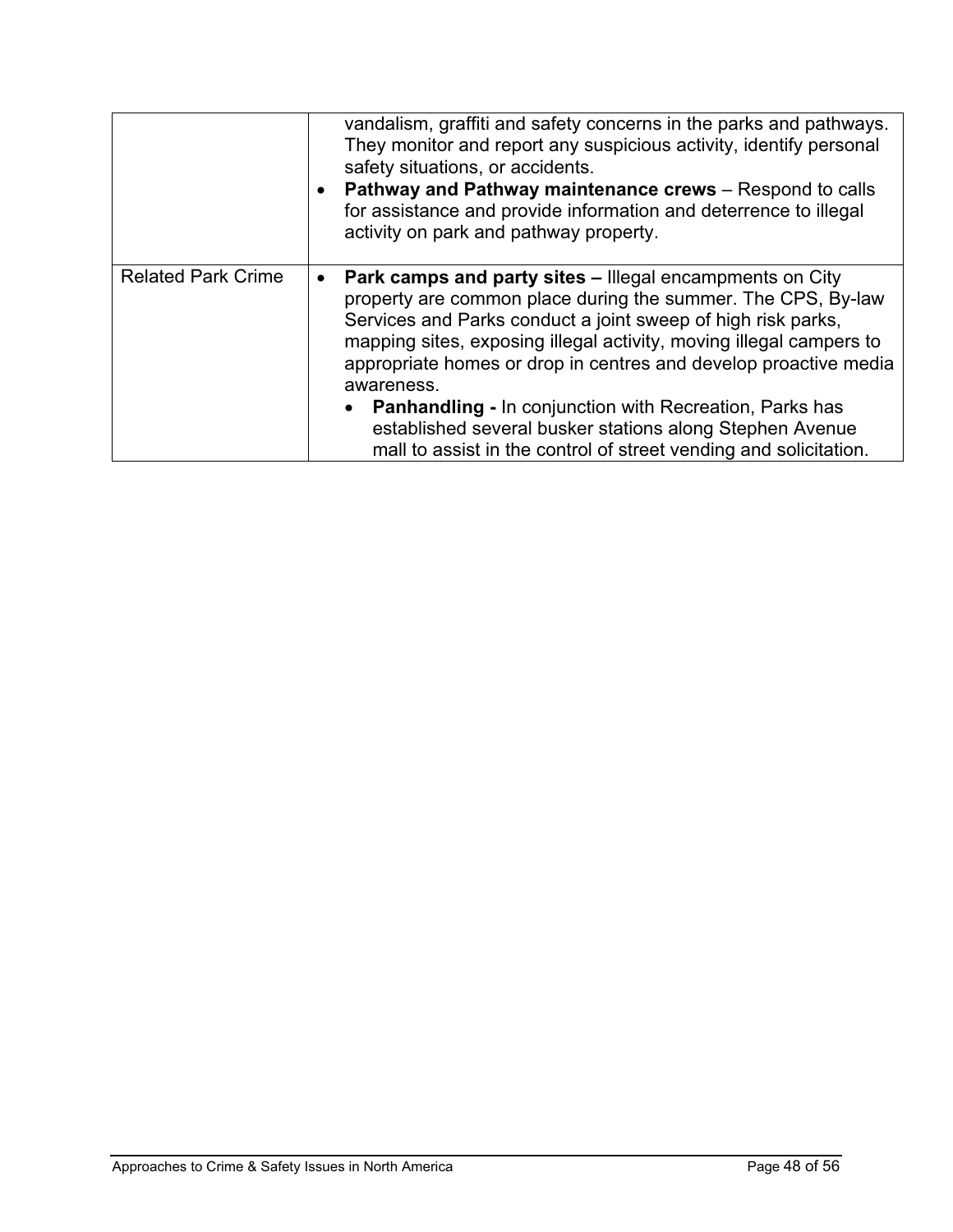| | |
|---|---|
| | vandalism, graffiti and safety concerns in the parks and pathways. They monitor and report any suspicious activity, identify personal safety situations, or accidents.<br>• **Pathway and Pathway maintenance crews** – Respond to calls for assistance and provide information and deterrence to illegal activity on park and pathway property. |
| Related Park Crime | • **Park camps and party sites –** Illegal encampments on City property are common place during the summer. The CPS, By-law Services and Parks conduct a joint sweep of high risk parks, mapping sites, exposing illegal activity, moving illegal campers to appropriate homes or drop in centres and develop proactive media awareness.<br>• **Panhandling -** In conjunction with Recreation, Parks has established several busker stations along Stephen Avenue mall to assist in the control of street vending and solicitation. |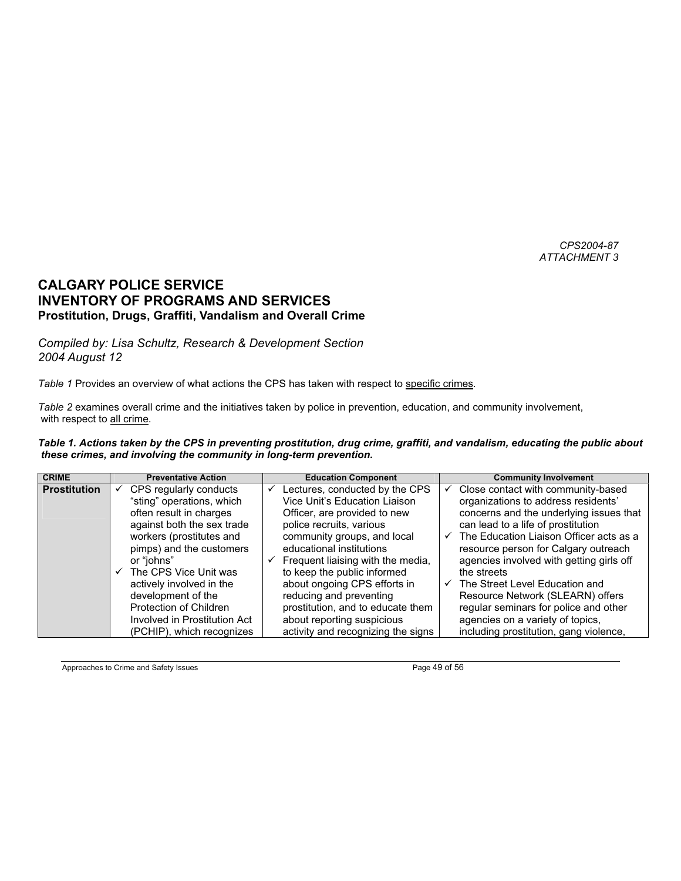*CPS2004-87*
*ATTACHMENT 3*

# CALGARY POLICE SERVICE
# INVENTORY OF PROGRAMS AND SERVICES
### Prostitution, Drugs, Graffiti, Vandalism and Overall Crime

*Compiled by: Lisa Schultz, Research & Development Section*
*2004 August 12*

*Table 1* Provides an overview of what actions the CPS has taken with respect to specific crimes.

*Table 2* examines overall crime and the initiatives taken by police in prevention, education, and community involvement, with respect to all crime.

***Table 1. Actions taken by the CPS in preventing prostitution, drug crime, graffiti, and vandalism, educating the public about these crimes, and involving the community in long-term prevention.***

| CRIME | Preventative Action | Education Component | Community Involvement |
|---|---|---|---|
| **Prostitution** | ✓ CPS regularly conducts "sting" operations, which often result in charges against both the sex trade workers (prostitutes and pimps) and the customers or "johns"<br>✓ The CPS Vice Unit was actively involved in the development of the Protection of Children Involved in Prostitution Act (PCHIP), which recognizes | ✓ Lectures, conducted by the CPS Vice Unit's Education Liaison Officer, are provided to new police recruits, various community groups, and local educational institutions<br>✓ Frequent liaising with the media, to keep the public informed about ongoing CPS efforts in reducing and preventing prostitution, and to educate them about reporting suspicious activity and recognizing the signs | ✓ Close contact with community-based organizations to address residents' concerns and the underlying issues that can lead to a life of prostitution<br>✓ The Education Liaison Officer acts as a resource person for Calgary outreach agencies involved with getting girls off the streets<br>✓ The Street Level Education and Resource Network (SLEARN) offers regular seminars for police and other agencies on a variety of topics, including prostitution, gang violence, |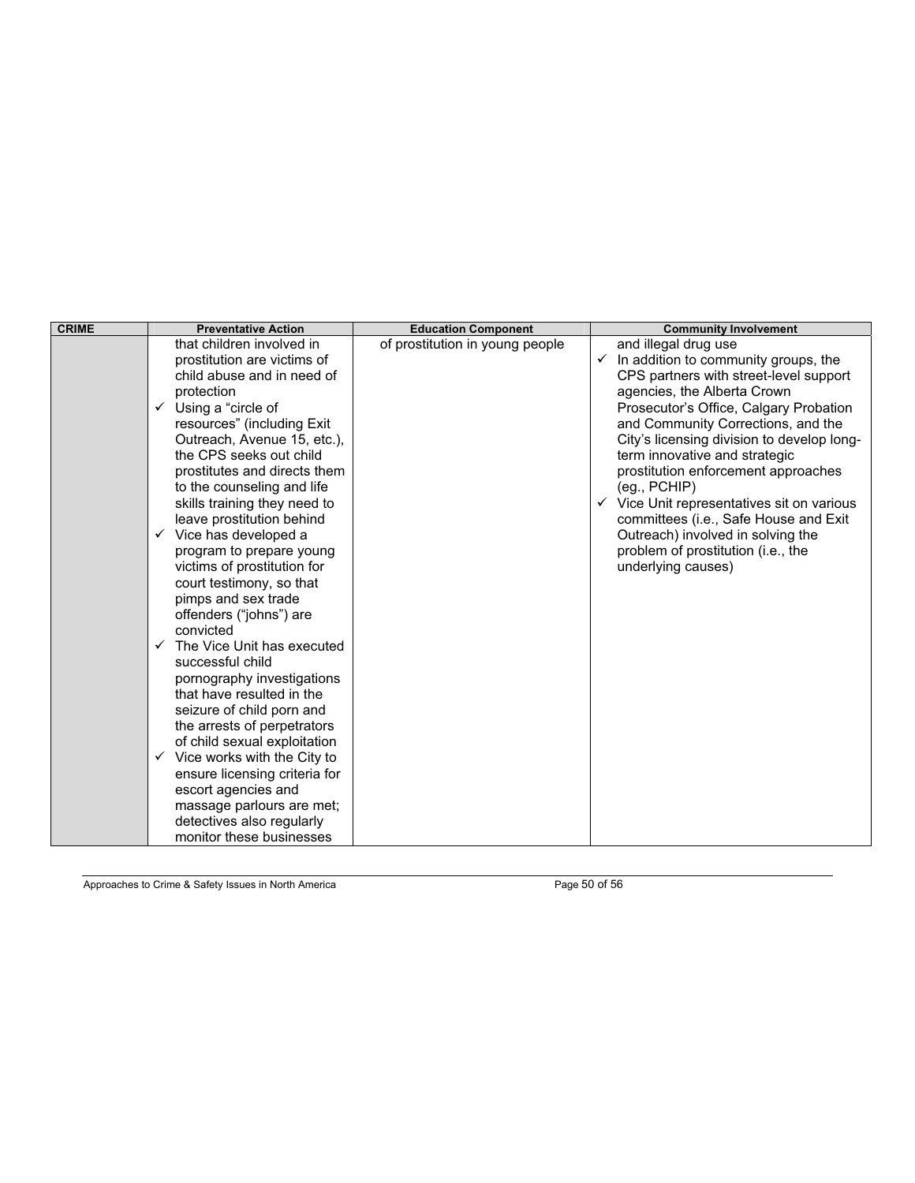| CRIME | Preventative Action | Education Component | Community Involvement |
|---|---|---|---|
| | that children involved in prostitution are victims of child abuse and in need of protection<br>✓ Using a "circle of resources" (including Exit Outreach, Avenue 15, etc.), the CPS seeks out child prostitutes and directs them to the counseling and life skills training they need to leave prostitution behind<br>✓ Vice has developed a program to prepare young victims of prostitution for court testimony, so that pimps and sex trade offenders ("johns") are convicted<br>✓ The Vice Unit has executed successful child pornography investigations that have resulted in the seizure of child porn and the arrests of perpetrators of child sexual exploitation<br>✓ Vice works with the City to ensure licensing criteria for escort agencies and massage parlours are met; detectives also regularly monitor these businesses | of prostitution in young people | and illegal drug use<br>✓ In addition to community groups, the CPS partners with street-level support agencies, the Alberta Crown Prosecutor's Office, Calgary Probation and Community Corrections, and the City's licensing division to develop long-term innovative and strategic prostitution enforcement approaches (eg., PCHIP)<br>✓ Vice Unit representatives sit on various committees (i.e., Safe House and Exit Outreach) involved in solving the problem of prostitution (i.e., the underlying causes) |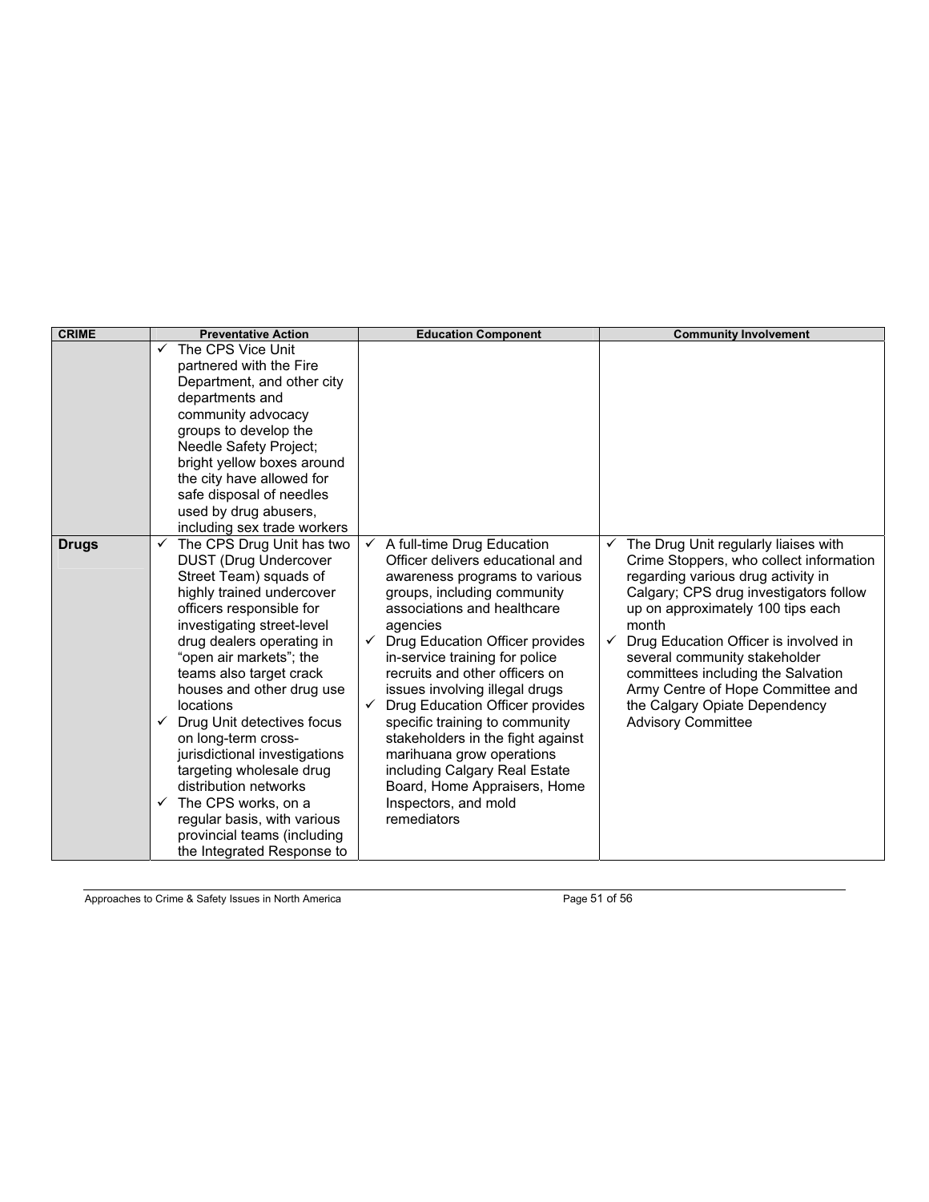| CRIME | Preventative Action | Education Component | Community Involvement |
|---|---|---|---|
| | ✓ The CPS Vice Unit partnered with the Fire Department, and other city departments and community advocacy groups to develop the Needle Safety Project; bright yellow boxes around the city have allowed for safe disposal of needles used by drug abusers, including sex trade workers | | |
| **Drugs** | ✓ The CPS Drug Unit has two DUST (Drug Undercover Street Team) squads of highly trained undercover officers responsible for investigating street-level drug dealers operating in "open air markets"; the teams also target crack houses and other drug use locations<br>✓ Drug Unit detectives focus on long-term cross-jurisdictional investigations targeting wholesale drug distribution networks<br>✓ The CPS works, on a regular basis, with various provincial teams (including the Integrated Response to | ✓ A full-time Drug Education Officer delivers educational and awareness programs to various groups, including community associations and healthcare agencies<br>✓ Drug Education Officer provides in-service training for police recruits and other officers on issues involving illegal drugs<br>✓ Drug Education Officer provides specific training to community stakeholders in the fight against marihuana grow operations including Calgary Real Estate Board, Home Appraisers, Home Inspectors, and mold remediators | ✓ The Drug Unit regularly liaises with Crime Stoppers, who collect information regarding various drug activity in Calgary; CPS drug investigators follow up on approximately 100 tips each month<br>✓ Drug Education Officer is involved in several community stakeholder committees including the Salvation Army Centre of Hope Committee and the Calgary Opiate Dependency Advisory Committee |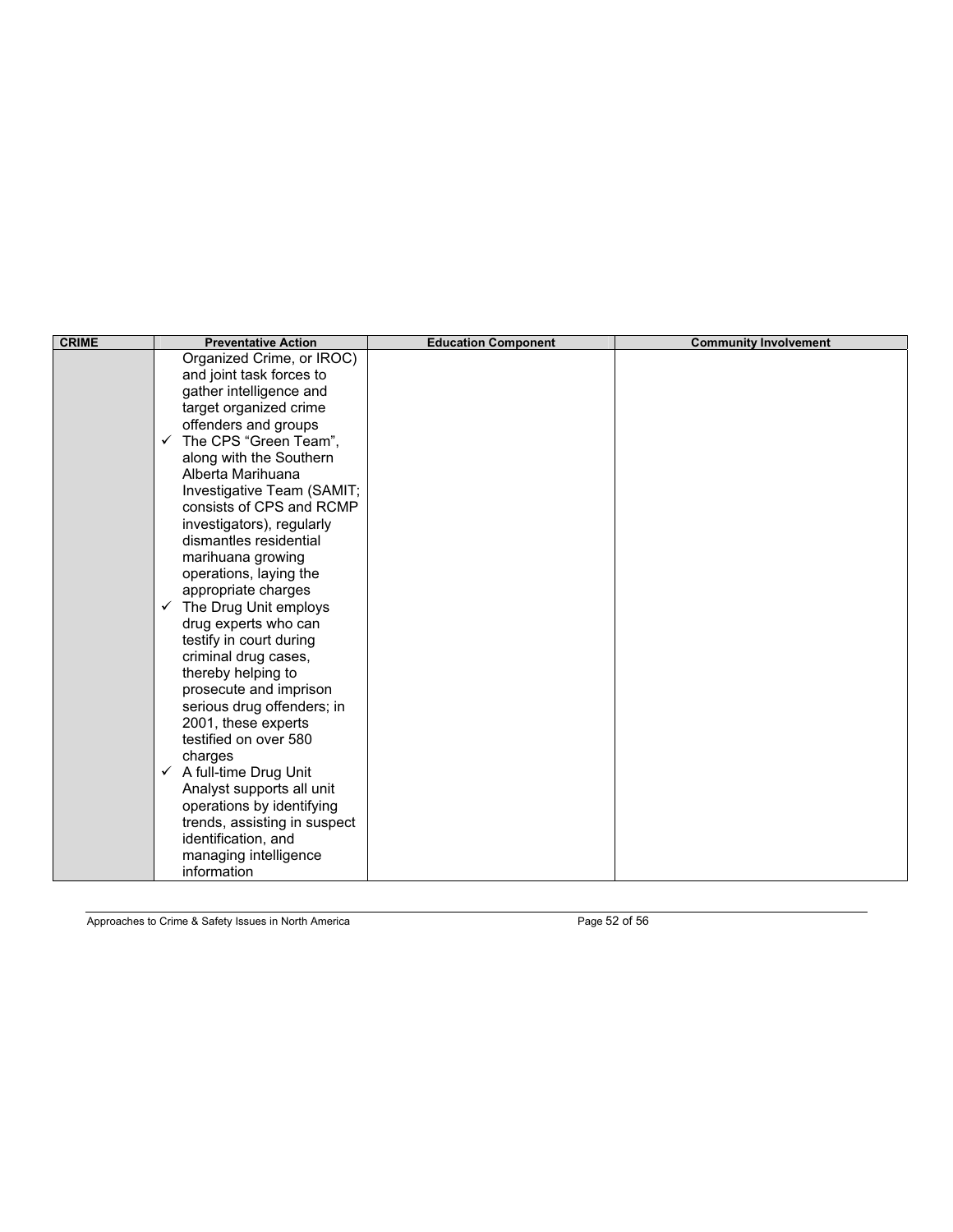| CRIME | Preventative Action | Education Component | Community Involvement |
|---|---|---|---|
| | Organized Crime, or IROC) and joint task forces to gather intelligence and target organized crime offenders and groups<br>✓ The CPS "Green Team", along with the Southern Alberta Marihuana Investigative Team (SAMIT; consists of CPS and RCMP investigators), regularly dismantles residential marihuana growing operations, laying the appropriate charges<br>✓ The Drug Unit employs drug experts who can testify in court during criminal drug cases, thereby helping to prosecute and imprison serious drug offenders; in 2001, these experts testified on over 580 charges<br>✓ A full-time Drug Unit Analyst supports all unit operations by identifying trends, assisting in suspect identification, and managing intelligence information | | |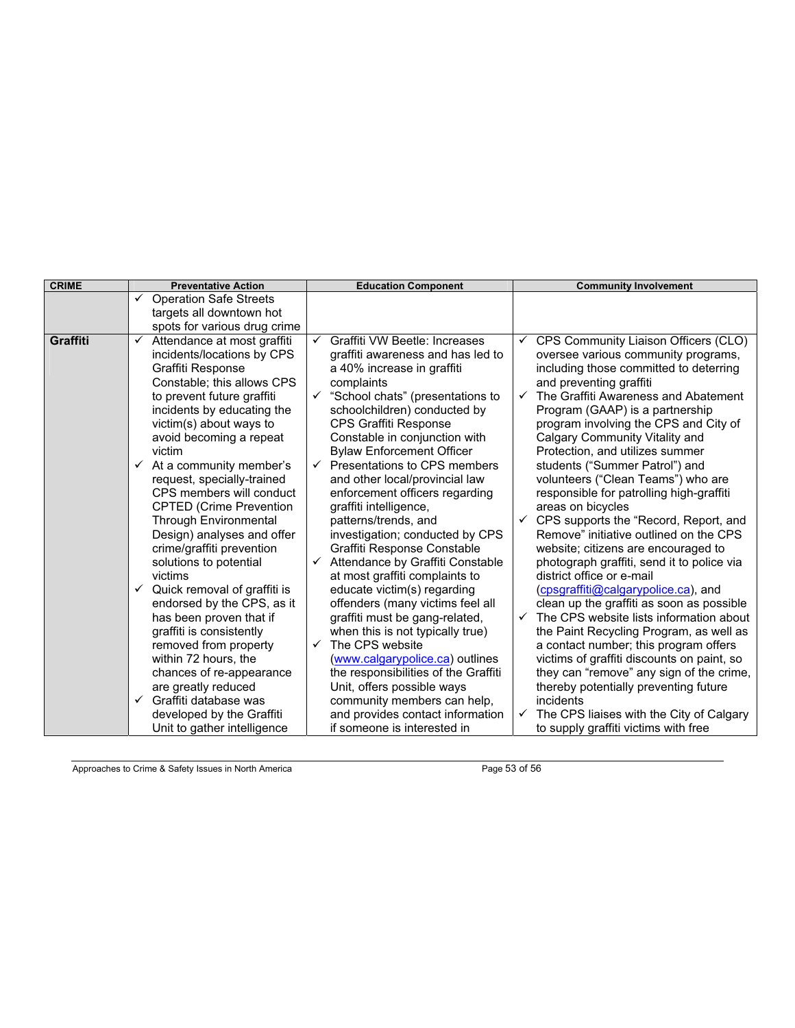| CRIME | Preventative Action | Education Component | Community Involvement |
|---|---|---|---|
| | ✓ Operation Safe Streets targets all downtown hot spots for various drug crime | | |
| **Graffiti** | ✓ Attendance at most graffiti incidents/locations by CPS Graffiti Response Constable; this allows CPS to prevent future graffiti incidents by educating the victim(s) about ways to avoid becoming a repeat victim<br>✓ At a community member's request, specially-trained CPS members will conduct CPTED (Crime Prevention Through Environmental Design) analyses and offer crime/graffiti prevention solutions to potential victims<br>✓ Quick removal of graffiti is endorsed by the CPS, as it has been proven that if graffiti is consistently removed from property within 72 hours, the chances of re-appearance are greatly reduced<br>✓ Graffiti database was developed by the Graffiti Unit to gather intelligence | ✓ Graffiti VW Beetle: Increases graffiti awareness and has led to a 40% increase in graffiti complaints<br>✓ "School chats" (presentations to schoolchildren) conducted by CPS Graffiti Response Constable in conjunction with Bylaw Enforcement Officer<br>✓ Presentations to CPS members and other local/provincial law enforcement officers regarding graffiti intelligence, patterns/trends, and investigation; conducted by CPS Graffiti Response Constable<br>✓ Attendance by Graffiti Constable at most graffiti complaints to educate victim(s) regarding offenders (many victims feel all graffiti must be gang-related, when this is not typically true)<br>✓ The CPS website (www.calgarypolice.ca) outlines the responsibilities of the Graffiti Unit, offers possible ways community members can help, and provides contact information if someone is interested in | ✓ CPS Community Liaison Officers (CLO) oversee various community programs, including those committed to deterring and preventing graffiti<br>✓ The Graffiti Awareness and Abatement Program (GAAP) is a partnership program involving the CPS and City of Calgary Community Vitality and Protection, and utilizes summer students ("Summer Patrol") and volunteers ("Clean Teams") who are responsible for patrolling high-graffiti areas on bicycles<br>✓ CPS supports the "Record, Report, and Remove" initiative outlined on the CPS website; citizens are encouraged to photograph graffiti, send it to police via district office or e-mail (cpsgraffiti@calgarypolice.ca), and clean up the graffiti as soon as possible<br>✓ The CPS website lists information about the Paint Recycling Program, as well as a contact number; this program offers victims of graffiti discounts on paint, so they can "remove" any sign of the crime, thereby potentially preventing future incidents<br>✓ The CPS liaises with the City of Calgary to supply graffiti victims with free |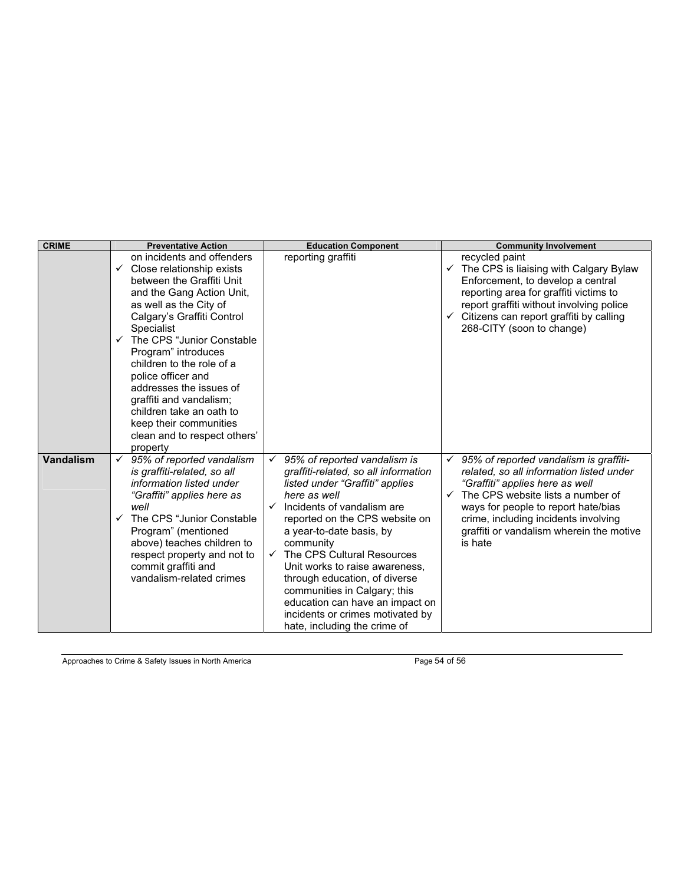| CRIME | Preventative Action | Education Component | Community Involvement |
|---|---|---|---|
| | on incidents and offenders<br>✓ Close relationship exists between the Graffiti Unit and the Gang Action Unit, as well as the City of Calgary's Graffiti Control Specialist<br>✓ The CPS "Junior Constable Program" introduces children to the role of a police officer and addresses the issues of graffiti and vandalism; children take an oath to keep their communities clean and to respect others' property | reporting graffiti | recycled paint<br>✓ The CPS is liaising with Calgary Bylaw Enforcement, to develop a central reporting area for graffiti victims to report graffiti without involving police<br>✓ Citizens can report graffiti by calling 268-CITY (soon to change) |
| **Vandalism** | ✓ *95% of reported vandalism is graffiti-related, so all information listed under "Graffiti" applies here as well*<br>✓ The CPS "Junior Constable Program" (mentioned above) teaches children to respect property and not to commit graffiti and vandalism-related crimes | ✓ *95% of reported vandalism is graffiti-related, so all information listed under "Graffiti" applies here as well*<br>✓ Incidents of vandalism are reported on the CPS website on a year-to-date basis, by community<br>✓ The CPS Cultural Resources Unit works to raise awareness, through education, of diverse communities in Calgary; this education can have an impact on incidents or crimes motivated by hate, including the crime of | ✓ *95% of reported vandalism is graffiti-related, so all information listed under "Graffiti" applies here as well*<br>✓ The CPS website lists a number of ways for people to report hate/bias crime, including incidents involving graffiti or vandalism wherein the motive is hate |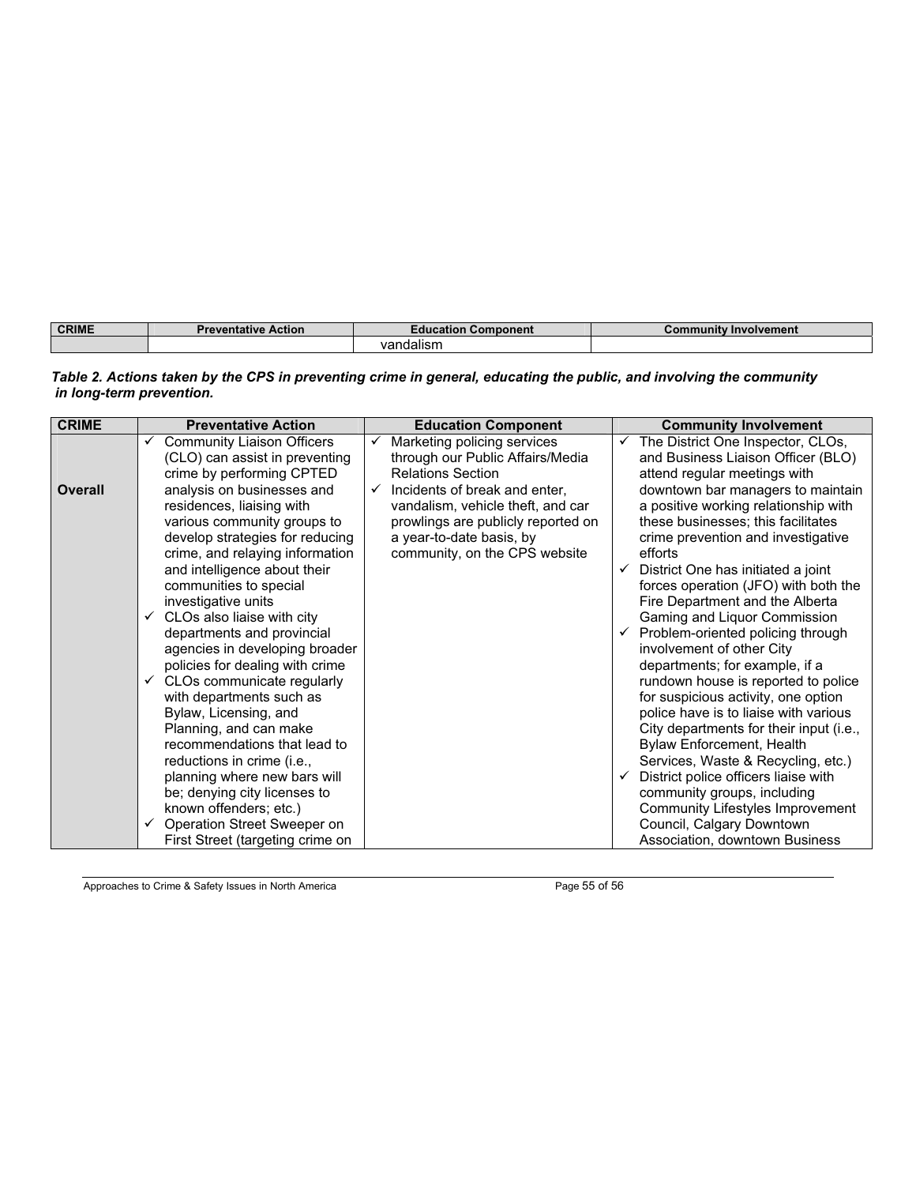| CRIME | Preventative Action | Education Component | Community Involvement |
|---|---|---|---|
| | | vandalism | |

***Table 2. Actions taken by the CPS in preventing crime in general, educating the public, and involving the community in long-term prevention.***

| CRIME | Preventative Action | Education Component | Community Involvement |
|---|---|---|---|
| **Overall** | ✓ Community Liaison Officers (CLO) can assist in preventing crime by performing CPTED analysis on businesses and residences, liaising with various community groups to develop strategies for reducing crime, and relaying information and intelligence about their communities to special investigative units<br>✓ CLOs also liaise with city departments and provincial agencies in developing broader policies for dealing with crime<br>✓ CLOs communicate regularly with departments such as Bylaw, Licensing, and Planning, and can make recommendations that lead to reductions in crime (i.e., planning where new bars will be; denying city licenses to known offenders; etc.)<br>✓ Operation Street Sweeper on First Street (targeting crime on | ✓ Marketing policing services through our Public Affairs/Media Relations Section<br>✓ Incidents of break and enter, vandalism, vehicle theft, and car prowlings are publicly reported on a year-to-date basis, by community, on the CPS website | ✓ The District One Inspector, CLOs, and Business Liaison Officer (BLO) attend regular meetings with downtown bar managers to maintain a positive working relationship with these businesses; this facilitates crime prevention and investigative efforts<br>✓ District One has initiated a joint forces operation (JFO) with both the Fire Department and the Alberta Gaming and Liquor Commission<br>✓ Problem-oriented policing through involvement of other City departments; for example, if a rundown house is reported to police for suspicious activity, one option police have is to liaise with various City departments for their input (i.e., Bylaw Enforcement, Health Services, Waste & Recycling, etc.)<br>✓ District police officers liaise with community groups, including Community Lifestyles Improvement Council, Calgary Downtown Association, downtown Business |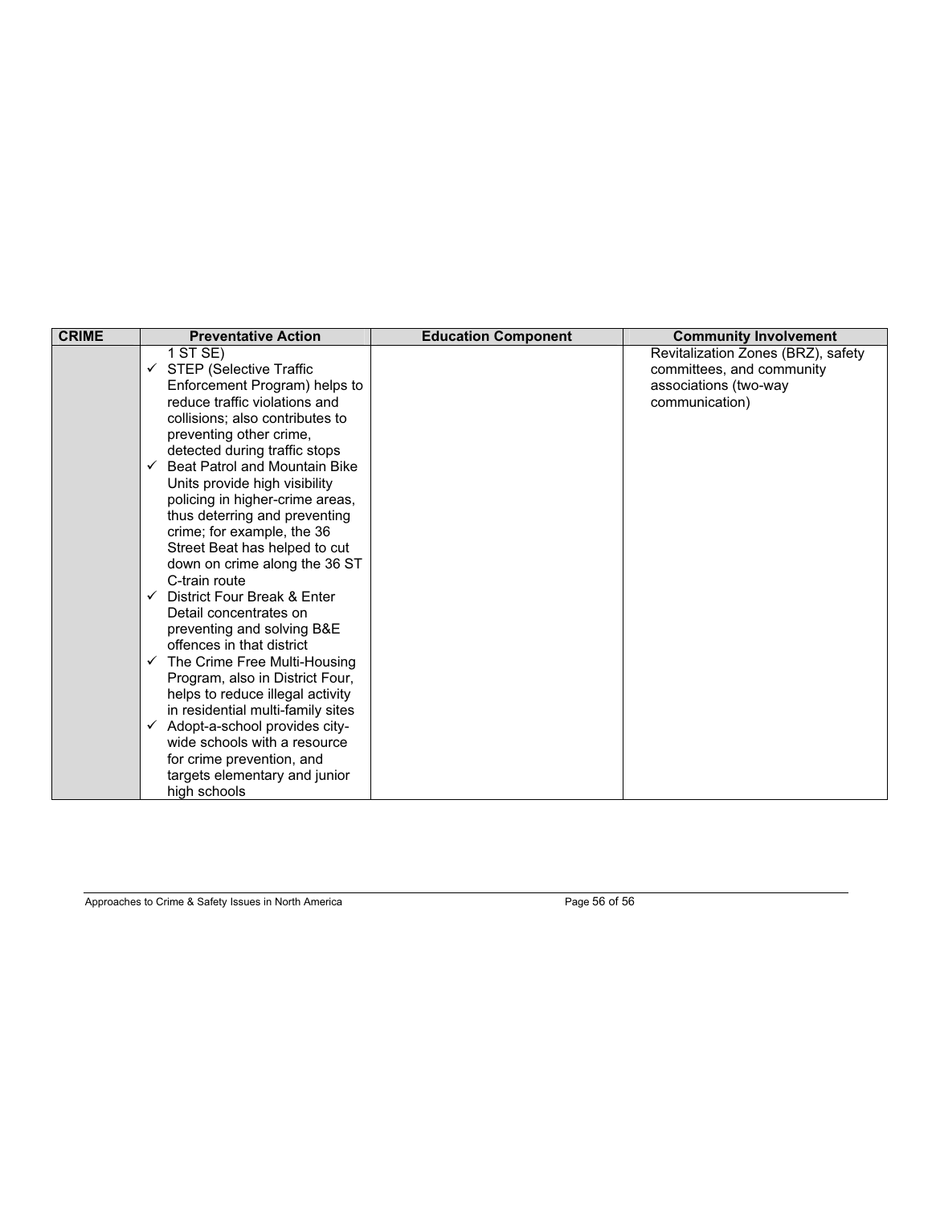| CRIME | Preventative Action | Education Component | Community Involvement |
|---|---|---|---|
| | 1 ST SE)<br>✓ STEP (Selective Traffic Enforcement Program) helps to reduce traffic violations and collisions; also contributes to preventing other crime, detected during traffic stops<br>✓ Beat Patrol and Mountain Bike Units provide high visibility policing in higher-crime areas, thus deterring and preventing crime; for example, the 36 Street Beat has helped to cut down on crime along the 36 ST C-train route<br>✓ District Four Break & Enter Detail concentrates on preventing and solving B&E offences in that district<br>✓ The Crime Free Multi-Housing Program, also in District Four, helps to reduce illegal activity in residential multi-family sites<br>✓ Adopt-a-school provides city-wide schools with a resource for crime prevention, and targets elementary and junior high schools | | Revitalization Zones (BRZ), safety committees, and community associations (two-way communication) |